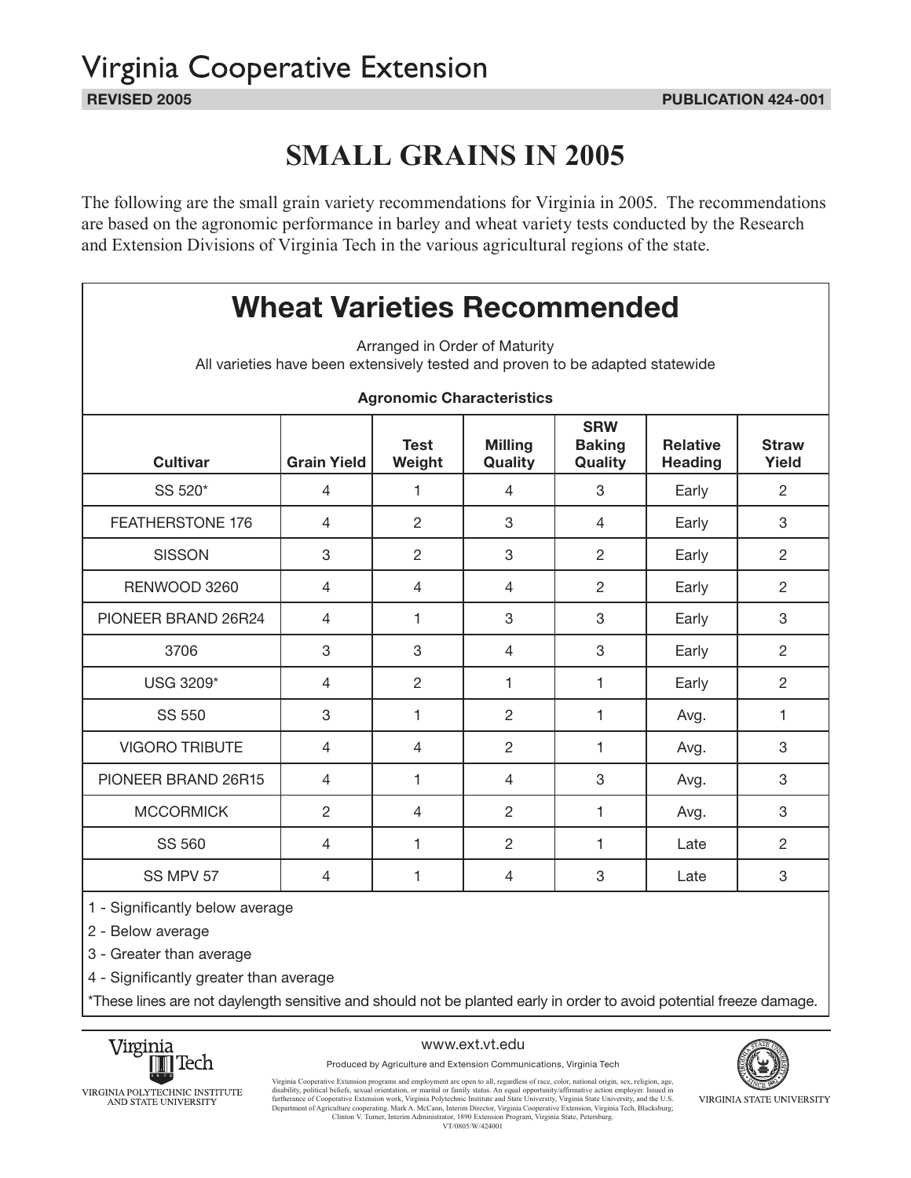# Virginia Cooperative Extension

**REVISED 2005** **PUBLICATION 424-001**

# SMALL GRAINS IN 2005

The following are the small grain variety recommendations for Virginia in 2005. The recommendations are based on the agronomic performance in barley and wheat variety tests conducted by the Research and Extension Divisions of Virginia Tech in the various agricultural regions of the state.

## Wheat Varieties Recommended

Arranged in Order of Maturity
All varieties have been extensively tested and proven to be adapted statewide

**Agronomic Characteristics**

| Cultivar | Grain Yield | Test Weight | Milling Quality | SRW Baking Quality | Relative Heading | Straw Yield |
|---|---|---|---|---|---|---|
| SS 520* | 4 | 1 | 4 | 3 | Early | 2 |
| FEATHERSTONE 176 | 4 | 2 | 3 | 4 | Early | 3 |
| SISSON | 3 | 2 | 3 | 2 | Early | 2 |
| RENWOOD 3260 | 4 | 4 | 4 | 2 | Early | 2 |
| PIONEER BRAND 26R24 | 4 | 1 | 3 | 3 | Early | 3 |
| 3706 | 3 | 3 | 4 | 3 | Early | 2 |
| USG 3209* | 4 | 2 | 1 | 1 | Early | 2 |
| SS 550 | 3 | 1 | 2 | 1 | Avg. | 1 |
| VIGORO TRIBUTE | 4 | 4 | 2 | 1 | Avg. | 3 |
| PIONEER BRAND 26R15 | 4 | 1 | 4 | 3 | Avg. | 3 |
| MCCORMICK | 2 | 4 | 2 | 1 | Avg. | 3 |
| SS 560 | 4 | 1 | 2 | 1 | Late | 2 |
| SS MPV 57 | 4 | 1 | 4 | 3 | Late | 3 |

1 - Significantly below average

2 - Below average

3 - Greater than average

4 - Significantly greater than average

*These lines are not daylength sensitive and should not be planted early in order to avoid potential freeze damage.

Virginia Tech — VIRGINIA POLYTECHNIC INSTITUTE AND STATE UNIVERSITY

www.ext.vt.edu

Produced by Agriculture and Extension Communications, Virginia Tech

Virginia Cooperative Extension programs and employment are open to all, regardless of race, color, national origin, sex, religion, age, disability, political beliefs, sexual orientation, or marital or family status. An equal opportunity/affirmative action employer. Issued in furtherance of Cooperative Extension work, Virginia Polytechnic Institute and State University, Virginia State University, and the U.S. Department of Agriculture cooperating. Mark A. McCann, Interim Director, Virginia Cooperative Extension, Virginia Tech, Blacksburg; Clinton V. Turner, Interim Administrator, 1890 Extension Program, Virginia State, Petersburg.
VT/0805/W/424001

VIRGINIA STATE UNIVERSITY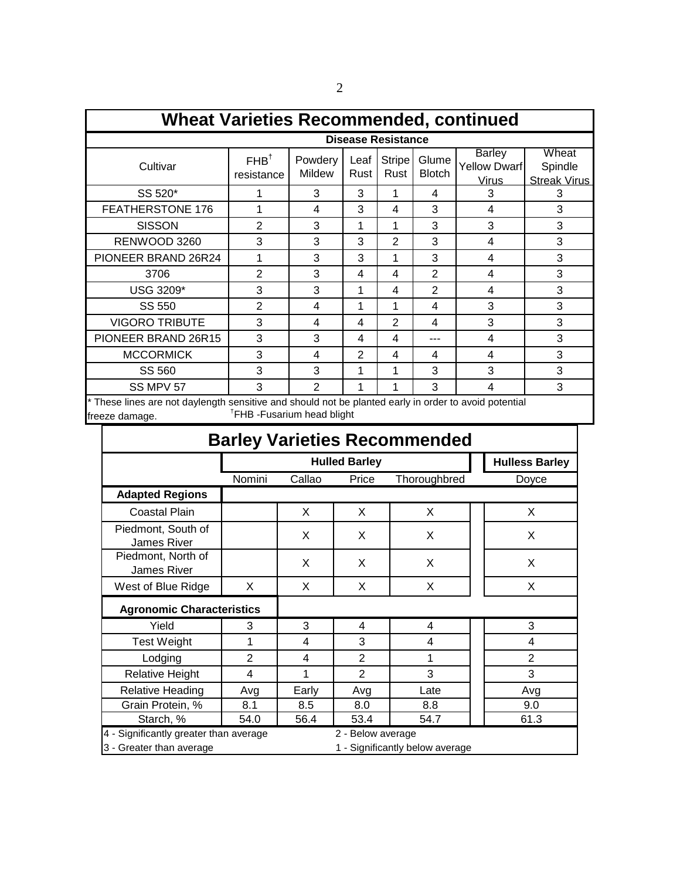## Wheat Varieties Recommended, continued

| Cultivar | Disease Resistance | | | | | | |
|---|---|---|---|---|---|---|---|
| | FHB[†] resistance | Powdery Mildew | Leaf Rust | Stripe Rust | Glume Blotch | Barley Yellow Dwarf Virus | Wheat Spindle Streak Virus |
| SS 520* | 1 | 3 | 3 | 1 | 4 | 3 | 3 |
| FEATHERSTONE 176 | 1 | 4 | 3 | 4 | 3 | 4 | 3 |
| SISSON | 2 | 3 | 1 | 1 | 3 | 3 | 3 |
| RENWOOD 3260 | 3 | 3 | 3 | 2 | 3 | 4 | 3 |
| PIONEER BRAND 26R24 | 1 | 3 | 3 | 1 | 3 | 4 | 3 |
| 3706 | 2 | 3 | 4 | 4 | 2 | 4 | 3 |
| USG 3209* | 3 | 3 | 1 | 4 | 2 | 4 | 3 |
| SS 550 | 2 | 4 | 1 | 1 | 4 | 3 | 3 |
| VIGORO TRIBUTE | 3 | 4 | 4 | 2 | 4 | 3 | 3 |
| PIONEER BRAND 26R15 | 3 | 3 | 4 | 4 | --- | 4 | 3 |
| MCCORMICK | 3 | 4 | 2 | 4 | 4 | 4 | 3 |
| SS 560 | 3 | 3 | 1 | 1 | 3 | 3 | 3 |
| SS MPV 57 | 3 | 2 | 1 | 1 | 3 | 4 | 3 |

* These lines are not daylength sensitive and should not be planted early in order to avoid potential freeze damage. [†]FHB -Fusarium head blight

## Barley Varieties Recommended

| | Hulled Barley | | | | Hulless Barley |
|---|---|---|---|---|---|
| | Nomini | Callao | Price | Thoroughbred | Doyce |
| **Adapted Regions** | | | | | |
| Coastal Plain | | X | X | X | X |
| Piedmont, South of James River | | X | X | X | X |
| Piedmont, North of James River | | X | X | X | X |
| West of Blue Ridge | X | X | X | X | X |
| **Agronomic Characteristics** | | | | | |
| Yield | 3 | 3 | 4 | 4 | 3 |
| Test Weight | 1 | 4 | 3 | 4 | 4 |
| Lodging | 2 | 4 | 2 | 1 | 2 |
| Relative Height | 4 | 1 | 2 | 3 | 3 |
| Relative Heading | Avg | Early | Avg | Late | Avg |
| Grain Protein, % | 8.1 | 8.5 | 8.0 | 8.8 | 9.0 |
| Starch, % | 54.0 | 56.4 | 53.4 | 54.7 | 61.3 |

4 - Significantly greater than average
3 - Greater than average
2 - Below average
1 - Significantly below average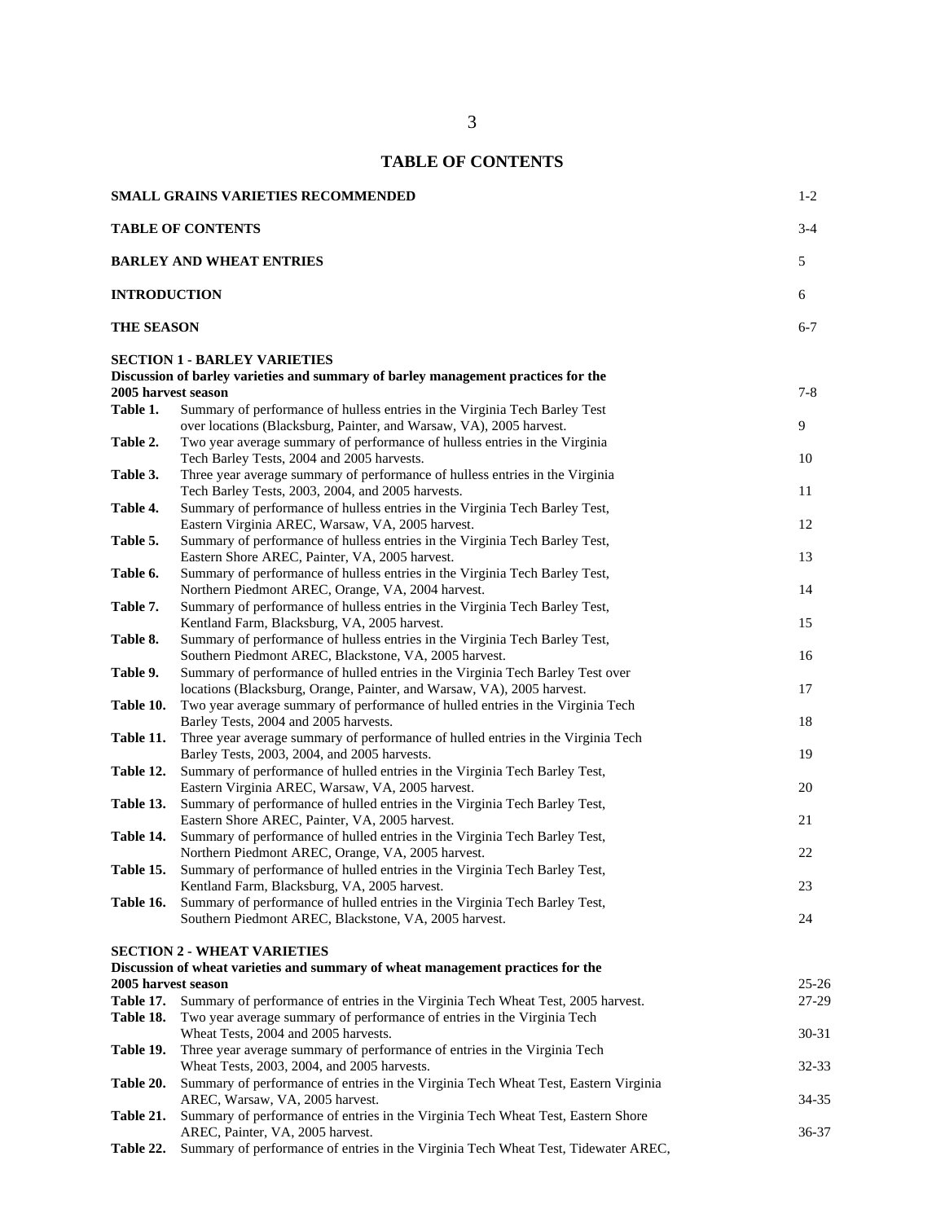# TABLE OF CONTENTS

| | | |
|---|---|---|
| **SMALL GRAINS VARIETIES RECOMMENDED** | | 1-2 |
| **TABLE OF CONTENTS** | | 3-4 |
| **BARLEY AND WHEAT ENTRIES** | | 5 |
| **INTRODUCTION** | | 6 |
| **THE SEASON** | | 6-7 |
| **SECTION 1 - BARLEY VARIETIES** | | |
| **Discussion of barley varieties and summary of barley management practices for the 2005 harvest season** | | 7-8 |
| **Table 1.** | Summary of performance of hulless entries in the Virginia Tech Barley Test over locations (Blacksburg, Painter, and Warsaw, VA), 2005 harvest. | 9 |
| **Table 2.** | Two year average summary of performance of hulless entries in the Virginia Tech Barley Tests, 2004 and 2005 harvests. | 10 |
| **Table 3.** | Three year average summary of performance of hulless entries in the Virginia Tech Barley Tests, 2003, 2004, and 2005 harvests. | 11 |
| **Table 4.** | Summary of performance of hulless entries in the Virginia Tech Barley Test, Eastern Virginia AREC, Warsaw, VA, 2005 harvest. | 12 |
| **Table 5.** | Summary of performance of hulless entries in the Virginia Tech Barley Test, Eastern Shore AREC, Painter, VA, 2005 harvest. | 13 |
| **Table 6.** | Summary of performance of hulless entries in the Virginia Tech Barley Test, Northern Piedmont AREC, Orange, VA, 2004 harvest. | 14 |
| **Table 7.** | Summary of performance of hulless entries in the Virginia Tech Barley Test, Kentland Farm, Blacksburg, VA, 2005 harvest. | 15 |
| **Table 8.** | Summary of performance of hulless entries in the Virginia Tech Barley Test, Southern Piedmont AREC, Blackstone, VA, 2005 harvest. | 16 |
| **Table 9.** | Summary of performance of hulled entries in the Virginia Tech Barley Test over locations (Blacksburg, Orange, Painter, and Warsaw, VA), 2005 harvest. | 17 |
| **Table 10.** | Two year average summary of performance of hulled entries in the Virginia Tech Barley Tests, 2004 and 2005 harvests. | 18 |
| **Table 11.** | Three year average summary of performance of hulled entries in the Virginia Tech Barley Tests, 2003, 2004, and 2005 harvests. | 19 |
| **Table 12.** | Summary of performance of hulled entries in the Virginia Tech Barley Test, Eastern Virginia AREC, Warsaw, VA, 2005 harvest. | 20 |
| **Table 13.** | Summary of performance of hulled entries in the Virginia Tech Barley Test, Eastern Shore AREC, Painter, VA, 2005 harvest. | 21 |
| **Table 14.** | Summary of performance of hulled entries in the Virginia Tech Barley Test, Northern Piedmont AREC, Orange, VA, 2005 harvest. | 22 |
| **Table 15.** | Summary of performance of hulled entries in the Virginia Tech Barley Test, Kentland Farm, Blacksburg, VA, 2005 harvest. | 23 |
| **Table 16.** | Summary of performance of hulled entries in the Virginia Tech Barley Test, Southern Piedmont AREC, Blackstone, VA, 2005 harvest. | 24 |
| **SECTION 2 - WHEAT VARIETIES** | | |
| **Discussion of wheat varieties and summary of wheat management practices for the 2005 harvest season** | | 25-26 |
| **Table 17.** | Summary of performance of entries in the Virginia Tech Wheat Test, 2005 harvest. | 27-29 |
| **Table 18.** | Two year average summary of performance of entries in the Virginia Tech Wheat Tests, 2004 and 2005 harvests. | 30-31 |
| **Table 19.** | Three year average summary of performance of entries in the Virginia Tech Wheat Tests, 2003, 2004, and 2005 harvests. | 32-33 |
| **Table 20.** | Summary of performance of entries in the Virginia Tech Wheat Test, Eastern Virginia AREC, Warsaw, VA, 2005 harvest. | 34-35 |
| **Table 21.** | Summary of performance of entries in the Virginia Tech Wheat Test, Eastern Shore AREC, Painter, VA, 2005 harvest. | 36-37 |
| **Table 22.** | Summary of performance of entries in the Virginia Tech Wheat Test, Tidewater AREC, | |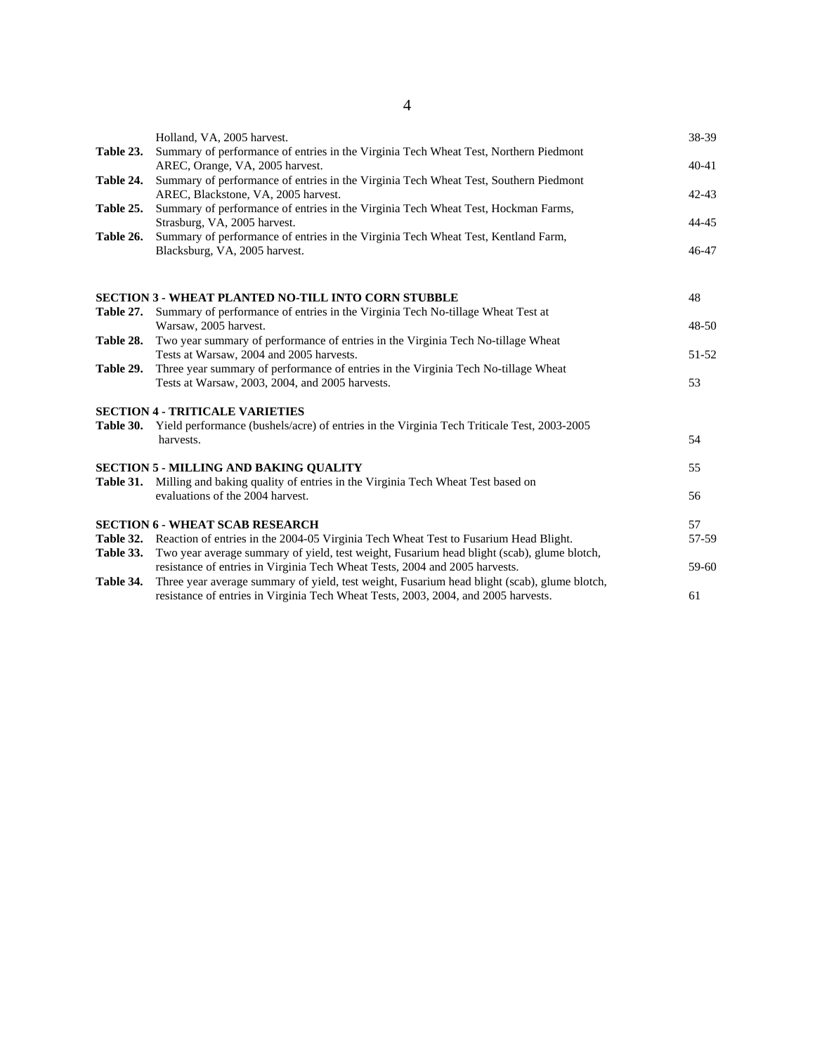| | | |
|---|---|---|
| | Holland, VA, 2005 harvest. | 38-39 |
| **Table 23.** | Summary of performance of entries in the Virginia Tech Wheat Test, Northern Piedmont AREC, Orange, VA, 2005 harvest. | 40-41 |
| **Table 24.** | Summary of performance of entries in the Virginia Tech Wheat Test, Southern Piedmont AREC, Blackstone, VA, 2005 harvest. | 42-43 |
| **Table 25.** | Summary of performance of entries in the Virginia Tech Wheat Test, Hockman Farms, Strasburg, VA, 2005 harvest. | 44-45 |
| **Table 26.** | Summary of performance of entries in the Virginia Tech Wheat Test, Kentland Farm, Blacksburg, VA, 2005 harvest. | 46-47 |

**SECTION 3 - WHEAT PLANTED NO-TILL INTO CORN STUBBLE** 48

| | | |
|---|---|---|
| **Table 27.** | Summary of performance of entries in the Virginia Tech No-tillage Wheat Test at Warsaw, 2005 harvest. | 48-50 |
| **Table 28.** | Two year summary of performance of entries in the Virginia Tech No-tillage Wheat Tests at Warsaw, 2004 and 2005 harvests. | 51-52 |
| **Table 29.** | Three year summary of performance of entries in the Virginia Tech No-tillage Wheat Tests at Warsaw, 2003, 2004, and 2005 harvests. | 53 |

**SECTION 4 - TRITICALE VARIETIES**

| | | |
|---|---|---|
| **Table 30.** | Yield performance (bushels/acre) of entries in the Virginia Tech Triticale Test, 2003-2005 harvests. | 54 |

**SECTION 5 - MILLING AND BAKING QUALITY** 55

| | | |
|---|---|---|
| **Table 31.** | Milling and baking quality of entries in the Virginia Tech Wheat Test based on evaluations of the 2004 harvest. | 56 |

**SECTION 6 - WHEAT SCAB RESEARCH** 57

| | | |
|---|---|---|
| **Table 32.** | Reaction of entries in the 2004-05 Virginia Tech Wheat Test to Fusarium Head Blight. | 57-59 |
| **Table 33.** | Two year average summary of yield, test weight, Fusarium head blight (scab), glume blotch, resistance of entries in Virginia Tech Wheat Tests, 2004 and 2005 harvests. | 59-60 |
| **Table 34.** | Three year average summary of yield, test weight, Fusarium head blight (scab), glume blotch, resistance of entries in Virginia Tech Wheat Tests, 2003, 2004, and 2005 harvests. | 61 |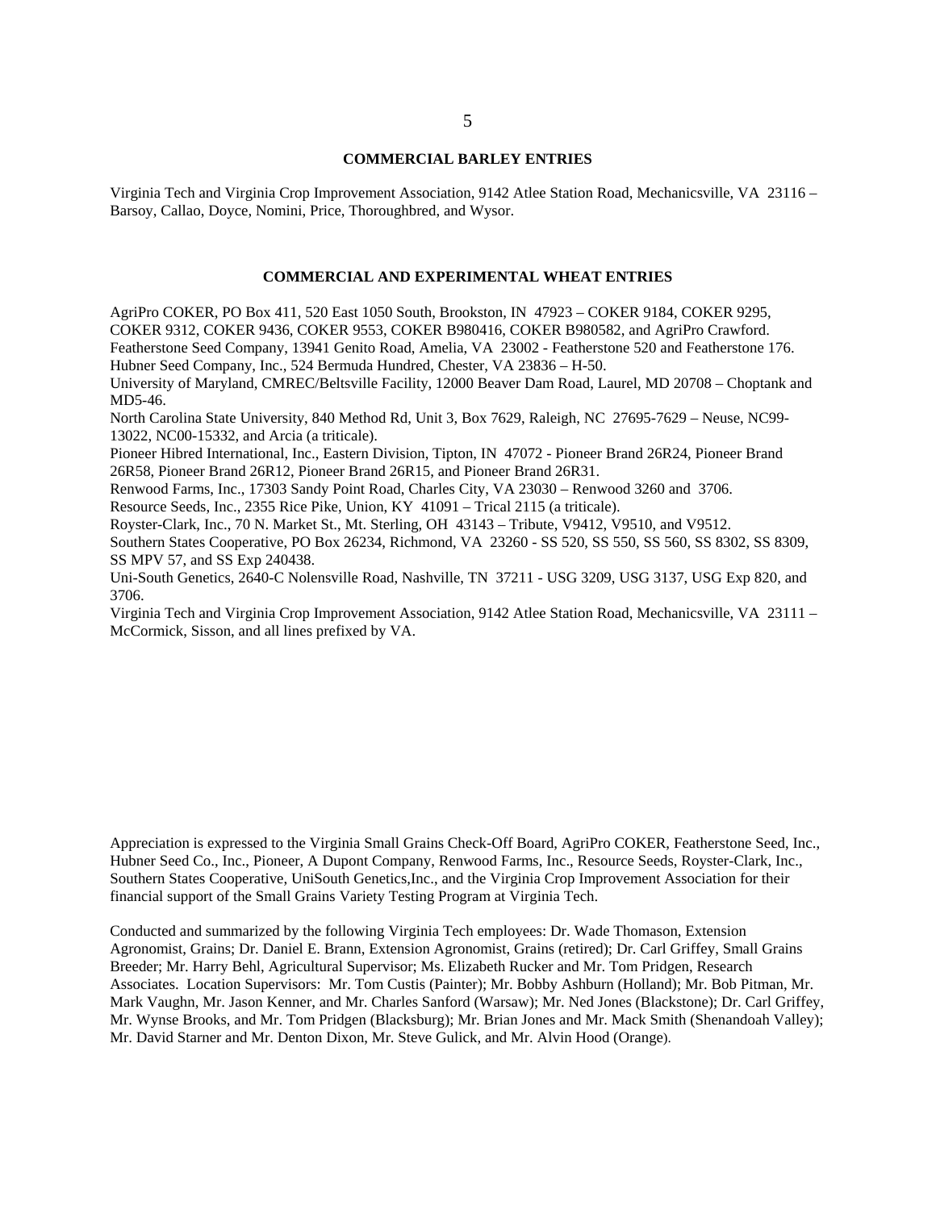## COMMERCIAL BARLEY ENTRIES

Virginia Tech and Virginia Crop Improvement Association, 9142 Atlee Station Road, Mechanicsville, VA 23116 – Barsoy, Callao, Doyce, Nomini, Price, Thoroughbred, and Wysor.

## COMMERCIAL AND EXPERIMENTAL WHEAT ENTRIES

AgriPro COKER, PO Box 411, 520 East 1050 South, Brookston, IN 47923 – COKER 9184, COKER 9295, COKER 9312, COKER 9436, COKER 9553, COKER B980416, COKER B980582, and AgriPro Crawford.
Featherstone Seed Company, 13941 Genito Road, Amelia, VA 23002 - Featherstone 520 and Featherstone 176.
Hubner Seed Company, Inc., 524 Bermuda Hundred, Chester, VA 23836 – H-50.
University of Maryland, CMREC/Beltsville Facility, 12000 Beaver Dam Road, Laurel, MD 20708 – Choptank and MD5-46.
North Carolina State University, 840 Method Rd, Unit 3, Box 7629, Raleigh, NC 27695-7629 – Neuse, NC99-13022, NC00-15332, and Arcia (a triticale).
Pioneer Hibred International, Inc., Eastern Division, Tipton, IN 47072 - Pioneer Brand 26R24, Pioneer Brand 26R58, Pioneer Brand 26R12, Pioneer Brand 26R15, and Pioneer Brand 26R31.
Renwood Farms, Inc., 17303 Sandy Point Road, Charles City, VA 23030 – Renwood 3260 and 3706.
Resource Seeds, Inc., 2355 Rice Pike, Union, KY 41091 – Trical 2115 (a triticale).
Royster-Clark, Inc., 70 N. Market St., Mt. Sterling, OH 43143 – Tribute, V9412, V9510, and V9512.
Southern States Cooperative, PO Box 26234, Richmond, VA 23260 - SS 520, SS 550, SS 560, SS 8302, SS 8309, SS MPV 57, and SS Exp 240438.
Uni-South Genetics, 2640-C Nolensville Road, Nashville, TN 37211 - USG 3209, USG 3137, USG Exp 820, and 3706.
Virginia Tech and Virginia Crop Improvement Association, 9142 Atlee Station Road, Mechanicsville, VA 23111 – McCormick, Sisson, and all lines prefixed by VA.

Appreciation is expressed to the Virginia Small Grains Check-Off Board, AgriPro COKER, Featherstone Seed, Inc., Hubner Seed Co., Inc., Pioneer, A Dupont Company, Renwood Farms, Inc., Resource Seeds, Royster-Clark, Inc., Southern States Cooperative, UniSouth Genetics,Inc., and the Virginia Crop Improvement Association for their financial support of the Small Grains Variety Testing Program at Virginia Tech.

Conducted and summarized by the following Virginia Tech employees: Dr. Wade Thomason, Extension Agronomist, Grains; Dr. Daniel E. Brann, Extension Agronomist, Grains (retired); Dr. Carl Griffey, Small Grains Breeder; Mr. Harry Behl, Agricultural Supervisor; Ms. Elizabeth Rucker and Mr. Tom Pridgen, Research Associates. Location Supervisors: Mr. Tom Custis (Painter); Mr. Bobby Ashburn (Holland); Mr. Bob Pitman, Mr. Mark Vaughn, Mr. Jason Kenner, and Mr. Charles Sanford (Warsaw); Mr. Ned Jones (Blackstone); Dr. Carl Griffey, Mr. Wynse Brooks, and Mr. Tom Pridgen (Blacksburg); Mr. Brian Jones and Mr. Mack Smith (Shenandoah Valley); Mr. David Starner and Mr. Denton Dixon, Mr. Steve Gulick, and Mr. Alvin Hood (Orange).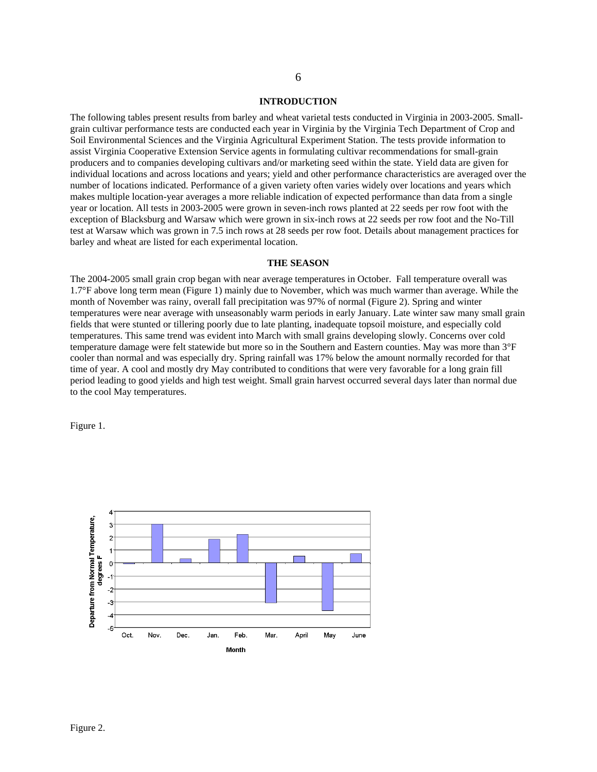## INTRODUCTION

The following tables present results from barley and wheat varietal tests conducted in Virginia in 2003-2005. Small-grain cultivar performance tests are conducted each year in Virginia by the Virginia Tech Department of Crop and Soil Environmental Sciences and the Virginia Agricultural Experiment Station. The tests provide information to assist Virginia Cooperative Extension Service agents in formulating cultivar recommendations for small-grain producers and to companies developing cultivars and/or marketing seed within the state. Yield data are given for individual locations and across locations and years; yield and other performance characteristics are averaged over the number of locations indicated. Performance of a given variety often varies widely over locations and years which makes multiple location-year averages a more reliable indication of expected performance than data from a single year or location. All tests in 2003-2005 were grown in seven-inch rows planted at 22 seeds per row foot with the exception of Blacksburg and Warsaw which were grown in six-inch rows at 22 seeds per row foot and the No-Till test at Warsaw which was grown in 7.5 inch rows at 28 seeds per row foot. Details about management practices for barley and wheat are listed for each experimental location.

## THE SEASON

The 2004-2005 small grain crop began with near average temperatures in October. Fall temperature overall was 1.7°F above long term mean (Figure 1) mainly due to November, which was much warmer than average. While the month of November was rainy, overall fall precipitation was 97% of normal (Figure 2). Spring and winter temperatures were near average with unseasonably warm periods in early January. Late winter saw many small grain fields that were stunted or tillering poorly due to late planting, inadequate topsoil moisture, and especially cold temperatures. This same trend was evident into March with small grains developing slowly. Concerns over cold temperature damage were felt statewide but more so in the Southern and Eastern counties. May was more than 3°F cooler than normal and was especially dry. Spring rainfall was 17% below the amount normally recorded for that time of year. A cool and mostly dry May contributed to conditions that were very favorable for a long grain fill period leading to good yields and high test weight. Small grain harvest occurred several days later than normal due to the cool May temperatures.

Figure 1.

| Month | Departure from Normal Temperature, degrees F |
|---|---|
| Oct. | -0.1 |
| Nov. | 3.0 |
| Dec. | 0.3 |
| Jan. | 1.8 |
| Feb. | 2.2 |
| Mar. | -3.1 |
| April | 0.5 |
| May | -3.7 |
| June | 0.7 |

Figure 2.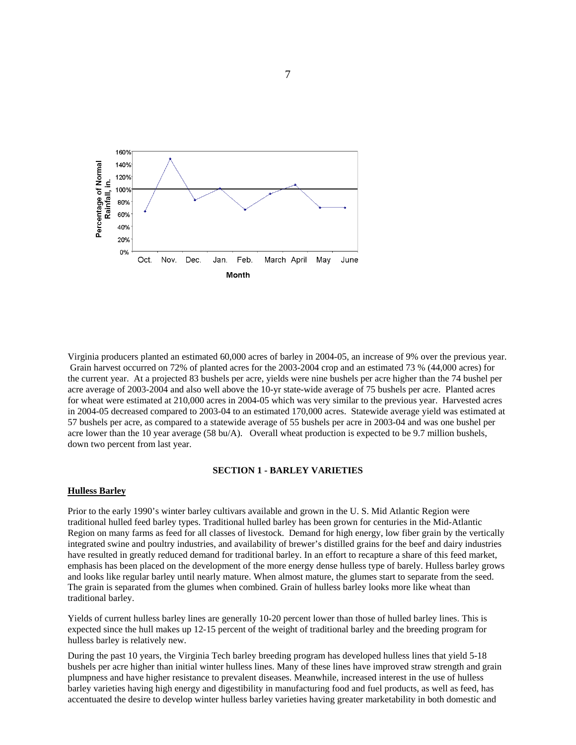Virginia producers planted an estimated 60,000 acres of barley in 2004-05, an increase of 9% over the previous year. Grain harvest occurred on 72% of planted acres for the 2003-2004 crop and an estimated 73 % (44,000 acres) for the current year. At a projected 83 bushels per acre, yields were nine bushels per acre higher than the 74 bushel per acre average of 2003-2004 and also well above the 10-yr state-wide average of 75 bushels per acre. Planted acres for wheat were estimated at 210,000 acres in 2004-05 which was very similar to the previous year. Harvested acres in 2004-05 decreased compared to 2003-04 to an estimated 170,000 acres. Statewide average yield was estimated at 57 bushels per acre, as compared to a statewide average of 55 bushels per acre in 2003-04 and was one bushel per acre lower than the 10 year average (58 bu/A). Overall wheat production is expected to be 9.7 million bushels, down two percent from last year.

## SECTION 1 - BARLEY VARIETIES

### Hulless Barley

Prior to the early 1990's winter barley cultivars available and grown in the U. S. Mid Atlantic Region were traditional hulled feed barley types. Traditional hulled barley has been grown for centuries in the Mid-Atlantic Region on many farms as feed for all classes of livestock. Demand for high energy, low fiber grain by the vertically integrated swine and poultry industries, and availability of brewer's distilled grains for the beef and dairy industries have resulted in greatly reduced demand for traditional barley. In an effort to recapture a share of this feed market, emphasis has been placed on the development of the more energy dense hulless type of barely. Hulless barley grows and looks like regular barley until nearly mature. When almost mature, the glumes start to separate from the seed. The grain is separated from the glumes when combined. Grain of hulless barley looks more like wheat than traditional barley.

Yields of current hulless barley lines are generally 10-20 percent lower than those of hulled barley lines. This is expected since the hull makes up 12-15 percent of the weight of traditional barley and the breeding program for hulless barley is relatively new.

During the past 10 years, the Virginia Tech barley breeding program has developed hulless lines that yield 5-18 bushels per acre higher than initial winter hulless lines. Many of these lines have improved straw strength and grain plumpness and have higher resistance to prevalent diseases. Meanwhile, increased interest in the use of hulless barley varieties having high energy and digestibility in manufacturing food and fuel products, as well as feed, has accentuated the desire to develop winter hulless barley varieties having greater marketability in both domestic and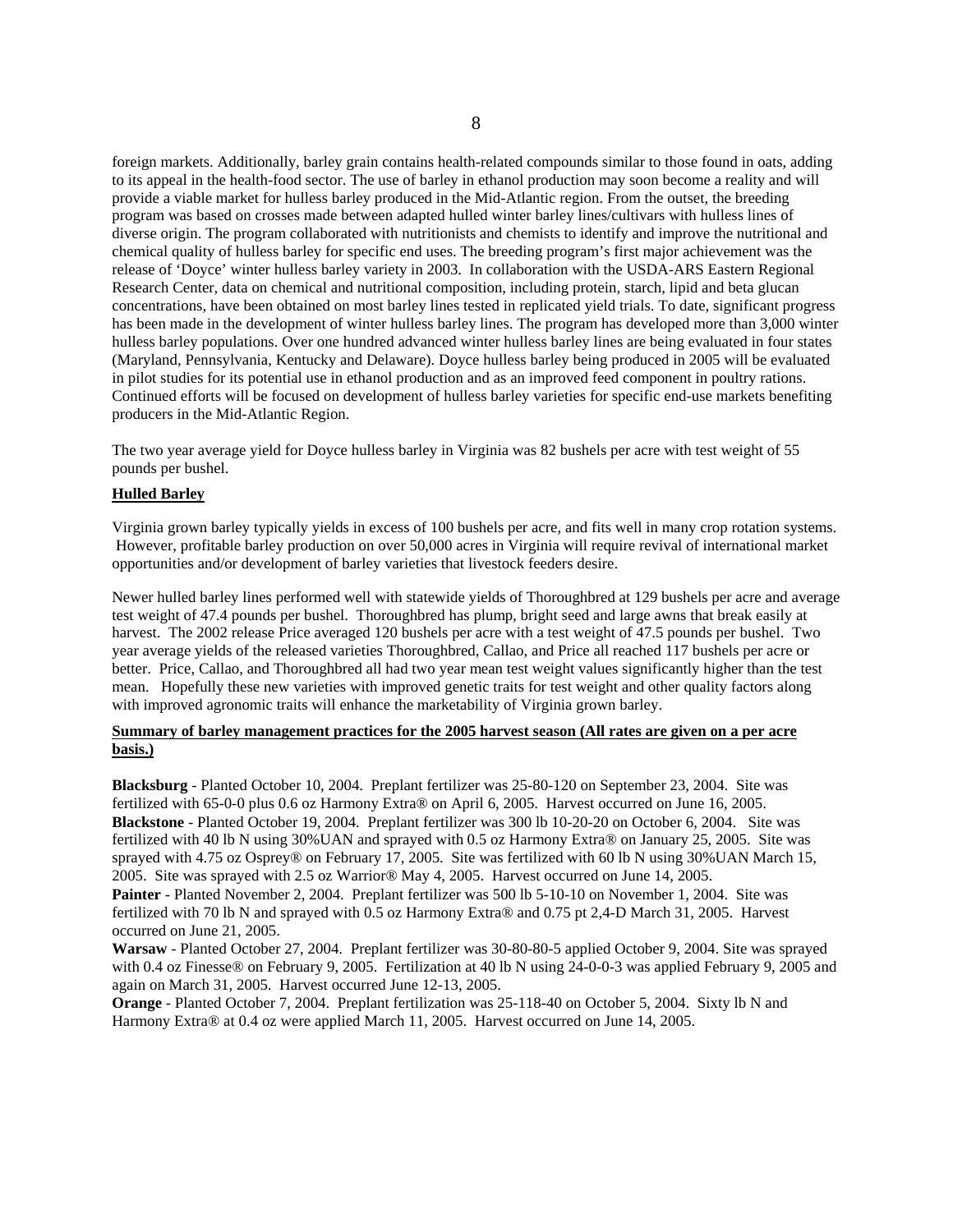foreign markets. Additionally, barley grain contains health-related compounds similar to those found in oats, adding to its appeal in the health-food sector. The use of barley in ethanol production may soon become a reality and will provide a viable market for hulless barley produced in the Mid-Atlantic region. From the outset, the breeding program was based on crosses made between adapted hulled winter barley lines/cultivars with hulless lines of diverse origin. The program collaborated with nutritionists and chemists to identify and improve the nutritional and chemical quality of hulless barley for specific end uses. The breeding program's first major achievement was the release of 'Doyce' winter hulless barley variety in 2003. In collaboration with the USDA-ARS Eastern Regional Research Center, data on chemical and nutritional composition, including protein, starch, lipid and beta glucan concentrations, have been obtained on most barley lines tested in replicated yield trials. To date, significant progress has been made in the development of winter hulless barley lines. The program has developed more than 3,000 winter hulless barley populations. Over one hundred advanced winter hulless barley lines are being evaluated in four states (Maryland, Pennsylvania, Kentucky and Delaware). Doyce hulless barley being produced in 2005 will be evaluated in pilot studies for its potential use in ethanol production and as an improved feed component in poultry rations. Continued efforts will be focused on development of hulless barley varieties for specific end-use markets benefiting producers in the Mid-Atlantic Region.

The two year average yield for Doyce hulless barley in Virginia was 82 bushels per acre with test weight of 55 pounds per bushel.

**Hulled Barley**

Virginia grown barley typically yields in excess of 100 bushels per acre, and fits well in many crop rotation systems. However, profitable barley production on over 50,000 acres in Virginia will require revival of international market opportunities and/or development of barley varieties that livestock feeders desire.

Newer hulled barley lines performed well with statewide yields of Thoroughbred at 129 bushels per acre and average test weight of 47.4 pounds per bushel. Thoroughbred has plump, bright seed and large awns that break easily at harvest. The 2002 release Price averaged 120 bushels per acre with a test weight of 47.5 pounds per bushel. Two year average yields of the released varieties Thoroughbred, Callao, and Price all reached 117 bushels per acre or better. Price, Callao, and Thoroughbred all had two year mean test weight values significantly higher than the test mean. Hopefully these new varieties with improved genetic traits for test weight and other quality factors along with improved agronomic traits will enhance the marketability of Virginia grown barley.

**Summary of barley management practices for the 2005 harvest season (All rates are given on a per acre basis.)**

**Blacksburg** - Planted October 10, 2004. Preplant fertilizer was 25-80-120 on September 23, 2004. Site was fertilized with 65-0-0 plus 0.6 oz Harmony Extra® on April 6, 2005. Harvest occurred on June 16, 2005.
**Blackstone** - Planted October 19, 2004. Preplant fertilizer was 300 lb 10-20-20 on October 6, 2004. Site was fertilized with 40 lb N using 30%UAN and sprayed with 0.5 oz Harmony Extra® on January 25, 2005. Site was sprayed with 4.75 oz Osprey® on February 17, 2005. Site was fertilized with 60 lb N using 30%UAN March 15, 2005. Site was sprayed with 2.5 oz Warrior® May 4, 2005. Harvest occurred on June 14, 2005.
**Painter** - Planted November 2, 2004. Preplant fertilizer was 500 lb 5-10-10 on November 1, 2004. Site was fertilized with 70 lb N and sprayed with 0.5 oz Harmony Extra® and 0.75 pt 2,4-D March 31, 2005. Harvest occurred on June 21, 2005.
**Warsaw** - Planted October 27, 2004. Preplant fertilizer was 30-80-80-5 applied October 9, 2004. Site was sprayed with 0.4 oz Finesse® on February 9, 2005. Fertilization at 40 lb N using 24-0-0-3 was applied February 9, 2005 and again on March 31, 2005. Harvest occurred June 12-13, 2005.
**Orange** - Planted October 7, 2004. Preplant fertilization was 25-118-40 on October 5, 2004. Sixty lb N and Harmony Extra® at 0.4 oz were applied March 11, 2005. Harvest occurred on June 14, 2005.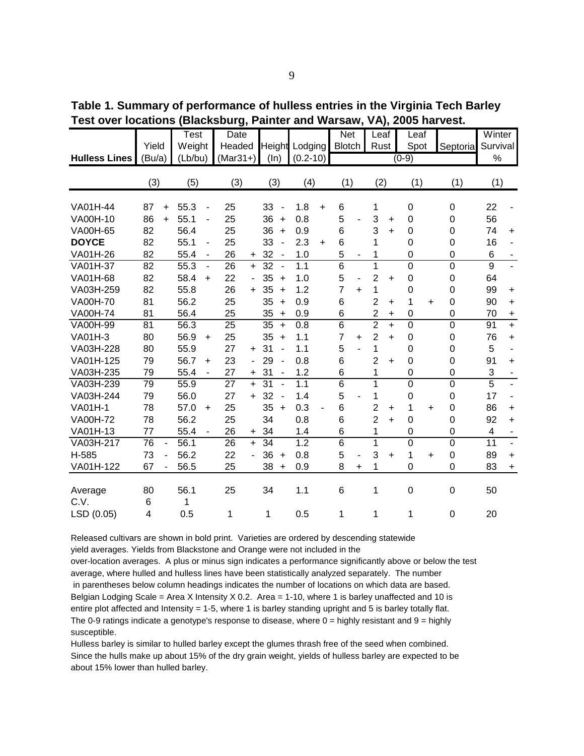**Table 1. Summary of performance of hulless entries in the Virginia Tech Barley Test over locations (Blacksburg, Painter and Warsaw, VA), 2005 harvest.**

| Hulless Lines | Yield (Bu/a) | | Test Weight (Lb/bu) | | Date Headed (Mar31+) | | Height (In) | | Lodging (0.2-10) | | Net Blotch (0-9) | | Leaf Rust (0-9) | | Leaf Spot (0-9) | | Septoria (0-9) | Winter Survival % | |
|---|---|---|---|---|---|---|---|---|---|---|---|---|---|---|---|---|---|---|---|
| | (3) | | (5) | | (3) | | (3) | | (4) | | (1) | | (2) | | (1) | | (1) | (1) | |
| VA01H-44 | 87 | + | 55.3 | - | 25 | | 33 | - | 1.8 | + | 6 | | 1 | | 0 | | 0 | 22 | - |
| VA00H-10 | 86 | + | 55.1 | - | 25 | | 36 | + | 0.8 | | 5 | - | 3 | + | 0 | | 0 | 56 | |
| VA00H-65 | 82 | | 56.4 | | 25 | | 36 | + | 0.9 | | 6 | | 3 | + | 0 | | 0 | 74 | + |
| **DOYCE** | 82 | | 55.1 | - | 25 | | 33 | - | 2.3 | + | 6 | | 1 | | 0 | | 0 | 16 | - |
| VA01H-26 | 82 | | 55.4 | - | 26 | + | 32 | - | 1.0 | | 5 | - | 1 | | 0 | | 0 | 6 | - |
| VA01H-37 | 82 | | 55.3 | - | 26 | + | 32 | - | 1.1 | | 6 | | 1 | | 0 | | 0 | 9 | - |
| VA01H-68 | 82 | | 58.4 | + | 22 | - | 35 | + | 1.0 | | 5 | - | 2 | + | 0 | | 0 | 64 | |
| VA03H-259 | 82 | | 55.8 | | 26 | + | 35 | + | 1.2 | | 7 | + | 1 | | 0 | | 0 | 99 | + |
| VA00H-70 | 81 | | 56.2 | | 25 | | 35 | + | 0.9 | | 6 | | 2 | + | 1 | + | 0 | 90 | + |
| VA00H-74 | 81 | | 56.4 | | 25 | | 35 | + | 0.9 | | 6 | | 2 | + | 0 | | 0 | 70 | + |
| VA00H-99 | 81 | | 56.3 | | 25 | | 35 | + | 0.8 | | 6 | | 2 | + | 0 | | 0 | 91 | + |
| VA01H-3 | 80 | | 56.9 | + | 25 | | 35 | + | 1.1 | | 7 | + | 2 | + | 0 | | 0 | 76 | + |
| VA03H-228 | 80 | | 55.9 | | 27 | + | 31 | - | 1.1 | | 5 | - | 1 | | 0 | | 0 | 5 | - |
| VA01H-125 | 79 | | 56.7 | + | 23 | - | 29 | - | 0.8 | | 6 | | 2 | + | 0 | | 0 | 91 | + |
| VA03H-235 | 79 | | 55.4 | - | 27 | + | 31 | - | 1.2 | | 6 | | 1 | | 0 | | 0 | 3 | - |
| VA03H-239 | 79 | | 55.9 | | 27 | + | 31 | - | 1.1 | | 6 | | 1 | | 0 | | 0 | 5 | - |
| VA03H-244 | 79 | | 56.0 | | 27 | + | 32 | - | 1.4 | | 5 | - | 1 | | 0 | | 0 | 17 | - |
| VA01H-1 | 78 | | 57.0 | + | 25 | | 35 | + | 0.3 | - | 6 | | 2 | + | 1 | + | 0 | 86 | + |
| VA00H-72 | 78 | | 56.2 | | 25 | | 34 | | 0.8 | | 6 | | 2 | + | 0 | | 0 | 92 | + |
| VA01H-13 | 77 | | 55.4 | - | 26 | + | 34 | | 1.4 | | 6 | | 1 | | 0 | | 0 | 4 | - |
| VA03H-217 | 76 | - | 56.1 | | 26 | + | 34 | | 1.2 | | 6 | | 1 | | 0 | | 0 | 11 | - |
| H-585 | 73 | - | 56.2 | | 22 | - | 36 | + | 0.8 | | 5 | - | 3 | + | 1 | + | 0 | 89 | + |
| VA01H-122 | 67 | - | 56.5 | | 25 | | 38 | + | 0.9 | | 8 | + | 1 | | 0 | | 0 | 83 | + |
| Average | 80 | | 56.1 | | 25 | | 34 | | 1.1 | | 6 | | 1 | | 0 | | 0 | 50 | |
| C.V. | 6 | | 1 | | | | | | | | | | | | | | | | |
| LSD (0.05) | 4 | | 0.5 | | 1 | | 1 | | 0.5 | | 1 | | 1 | | 1 | | 0 | 20 | |

Released cultivars are shown in bold print. Varieties are ordered by descending statewide yield averages. Yields from Blackstone and Orange were not included in the over-location averages. A plus or minus sign indicates a performance significantly above or below the test average, where hulled and hulless lines have been statistically analyzed separately. The number in parentheses below column headings indicates the number of locations on which data are based. Belgian Lodging Scale = Area X Intensity X 0.2. Area = 1-10, where 1 is barley unaffected and 10 is entire plot affected and Intensity = 1-5, where 1 is barley standing upright and 5 is barley totally flat. The 0-9 ratings indicate a genotype's response to disease, where 0 = highly resistant and 9 = highly susceptible.

Hulless barley is similar to hulled barley except the glumes thrash free of the seed when combined. Since the hulls make up about 15% of the dry grain weight, yields of hulless barley are expected to be about 15% lower than hulled barley.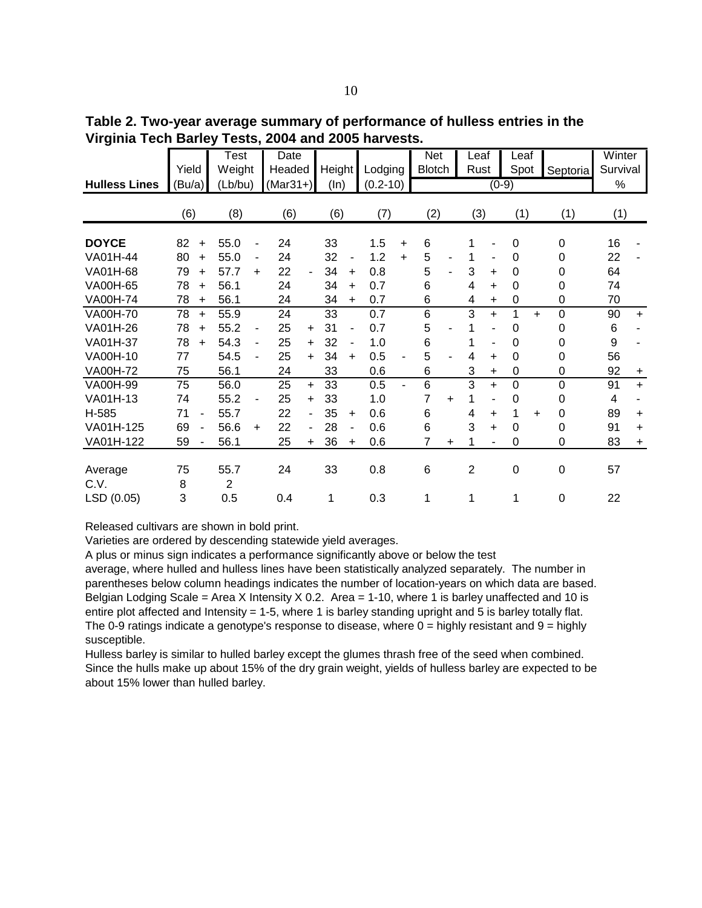**Table 2. Two-year average summary of performance of hulless entries in the Virginia Tech Barley Tests, 2004 and 2005 harvests.**

| Hulless Lines | Yield (Bu/a) | | Test Weight (Lb/bu) | | Date Headed (Mar31+) | | Height (In) | | Lodging (0.2-10) | | Net Blotch (0-9) | | Leaf Rust (0-9) | | Leaf Spot (0-9) | | Septoria (0-9) | | Winter Survival % | |
|---|---|---|---|---|---|---|---|---|---|---|---|---|---|---|---|---|---|---|---|---|
| | (6) | | (8) | | (6) | | (6) | | (7) | | (2) | | (3) | | (1) | | (1) | | (1) | |
| **DOYCE** | 82 | + | 55.0 | - | 24 | | 33 | | 1.5 | + | 6 | | 1 | - | 0 | | 0 | | 16 | - |
| VA01H-44 | 80 | + | 55.0 | - | 24 | | 32 | - | 1.2 | + | 5 | - | 1 | - | 0 | | 0 | | 22 | - |
| VA01H-68 | 79 | + | 57.7 | + | 22 | - | 34 | + | 0.8 | | 5 | - | 3 | + | 0 | | 0 | | 64 | |
| VA00H-65 | 78 | + | 56.1 | | 24 | | 34 | + | 0.7 | | 6 | | 4 | + | 0 | | 0 | | 74 | |
| VA00H-74 | 78 | + | 56.1 | | 24 | | 34 | + | 0.7 | | 6 | | 4 | + | 0 | | 0 | | 70 | |
| VA00H-70 | 78 | + | 55.9 | | 24 | | 33 | | 0.7 | | 6 | | 3 | + | 1 | + | 0 | | 90 | + |
| VA01H-26 | 78 | + | 55.2 | - | 25 | + | 31 | - | 0.7 | | 5 | - | 1 | - | 0 | | 0 | | 6 | - |
| VA01H-37 | 78 | + | 54.3 | - | 25 | + | 32 | - | 1.0 | | 6 | | 1 | - | 0 | | 0 | | 9 | - |
| VA00H-10 | 77 | | 54.5 | - | 25 | + | 34 | + | 0.5 | - | 5 | - | 4 | + | 0 | | 0 | | 56 | |
| VA00H-72 | 75 | | 56.1 | | 24 | | 33 | | 0.6 | | 6 | | 3 | + | 0 | | 0 | | 92 | + |
| VA00H-99 | 75 | | 56.0 | | 25 | + | 33 | | 0.5 | - | 6 | | 3 | + | 0 | | 0 | | 91 | + |
| VA01H-13 | 74 | | 55.2 | - | 25 | + | 33 | | 1.0 | | 7 | + | 1 | - | 0 | | 0 | | 4 | - |
| H-585 | 71 | - | 55.7 | | 22 | - | 35 | + | 0.6 | | 6 | | 4 | + | 1 | + | 0 | | 89 | + |
| VA01H-125 | 69 | - | 56.6 | + | 22 | - | 28 | - | 0.6 | | 6 | | 3 | + | 0 | | 0 | | 91 | + |
| VA01H-122 | 59 | - | 56.1 | | 25 | + | 36 | + | 0.6 | | 7 | + | 1 | - | 0 | | 0 | | 83 | + |
| Average | 75 | | 55.7 | | 24 | | 33 | | 0.8 | | 6 | | 2 | | 0 | | 0 | | 57 | |
| C.V. | 8 | | 2 | | | | | | | | | | | | | | | | | |
| LSD (0.05) | 3 | | 0.5 | | 0.4 | | 1 | | 0.3 | | 1 | | 1 | | 1 | | 0 | | 22 | |

Released cultivars are shown in bold print.

Varieties are ordered by descending statewide yield averages.

A plus or minus sign indicates a performance significantly above or below the test average, where hulled and hulless lines have been statistically analyzed separately. The number in parentheses below column headings indicates the number of location-years on which data are based.

Belgian Lodging Scale = Area X Intensity X 0.2. Area = 1-10, where 1 is barley unaffected and 10 is entire plot affected and Intensity = 1-5, where 1 is barley standing upright and 5 is barley totally flat.

The 0-9 ratings indicate a genotype's response to disease, where 0 = highly resistant and 9 = highly susceptible.

Hulless barley is similar to hulled barley except the glumes thrash free of the seed when combined. Since the hulls make up about 15% of the dry grain weight, yields of hulless barley are expected to be about 15% lower than hulled barley.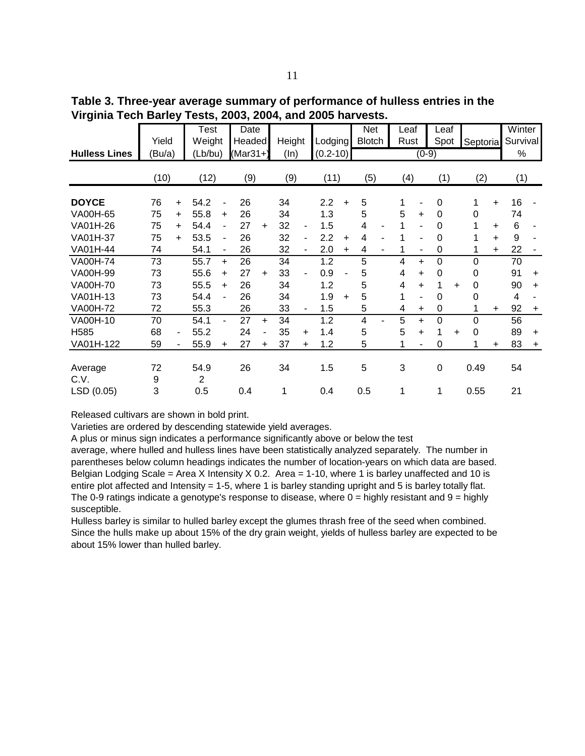**Table 3. Three-year average summary of performance of hulless entries in the Virginia Tech Barley Tests, 2003, 2004, and 2005 harvests.**

| Hulless Lines | Yield (Bu/a) | | Test Weight (Lb/bu) | | Date Headed (Mar31+) | | Height (In) | | Lodging (0.2-10) | | Net Blotch (0-9) | | Leaf Rust (0-9) | | Leaf Spot (0-9) | | Septoria (0-9) | | Winter Survival % | |
|---|---|---|---|---|---|---|---|---|---|---|---|---|---|---|---|---|---|---|---|---|
| | (10) | | (12) | | (9) | | (9) | | (11) | | (5) | | (4) | | (1) | | (2) | | (1) | |
| **DOYCE** | 76 | + | 54.2 | - | 26 | | 34 | | 2.2 | + | 5 | | 1 | - | 0 | | 1 | + | 16 | - |
| VA00H-65 | 75 | + | 55.8 | + | 26 | | 34 | | 1.3 | | 5 | | 5 | + | 0 | | 0 | | 74 | |
| VA01H-26 | 75 | + | 54.4 | - | 27 | + | 32 | - | 1.5 | | 4 | - | 1 | - | 0 | | 1 | + | 6 | - |
| VA01H-37 | 75 | + | 53.5 | - | 26 | | 32 | - | 2.2 | + | 4 | - | 1 | - | 0 | | 1 | + | 9 | - |
| VA01H-44 | 74 | | 54.1 | - | 26 | | 32 | - | 2.0 | + | 4 | - | 1 | - | 0 | | 1 | + | 22 | - |
| VA00H-74 | 73 | | 55.7 | + | 26 | | 34 | | 1.2 | | 5 | | 4 | + | 0 | | 0 | | 70 | |
| VA00H-99 | 73 | | 55.6 | + | 27 | + | 33 | - | 0.9 | - | 5 | | 4 | + | 0 | | 0 | | 91 | + |
| VA00H-70 | 73 | | 55.5 | + | 26 | | 34 | | 1.2 | | 5 | | 4 | + | 1 | + | 0 | | 90 | + |
| VA01H-13 | 73 | | 54.4 | - | 26 | | 34 | | 1.9 | + | 5 | | 1 | - | 0 | | 0 | | 4 | - |
| VA00H-72 | 72 | | 55.3 | | 26 | | 33 | - | 1.5 | | 5 | | 4 | + | 0 | | 1 | + | 92 | + |
| VA00H-10 | 70 | | 54.1 | - | 27 | + | 34 | | 1.2 | | 4 | - | 5 | + | 0 | | 0 | | 56 | |
| H585 | 68 | - | 55.2 | | 24 | - | 35 | + | 1.4 | | 5 | | 5 | + | 1 | + | 0 | | 89 | + |
| VA01H-122 | 59 | - | 55.9 | + | 27 | + | 37 | + | 1.2 | | 5 | | 1 | - | 0 | | 1 | + | 83 | + |
| Average | 72 | | 54.9 | | 26 | | 34 | | 1.5 | | 5 | | 3 | | 0 | | 0.49 | | 54 | |
| C.V. | 9 | | 2 | | | | | | | | | | | | | | | | | |
| LSD (0.05) | 3 | | 0.5 | | 0.4 | | 1 | | 0.4 | | 0.5 | | 1 | | 1 | | 0.55 | | 21 | |

Released cultivars are shown in bold print.
Varieties are ordered by descending statewide yield averages.
A plus or minus sign indicates a performance significantly above or below the test average, where hulled and hulless lines have been statistically analyzed separately. The number in parentheses below column headings indicates the number of location-years on which data are based.
Belgian Lodging Scale = Area X Intensity X 0.2. Area = 1-10, where 1 is barley unaffected and 10 is entire plot affected and Intensity = 1-5, where 1 is barley standing upright and 5 is barley totally flat.
The 0-9 ratings indicate a genotype's response to disease, where 0 = highly resistant and 9 = highly susceptible.
Hulless barley is similar to hulled barley except the glumes thrash free of the seed when combined. Since the hulls make up about 15% of the dry grain weight, yields of hulless barley are expected to be about 15% lower than hulled barley.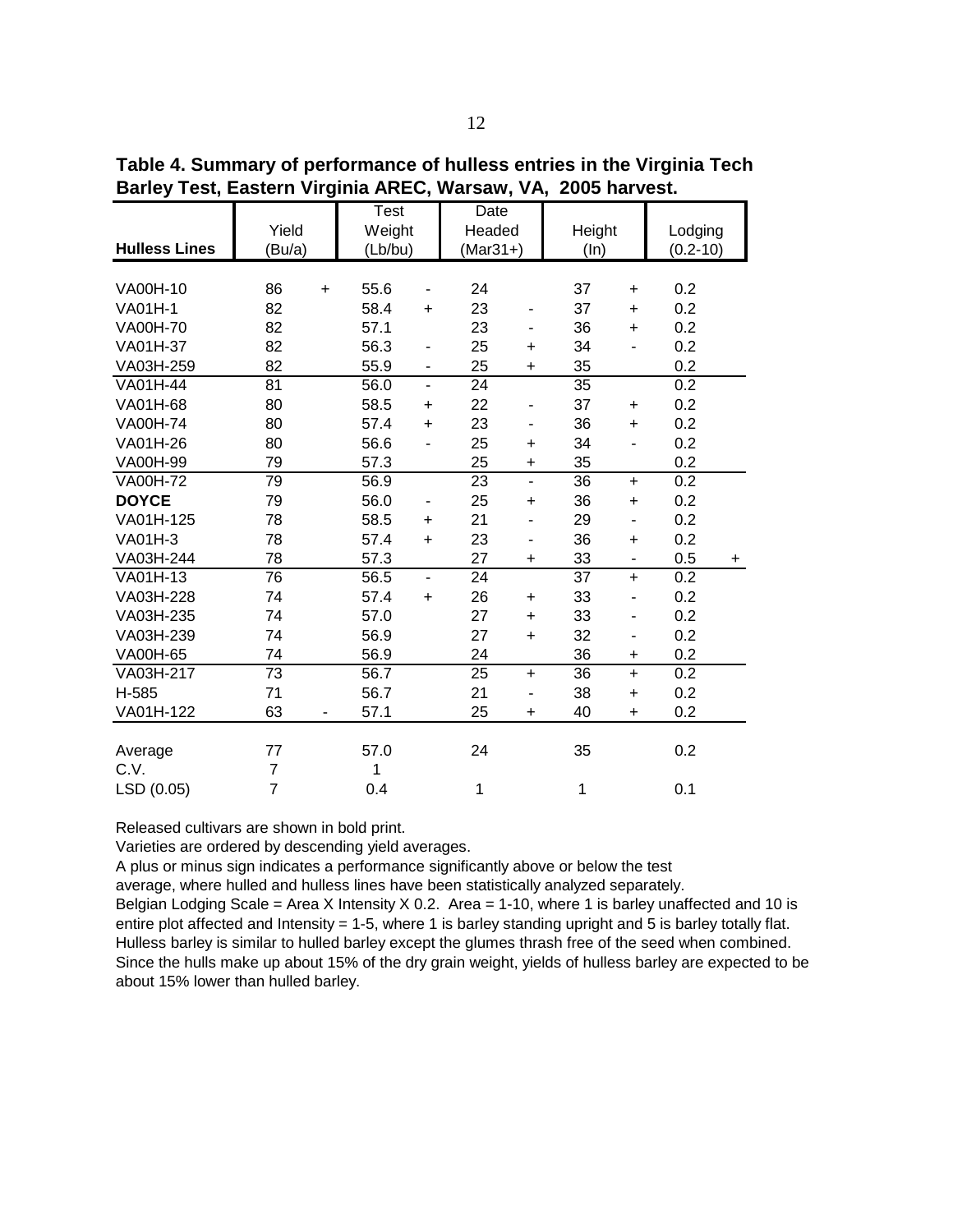**Table 4. Summary of performance of hulless entries in the Virginia Tech Barley Test, Eastern Virginia AREC, Warsaw, VA, 2005 harvest.**

| Hulless Lines | Yield (Bu/a) | | Test Weight (Lb/bu) | | Date Headed (Mar31+) | | Height (In) | | Lodging (0.2-10) | |
|---|---|---|---|---|---|---|---|---|---|---|
| VA00H-10 | 86 | + | 55.6 | - | 24 | | 37 | + | 0.2 | |
| VA01H-1 | 82 | | 58.4 | + | 23 | - | 37 | + | 0.2 | |
| VA00H-70 | 82 | | 57.1 | | 23 | - | 36 | + | 0.2 | |
| VA01H-37 | 82 | | 56.3 | - | 25 | + | 34 | - | 0.2 | |
| VA03H-259 | 82 | | 55.9 | - | 25 | + | 35 | | 0.2 | |
| VA01H-44 | 81 | | 56.0 | - | 24 | | 35 | | 0.2 | |
| VA01H-68 | 80 | | 58.5 | + | 22 | - | 37 | + | 0.2 | |
| VA00H-74 | 80 | | 57.4 | + | 23 | - | 36 | + | 0.2 | |
| VA01H-26 | 80 | | 56.6 | - | 25 | + | 34 | - | 0.2 | |
| VA00H-99 | 79 | | 57.3 | | 25 | + | 35 | | 0.2 | |
| VA00H-72 | 79 | | 56.9 | | 23 | - | 36 | + | 0.2 | |
| **DOYCE** | 79 | | 56.0 | - | 25 | + | 36 | + | 0.2 | |
| VA01H-125 | 78 | | 58.5 | + | 21 | - | 29 | - | 0.2 | |
| VA01H-3 | 78 | | 57.4 | + | 23 | - | 36 | + | 0.2 | |
| VA03H-244 | 78 | | 57.3 | | 27 | + | 33 | - | 0.5 | + |
| VA01H-13 | 76 | | 56.5 | - | 24 | | 37 | + | 0.2 | |
| VA03H-228 | 74 | | 57.4 | + | 26 | + | 33 | - | 0.2 | |
| VA03H-235 | 74 | | 57.0 | | 27 | + | 33 | - | 0.2 | |
| VA03H-239 | 74 | | 56.9 | | 27 | + | 32 | - | 0.2 | |
| VA00H-65 | 74 | | 56.9 | | 24 | | 36 | + | 0.2 | |
| VA03H-217 | 73 | | 56.7 | | 25 | + | 36 | + | 0.2 | |
| H-585 | 71 | | 56.7 | | 21 | - | 38 | + | 0.2 | |
| VA01H-122 | 63 | - | 57.1 | | 25 | + | 40 | + | 0.2 | |
| Average | 77 | | 57.0 | | 24 | | 35 | | 0.2 | |
| C.V. | 7 | | 1 | | | | | | | |
| LSD (0.05) | 7 | | 0.4 | | 1 | | 1 | | 0.1 | |

Released cultivars are shown in bold print.

Varieties are ordered by descending yield averages.

A plus or minus sign indicates a performance significantly above or below the test average, where hulled and hulless lines have been statistically analyzed separately.

Belgian Lodging Scale = Area X Intensity X 0.2. Area = 1-10, where 1 is barley unaffected and 10 is entire plot affected and Intensity = 1-5, where 1 is barley standing upright and 5 is barley totally flat.

Hulless barley is similar to hulled barley except the glumes thrash free of the seed when combined. Since the hulls make up about 15% of the dry grain weight, yields of hulless barley are expected to be about 15% lower than hulled barley.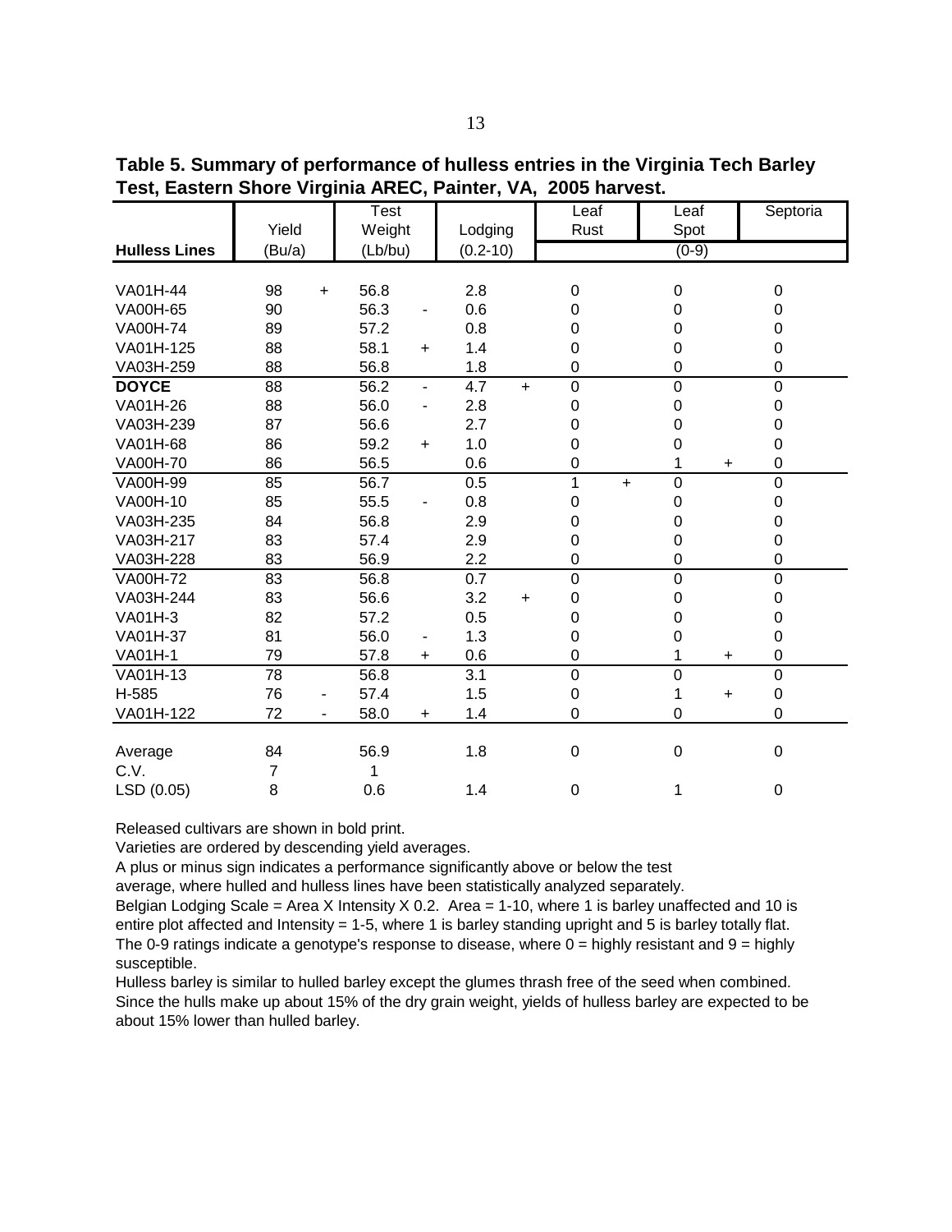**Table 5. Summary of performance of hulless entries in the Virginia Tech Barley Test, Eastern Shore Virginia AREC, Painter, VA, 2005 harvest.**

| Hulless Lines | Yield (Bu/a) | | Test Weight (Lb/bu) | | Lodging (0.2-10) | | Leaf Rust (0-9) | | Leaf Spot (0-9) | | Septoria (0-9) |
|---|---|---|---|---|---|---|---|---|---|---|---|
| VA01H-44 | 98 | + | 56.8 | | 2.8 | | 0 | | 0 | | 0 |
| VA00H-65 | 90 | | 56.3 | - | 0.6 | | 0 | | 0 | | 0 |
| VA00H-74 | 89 | | 57.2 | | 0.8 | | 0 | | 0 | | 0 |
| VA01H-125 | 88 | | 58.1 | + | 1.4 | | 0 | | 0 | | 0 |
| VA03H-259 | 88 | | 56.8 | | 1.8 | | 0 | | 0 | | 0 |
| **DOYCE** | 88 | | 56.2 | - | 4.7 | + | 0 | | 0 | | 0 |
| VA01H-26 | 88 | | 56.0 | - | 2.8 | | 0 | | 0 | | 0 |
| VA03H-239 | 87 | | 56.6 | | 2.7 | | 0 | | 0 | | 0 |
| VA01H-68 | 86 | | 59.2 | + | 1.0 | | 0 | | 0 | | 0 |
| VA00H-70 | 86 | | 56.5 | | 0.6 | | 0 | | 1 | + | 0 |
| VA00H-99 | 85 | | 56.7 | | 0.5 | | 1 | + | 0 | | 0 |
| VA00H-10 | 85 | | 55.5 | - | 0.8 | | 0 | | 0 | | 0 |
| VA03H-235 | 84 | | 56.8 | | 2.9 | | 0 | | 0 | | 0 |
| VA03H-217 | 83 | | 57.4 | | 2.9 | | 0 | | 0 | | 0 |
| VA03H-228 | 83 | | 56.9 | | 2.2 | | 0 | | 0 | | 0 |
| VA00H-72 | 83 | | 56.8 | | 0.7 | | 0 | | 0 | | 0 |
| VA03H-244 | 83 | | 56.6 | | 3.2 | + | 0 | | 0 | | 0 |
| VA01H-3 | 82 | | 57.2 | | 0.5 | | 0 | | 0 | | 0 |
| VA01H-37 | 81 | | 56.0 | - | 1.3 | | 0 | | 0 | | 0 |
| VA01H-1 | 79 | | 57.8 | + | 0.6 | | 0 | | 1 | + | 0 |
| VA01H-13 | 78 | | 56.8 | | 3.1 | | 0 | | 0 | | 0 |
| H-585 | 76 | - | 57.4 | | 1.5 | | 0 | | 1 | + | 0 |
| VA01H-122 | 72 | - | 58.0 | + | 1.4 | | 0 | | 0 | | 0 |
| Average | 84 | | 56.9 | | 1.8 | | 0 | | 0 | | 0 |
| C.V. | 7 | | 1 | | | | | | | | |
| LSD (0.05) | 8 | | 0.6 | | 1.4 | | 0 | | 1 | | 0 |

Released cultivars are shown in bold print.

Varieties are ordered by descending yield averages.

A plus or minus sign indicates a performance significantly above or below the test average, where hulled and hulless lines have been statistically analyzed separately.

Belgian Lodging Scale = Area X Intensity X 0.2. Area = 1-10, where 1 is barley unaffected and 10 is entire plot affected and Intensity = 1-5, where 1 is barley standing upright and 5 is barley totally flat.

The 0-9 ratings indicate a genotype's response to disease, where 0 = highly resistant and 9 = highly susceptible.

Hulless barley is similar to hulled barley except the glumes thrash free of the seed when combined. Since the hulls make up about 15% of the dry grain weight, yields of hulless barley are expected to be about 15% lower than hulled barley.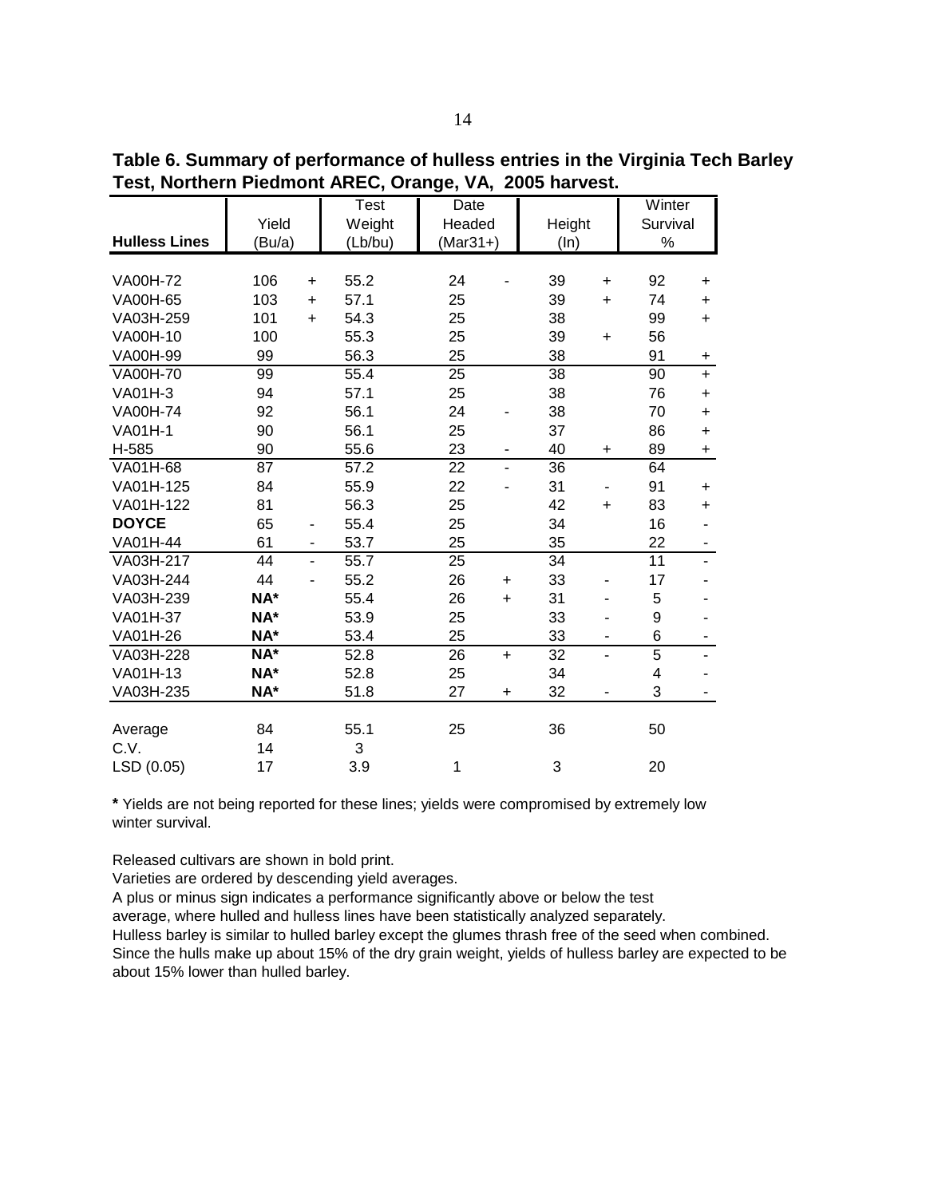**Table 6. Summary of performance of hulless entries in the Virginia Tech Barley Test, Northern Piedmont AREC, Orange, VA, 2005 harvest.**

| Hulless Lines | Yield (Bu/a) | | Test Weight (Lb/bu) | Date Headed (Mar31+) | | Height (In) | | Winter Survival % | |
|---|---|---|---|---|---|---|---|---|---|
| VA00H-72 | 106 | + | 55.2 | 24 | - | 39 | + | 92 | + |
| VA00H-65 | 103 | + | 57.1 | 25 | | 39 | + | 74 | + |
| VA03H-259 | 101 | + | 54.3 | 25 | | 38 | | 99 | + |
| VA00H-10 | 100 | | 55.3 | 25 | | 39 | + | 56 | |
| VA00H-99 | 99 | | 56.3 | 25 | | 38 | | 91 | + |
| VA00H-70 | 99 | | 55.4 | 25 | | 38 | | 90 | + |
| VA01H-3 | 94 | | 57.1 | 25 | | 38 | | 76 | + |
| VA00H-74 | 92 | | 56.1 | 24 | - | 38 | | 70 | + |
| VA01H-1 | 90 | | 56.1 | 25 | | 37 | | 86 | + |
| H-585 | 90 | | 55.6 | 23 | - | 40 | + | 89 | + |
| VA01H-68 | 87 | | 57.2 | 22 | - | 36 | | 64 | |
| VA01H-125 | 84 | | 55.9 | 22 | - | 31 | - | 91 | + |
| VA01H-122 | 81 | | 56.3 | 25 | | 42 | + | 83 | + |
| **DOYCE** | 65 | - | 55.4 | 25 | | 34 | | 16 | - |
| VA01H-44 | 61 | - | 53.7 | 25 | | 35 | | 22 | - |
| VA03H-217 | 44 | - | 55.7 | 25 | | 34 | | 11 | - |
| VA03H-244 | 44 | - | 55.2 | 26 | + | 33 | - | 17 | - |
| VA03H-239 | NA* | | 55.4 | 26 | + | 31 | - | 5 | - |
| VA01H-37 | NA* | | 53.9 | 25 | | 33 | - | 9 | - |
| VA01H-26 | NA* | | 53.4 | 25 | | 33 | - | 6 | - |
| VA03H-228 | NA* | | 52.8 | 26 | + | 32 | - | 5 | - |
| VA01H-13 | NA* | | 52.8 | 25 | | 34 | | 4 | - |
| VA03H-235 | NA* | | 51.8 | 27 | + | 32 | - | 3 | - |
| Average | 84 | | 55.1 | 25 | | 36 | | 50 | |
| C.V. | 14 | | 3 | | | | | | |
| LSD (0.05) | 17 | | 3.9 | 1 | | 3 | | 20 | |

* Yields are not being reported for these lines; yields were compromised by extremely low winter survival.

Released cultivars are shown in bold print.
Varieties are ordered by descending yield averages.
A plus or minus sign indicates a performance significantly above or below the test average, where hulled and hulless lines have been statistically analyzed separately.
Hulless barley is similar to hulled barley except the glumes thrash free of the seed when combined. Since the hulls make up about 15% of the dry grain weight, yields of hulless barley are expected to be about 15% lower than hulled barley.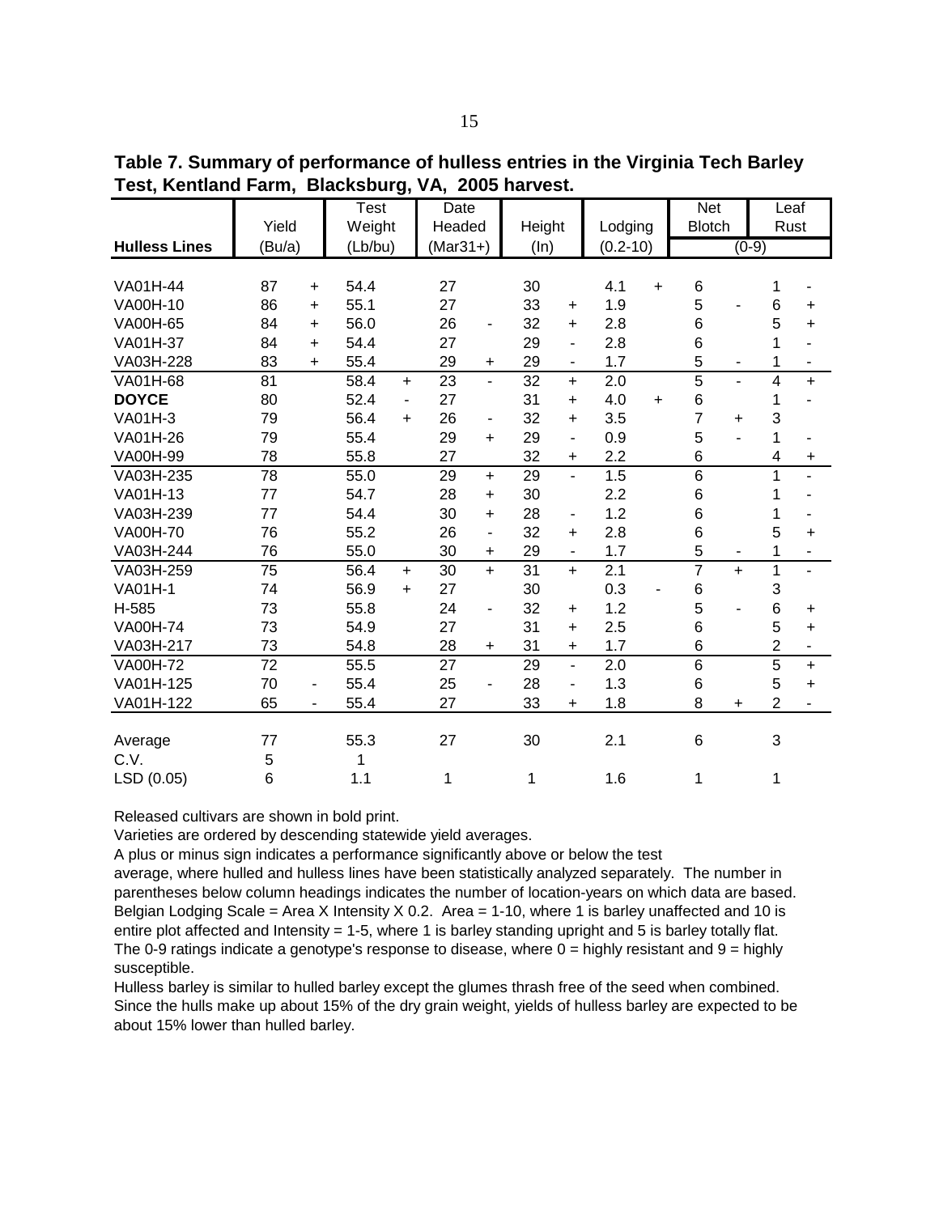**Table 7. Summary of performance of hulless entries in the Virginia Tech Barley Test, Kentland Farm, Blacksburg, VA, 2005 harvest.**

| Hulless Lines | Yield (Bu/a) | | Test Weight (Lb/bu) | | Date Headed (Mar31+) | | Height (In) | | Lodging (0.2-10) | | Net Blotch (0-9) | | Leaf Rust (0-9) | |
|---|---|---|---|---|---|---|---|---|---|---|---|---|---|---|
| VA01H-44 | 87 | + | 54.4 | | 27 | | 30 | | 4.1 | + | 6 | | 1 | - |
| VA00H-10 | 86 | + | 55.1 | | 27 | | 33 | + | 1.9 | | 5 | - | 6 | + |
| VA00H-65 | 84 | + | 56.0 | | 26 | - | 32 | + | 2.8 | | 6 | | 5 | + |
| VA01H-37 | 84 | + | 54.4 | | 27 | | 29 | - | 2.8 | | 6 | | 1 | - |
| VA03H-228 | 83 | + | 55.4 | | 29 | + | 29 | - | 1.7 | | 5 | - | 1 | - |
| VA01H-68 | 81 | | 58.4 | + | 23 | - | 32 | + | 2.0 | | 5 | - | 4 | + |
| **DOYCE** | 80 | | 52.4 | - | 27 | | 31 | + | 4.0 | + | 6 | | 1 | - |
| VA01H-3 | 79 | | 56.4 | + | 26 | - | 32 | + | 3.5 | | 7 | + | 3 | |
| VA01H-26 | 79 | | 55.4 | | 29 | + | 29 | - | 0.9 | | 5 | - | 1 | - |
| VA00H-99 | 78 | | 55.8 | | 27 | | 32 | + | 2.2 | | 6 | | 4 | + |
| VA03H-235 | 78 | | 55.0 | | 29 | + | 29 | - | 1.5 | | 6 | | 1 | - |
| VA01H-13 | 77 | | 54.7 | | 28 | + | 30 | | 2.2 | | 6 | | 1 | - |
| VA03H-239 | 77 | | 54.4 | | 30 | + | 28 | - | 1.2 | | 6 | | 1 | - |
| VA00H-70 | 76 | | 55.2 | | 26 | - | 32 | + | 2.8 | | 6 | | 5 | + |
| VA03H-244 | 76 | | 55.0 | | 30 | + | 29 | - | 1.7 | | 5 | - | 1 | - |
| VA03H-259 | 75 | | 56.4 | + | 30 | + | 31 | + | 2.1 | | 7 | + | 1 | - |
| VA01H-1 | 74 | | 56.9 | + | 27 | | 30 | | 0.3 | - | 6 | | 3 | |
| H-585 | 73 | | 55.8 | | 24 | - | 32 | + | 1.2 | | 5 | - | 6 | + |
| VA00H-74 | 73 | | 54.9 | | 27 | | 31 | + | 2.5 | | 6 | | 5 | + |
| VA03H-217 | 73 | | 54.8 | | 28 | + | 31 | + | 1.7 | | 6 | | 2 | - |
| VA00H-72 | 72 | | 55.5 | | 27 | | 29 | - | 2.0 | | 6 | | 5 | + |
| VA01H-125 | 70 | - | 55.4 | | 25 | - | 28 | - | 1.3 | | 6 | | 5 | + |
| VA01H-122 | 65 | - | 55.4 | | 27 | | 33 | + | 1.8 | | 8 | + | 2 | - |
| Average | 77 | | 55.3 | | 27 | | 30 | | 2.1 | | 6 | | 3 | |
| C.V. | 5 | | 1 | | | | | | | | | | | |
| LSD (0.05) | 6 | | 1.1 | | 1 | | 1 | | 1.6 | | 1 | | 1 | |

Released cultivars are shown in bold print.

Varieties are ordered by descending statewide yield averages.

A plus or minus sign indicates a performance significantly above or below the test average, where hulled and hulless lines have been statistically analyzed separately. The number in parentheses below column headings indicates the number of location-years on which data are based.

Belgian Lodging Scale = Area X Intensity X 0.2. Area = 1-10, where 1 is barley unaffected and 10 is entire plot affected and Intensity = 1-5, where 1 is barley standing upright and 5 is barley totally flat.

The 0-9 ratings indicate a genotype's response to disease, where 0 = highly resistant and 9 = highly susceptible.

Hulless barley is similar to hulled barley except the glumes thrash free of the seed when combined. Since the hulls make up about 15% of the dry grain weight, yields of hulless barley are expected to be about 15% lower than hulled barley.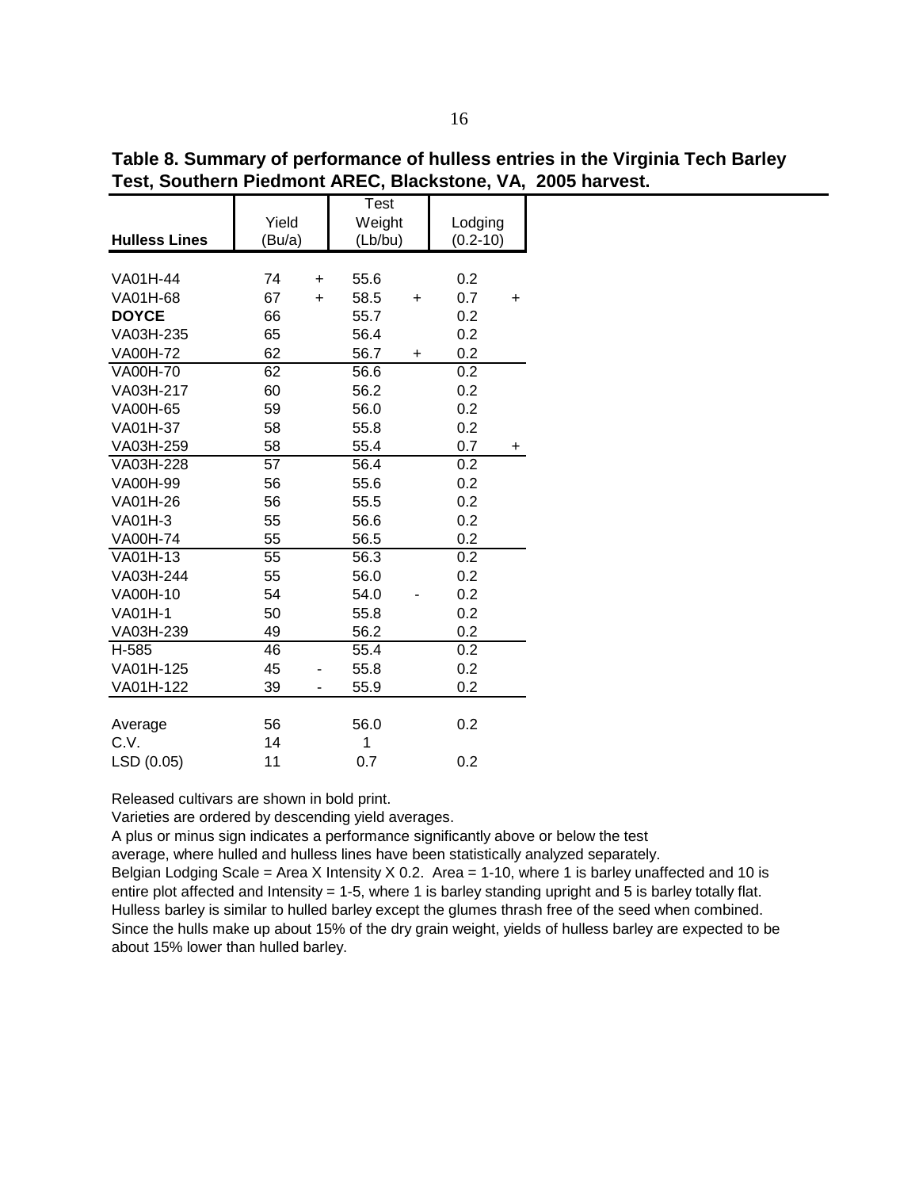**Table 8. Summary of performance of hulless entries in the Virginia Tech Barley Test, Southern Piedmont AREC, Blackstone, VA, 2005 harvest.**

| Hulless Lines | Yield (Bu/a) | | Test Weight (Lb/bu) | | Lodging (0.2-10) | |
|---|---|---|---|---|---|---|
| VA01H-44 | 74 | + | 55.6 | | 0.2 | |
| VA01H-68 | 67 | + | 58.5 | + | 0.7 | + |
| **DOYCE** | 66 | | 55.7 | | 0.2 | |
| VA03H-235 | 65 | | 56.4 | | 0.2 | |
| VA00H-72 | 62 | | 56.7 | + | 0.2 | |
| VA00H-70 | 62 | | 56.6 | | 0.2 | |
| VA03H-217 | 60 | | 56.2 | | 0.2 | |
| VA00H-65 | 59 | | 56.0 | | 0.2 | |
| VA01H-37 | 58 | | 55.8 | | 0.2 | |
| VA03H-259 | 58 | | 55.4 | | 0.7 | + |
| VA03H-228 | 57 | | 56.4 | | 0.2 | |
| VA00H-99 | 56 | | 55.6 | | 0.2 | |
| VA01H-26 | 56 | | 55.5 | | 0.2 | |
| VA01H-3 | 55 | | 56.6 | | 0.2 | |
| VA00H-74 | 55 | | 56.5 | | 0.2 | |
| VA01H-13 | 55 | | 56.3 | | 0.2 | |
| VA03H-244 | 55 | | 56.0 | | 0.2 | |
| VA00H-10 | 54 | | 54.0 | - | 0.2 | |
| VA01H-1 | 50 | | 55.8 | | 0.2 | |
| VA03H-239 | 49 | | 56.2 | | 0.2 | |
| H-585 | 46 | | 55.4 | | 0.2 | |
| VA01H-125 | 45 | - | 55.8 | | 0.2 | |
| VA01H-122 | 39 | - | 55.9 | | 0.2 | |
| Average | 56 | | 56.0 | | 0.2 | |
| C.V. | 14 | | 1 | | | |
| LSD (0.05) | 11 | | 0.7 | | 0.2 | |

Released cultivars are shown in bold print.
Varieties are ordered by descending yield averages.
A plus or minus sign indicates a performance significantly above or below the test average, where hulled and hulless lines have been statistically analyzed separately.
Belgian Lodging Scale = Area X Intensity X 0.2. Area = 1-10, where 1 is barley unaffected and 10 is entire plot affected and Intensity = 1-5, where 1 is barley standing upright and 5 is barley totally flat.
Hulless barley is similar to hulled barley except the glumes thrash free of the seed when combined. Since the hulls make up about 15% of the dry grain weight, yields of hulless barley are expected to be about 15% lower than hulled barley.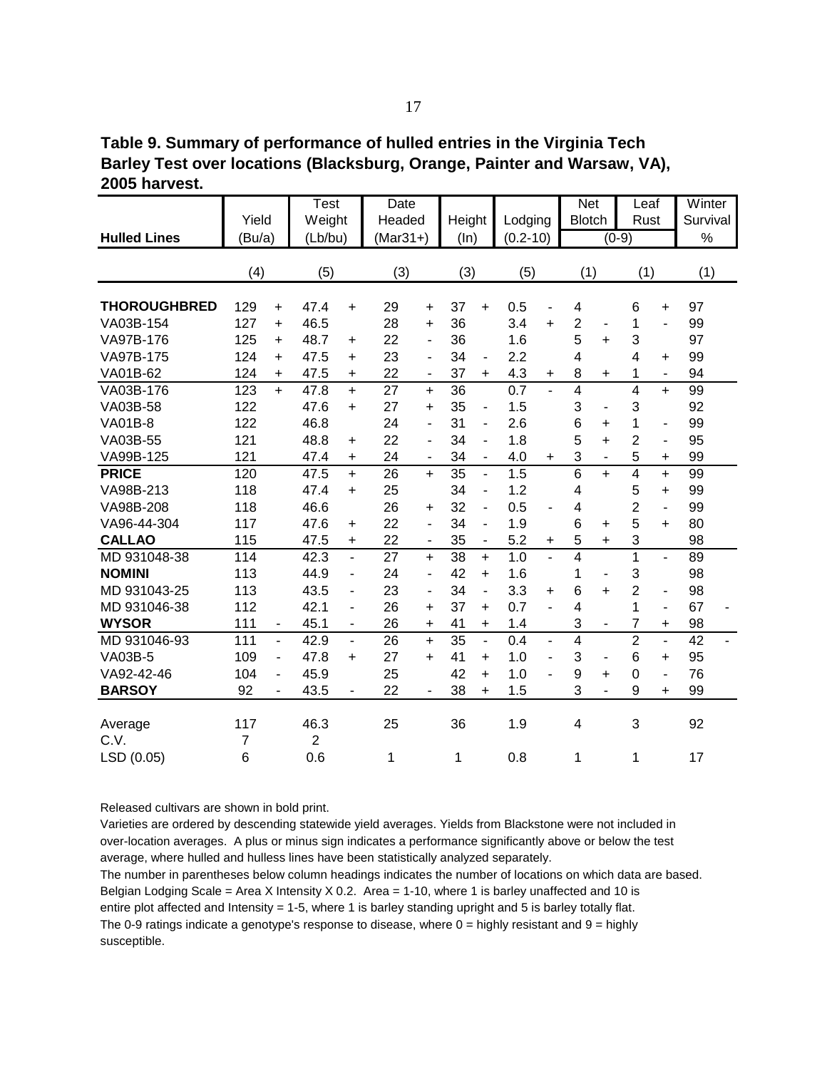**Table 9. Summary of performance of hulled entries in the Virginia Tech Barley Test over locations (Blacksburg, Orange, Painter and Warsaw, VA), 2005 harvest.**

| Hulled Lines | Yield (Bu/a) | | Test Weight (Lb/bu) | | Date Headed (Mar31+) | | Height (In) | | Lodging (0.2-10) | | Net Blotch (0-9) | | Leaf Rust (0-9) | | Winter Survival % | |
|---|---|---|---|---|---|---|---|---|---|---|---|---|---|---|---|---|
| | (4) | | (5) | | (3) | | (3) | | (5) | | (1) | | (1) | | (1) | |
| **THOROUGHBRED** | 129 | + | 47.4 | + | 29 | + | 37 | + | 0.5 | - | 4 | | 6 | + | 97 | |
| VA03B-154 | 127 | + | 46.5 | | 28 | + | 36 | | 3.4 | + | 2 | - | 1 | - | 99 | |
| VA97B-176 | 125 | + | 48.7 | + | 22 | - | 36 | | 1.6 | | 5 | + | 3 | | 97 | |
| VA97B-175 | 124 | + | 47.5 | + | 23 | - | 34 | - | 2.2 | | 4 | | 4 | + | 99 | |
| VA01B-62 | 124 | + | 47.5 | + | 22 | - | 37 | + | 4.3 | + | 8 | + | 1 | - | 94 | |
| VA03B-176 | 123 | + | 47.8 | + | 27 | + | 36 | | 0.7 | - | 4 | | 4 | + | 99 | |
| VA03B-58 | 122 | | 47.6 | + | 27 | + | 35 | - | 1.5 | | 3 | - | 3 | | 92 | |
| VA01B-8 | 122 | | 46.8 | | 24 | - | 31 | - | 2.6 | | 6 | + | 1 | - | 99 | |
| VA03B-55 | 121 | | 48.8 | + | 22 | - | 34 | - | 1.8 | | 5 | + | 2 | - | 95 | |
| VA99B-125 | 121 | | 47.4 | + | 24 | - | 34 | - | 4.0 | + | 3 | - | 5 | + | 99 | |
| **PRICE** | 120 | | 47.5 | + | 26 | + | 35 | - | 1.5 | | 6 | + | 4 | + | 99 | |
| VA98B-213 | 118 | | 47.4 | + | 25 | | 34 | - | 1.2 | | 4 | | 5 | + | 99 | |
| VA98B-208 | 118 | | 46.6 | | 26 | + | 32 | - | 0.5 | - | 4 | | 2 | - | 99 | |
| VA96-44-304 | 117 | | 47.6 | + | 22 | - | 34 | - | 1.9 | | 6 | + | 5 | + | 80 | |
| **CALLAO** | 115 | | 47.5 | + | 22 | - | 35 | - | 5.2 | + | 5 | + | 3 | | 98 | |
| MD 931048-38 | 114 | | 42.3 | - | 27 | + | 38 | + | 1.0 | - | 4 | | 1 | - | 89 | |
| **NOMINI** | 113 | | 44.9 | - | 24 | - | 42 | + | 1.6 | | 1 | - | 3 | | 98 | |
| MD 931043-25 | 113 | | 43.5 | - | 23 | - | 34 | - | 3.3 | + | 6 | + | 2 | - | 98 | |
| MD 931046-38 | 112 | | 42.1 | - | 26 | + | 37 | + | 0.7 | - | 4 | | 1 | - | 67 | - |
| **WYSOR** | 111 | - | 45.1 | - | 26 | + | 41 | + | 1.4 | | 3 | - | 7 | + | 98 | |
| MD 931046-93 | 111 | - | 42.9 | - | 26 | + | 35 | - | 0.4 | - | 4 | | 2 | - | 42 | - |
| VA03B-5 | 109 | - | 47.8 | + | 27 | + | 41 | + | 1.0 | - | 3 | - | 6 | + | 95 | |
| VA92-42-46 | 104 | - | 45.9 | | 25 | | 42 | + | 1.0 | - | 9 | + | 0 | - | 76 | |
| **BARSOY** | 92 | - | 43.5 | - | 22 | - | 38 | + | 1.5 | | 3 | - | 9 | + | 99 | |
| Average | 117 | | 46.3 | | 25 | | 36 | | 1.9 | | 4 | | 3 | | 92 | |
| C.V. | 7 | | 2 | | | | | | | | | | | | | |
| LSD (0.05) | 6 | | 0.6 | | 1 | | 1 | | 0.8 | | 1 | | 1 | | 17 | |

Released cultivars are shown in bold print.
Varieties are ordered by descending statewide yield averages. Yields from Blackstone were not included in over-location averages. A plus or minus sign indicates a performance significantly above or below the test average, where hulled and hulless lines have been statistically analyzed separately.
The number in parentheses below column headings indicates the number of locations on which data are based.
Belgian Lodging Scale = Area X Intensity X 0.2. Area = 1-10, where 1 is barley unaffected and 10 is entire plot affected and Intensity = 1-5, where 1 is barley standing upright and 5 is barley totally flat.
The 0-9 ratings indicate a genotype's response to disease, where 0 = highly resistant and 9 = highly susceptible.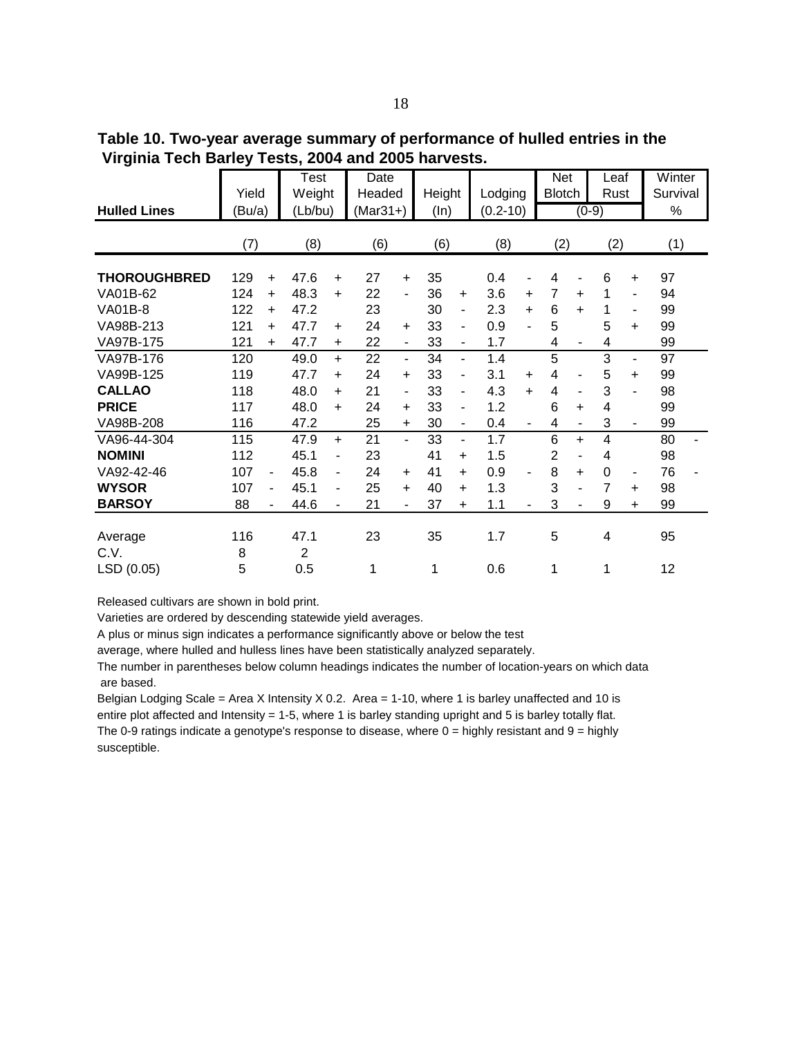**Table 10. Two-year average summary of performance of hulled entries in the Virginia Tech Barley Tests, 2004 and 2005 harvests.**

| Hulled Lines | Yield (Bu/a) | | Test Weight (Lb/bu) | | Date Headed (Mar31+) | | Height (In) | | Lodging (0.2-10) | | Net Blotch (0-9) | | Leaf Rust (0-9) | | Winter Survival % | |
|---|---|---|---|---|---|---|---|---|---|---|---|---|---|---|---|---|
| | (7) | | (8) | | (6) | | (6) | | (8) | | (2) | | (2) | | (1) | |
| **THOROUGHBRED** | 129 | + | 47.6 | + | 27 | + | 35 | | 0.4 | - | 4 | - | 6 | + | 97 | |
| VA01B-62 | 124 | + | 48.3 | + | 22 | - | 36 | + | 3.6 | + | 7 | + | 1 | - | 94 | |
| VA01B-8 | 122 | + | 47.2 | | 23 | | 30 | - | 2.3 | + | 6 | + | 1 | - | 99 | |
| VA98B-213 | 121 | + | 47.7 | + | 24 | + | 33 | - | 0.9 | - | 5 | | 5 | + | 99 | |
| VA97B-175 | 121 | + | 47.7 | + | 22 | - | 33 | - | 1.7 | | 4 | - | 4 | | 99 | |
| VA97B-176 | 120 | | 49.0 | + | 22 | - | 34 | - | 1.4 | | 5 | | 3 | - | 97 | |
| VA99B-125 | 119 | | 47.7 | + | 24 | + | 33 | - | 3.1 | + | 4 | - | 5 | + | 99 | |
| **CALLAO** | 118 | | 48.0 | + | 21 | - | 33 | - | 4.3 | + | 4 | - | 3 | - | 98 | |
| **PRICE** | 117 | | 48.0 | + | 24 | + | 33 | - | 1.2 | | 6 | + | 4 | | 99 | |
| VA98B-208 | 116 | | 47.2 | | 25 | + | 30 | - | 0.4 | - | 4 | - | 3 | - | 99 | |
| VA96-44-304 | 115 | | 47.9 | + | 21 | - | 33 | - | 1.7 | | 6 | + | 4 | | 80 | - |
| **NOMINI** | 112 | | 45.1 | - | 23 | | 41 | + | 1.5 | | 2 | - | 4 | | 98 | |
| VA92-42-46 | 107 | - | 45.8 | - | 24 | + | 41 | + | 0.9 | - | 8 | + | 0 | - | 76 | - |
| **WYSOR** | 107 | - | 45.1 | - | 25 | + | 40 | + | 1.3 | | 3 | - | 7 | + | 98 | |
| **BARSOY** | 88 | - | 44.6 | - | 21 | - | 37 | + | 1.1 | - | 3 | - | 9 | + | 99 | |
| Average | 116 | | 47.1 | | 23 | | 35 | | 1.7 | | 5 | | 4 | | 95 | |
| C.V. | 8 | | 2 | | | | | | | | | | | | | |
| LSD (0.05) | 5 | | 0.5 | | 1 | | 1 | | 0.6 | | 1 | | 1 | | 12 | |

Released cultivars are shown in bold print.

Varieties are ordered by descending statewide yield averages.

A plus or minus sign indicates a performance significantly above or below the test average, where hulled and hulless lines have been statistically analyzed separately.

The number in parentheses below column headings indicates the number of location-years on which data are based.

Belgian Lodging Scale = Area X Intensity X 0.2. Area = 1-10, where 1 is barley unaffected and 10 is entire plot affected and Intensity = 1-5, where 1 is barley standing upright and 5 is barley totally flat.

The 0-9 ratings indicate a genotype's response to disease, where 0 = highly resistant and 9 = highly susceptible.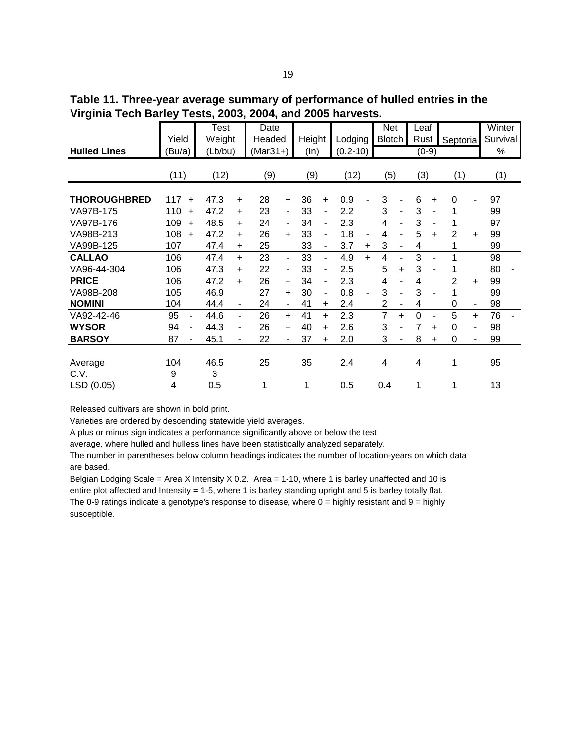**Table 11. Three-year average summary of performance of hulled entries in the Virginia Tech Barley Tests, 2003, 2004, and 2005 harvests.**

| Hulled Lines | Yield (Bu/a) | | Test Weight (Lb/bu) | | Date Headed (Mar31+) | | Height (In) | | Lodging (0.2-10) | | Net Blotch (0-9) | | Leaf Rust (0-9) | | Septoria (0-9) | | Winter Survival % | |
|---|---|---|---|---|---|---|---|---|---|---|---|---|---|---|---|---|---|---|
| | (11) | | (12) | | (9) | | (9) | | (12) | | (5) | | (3) | | (1) | | (1) | |
| **THOROUGHBRED** | 117 | + | 47.3 | + | 28 | + | 36 | + | 0.9 | - | 3 | - | 6 | + | 0 | - | 97 | |
| VA97B-175 | 110 | + | 47.2 | + | 23 | - | 33 | - | 2.2 | | 3 | - | 3 | - | 1 | | 99 | |
| VA97B-176 | 109 | + | 48.5 | + | 24 | - | 34 | - | 2.3 | | 4 | - | 3 | - | 1 | | 97 | |
| VA98B-213 | 108 | + | 47.2 | + | 26 | + | 33 | - | 1.8 | - | 4 | - | 5 | + | 2 | + | 99 | |
| VA99B-125 | 107 | | 47.4 | + | 25 | | 33 | - | 3.7 | + | 3 | - | 4 | | 1 | | 99 | |
| **CALLAO** | 106 | | 47.4 | + | 23 | - | 33 | - | 4.9 | + | 4 | - | 3 | - | 1 | | 98 | |
| VA96-44-304 | 106 | | 47.3 | + | 22 | - | 33 | - | 2.5 | | 5 | + | 3 | - | 1 | | 80 | - |
| **PRICE** | 106 | | 47.2 | + | 26 | + | 34 | - | 2.3 | | 4 | - | 4 | | 2 | + | 99 | |
| VA98B-208 | 105 | | 46.9 | | 27 | + | 30 | - | 0.8 | - | 3 | - | 3 | - | 1 | | 99 | |
| **NOMINI** | 104 | | 44.4 | - | 24 | - | 41 | + | 2.4 | | 2 | - | 4 | | 0 | - | 98 | |
| VA92-42-46 | 95 | - | 44.6 | - | 26 | + | 41 | + | 2.3 | | 7 | + | 0 | - | 5 | + | 76 | - |
| **WYSOR** | 94 | - | 44.3 | - | 26 | + | 40 | + | 2.6 | | 3 | - | 7 | + | 0 | - | 98 | |
| **BARSOY** | 87 | - | 45.1 | - | 22 | - | 37 | + | 2.0 | | 3 | - | 8 | + | 0 | - | 99 | |
| Average | 104 | | 46.5 | | 25 | | 35 | | 2.4 | | 4 | | 4 | | 1 | | 95 | |
| C.V. | 9 | | 3 | | | | | | | | | | | | | | | |
| LSD (0.05) | 4 | | 0.5 | | 1 | | 1 | | 0.5 | | 0.4 | | 1 | | 1 | | 13 | |

Released cultivars are shown in bold print.

Varieties are ordered by descending statewide yield averages.

A plus or minus sign indicates a performance significantly above or below the test average, where hulled and hulless lines have been statistically analyzed separately.

The number in parentheses below column headings indicates the number of location-years on which data are based.

Belgian Lodging Scale = Area X Intensity X 0.2. Area = 1-10, where 1 is barley unaffected and 10 is entire plot affected and Intensity = 1-5, where 1 is barley standing upright and 5 is barley totally flat.

The 0-9 ratings indicate a genotype's response to disease, where 0 = highly resistant and 9 = highly susceptible.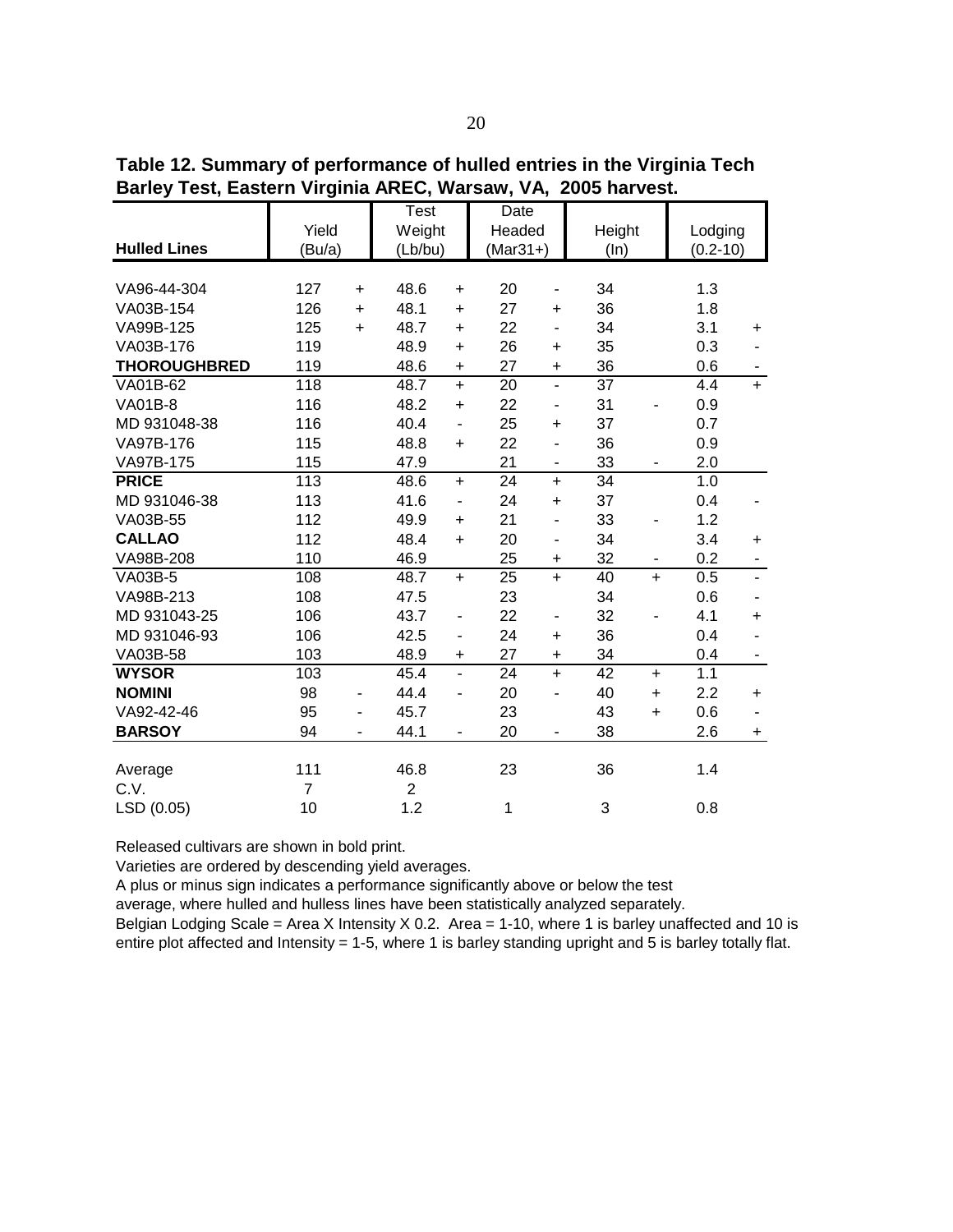**Table 12. Summary of performance of hulled entries in the Virginia Tech Barley Test, Eastern Virginia AREC, Warsaw, VA, 2005 harvest.**

| Hulled Lines | Yield (Bu/a) | | Test Weight (Lb/bu) | | Date Headed (Mar31+) | | Height (In) | | Lodging (0.2-10) | |
|---|---|---|---|---|---|---|---|---|---|---|
| VA96-44-304 | 127 | + | 48.6 | + | 20 | - | 34 | | 1.3 | |
| VA03B-154 | 126 | + | 48.1 | + | 27 | + | 36 | | 1.8 | |
| VA99B-125 | 125 | + | 48.7 | + | 22 | - | 34 | | 3.1 | + |
| VA03B-176 | 119 | | 48.9 | + | 26 | + | 35 | | 0.3 | - |
| **THOROUGHBRED** | 119 | | 48.6 | + | 27 | + | 36 | | 0.6 | - |
| VA01B-62 | 118 | | 48.7 | + | 20 | - | 37 | | 4.4 | + |
| VA01B-8 | 116 | | 48.2 | + | 22 | - | 31 | - | 0.9 | |
| MD 931048-38 | 116 | | 40.4 | - | 25 | + | 37 | | 0.7 | |
| VA97B-176 | 115 | | 48.8 | + | 22 | - | 36 | | 0.9 | |
| VA97B-175 | 115 | | 47.9 | | 21 | - | 33 | - | 2.0 | |
| **PRICE** | 113 | | 48.6 | + | 24 | + | 34 | | 1.0 | |
| MD 931046-38 | 113 | | 41.6 | - | 24 | + | 37 | | 0.4 | - |
| VA03B-55 | 112 | | 49.9 | + | 21 | - | 33 | - | 1.2 | |
| **CALLAO** | 112 | | 48.4 | + | 20 | - | 34 | | 3.4 | + |
| VA98B-208 | 110 | | 46.9 | | 25 | + | 32 | - | 0.2 | - |
| VA03B-5 | 108 | | 48.7 | + | 25 | + | 40 | + | 0.5 | - |
| VA98B-213 | 108 | | 47.5 | | 23 | | 34 | | 0.6 | - |
| MD 931043-25 | 106 | | 43.7 | - | 22 | - | 32 | - | 4.1 | + |
| MD 931046-93 | 106 | | 42.5 | - | 24 | + | 36 | | 0.4 | - |
| VA03B-58 | 103 | | 48.9 | + | 27 | + | 34 | | 0.4 | - |
| **WYSOR** | 103 | | 45.4 | - | 24 | + | 42 | + | 1.1 | |
| **NOMINI** | 98 | - | 44.4 | - | 20 | - | 40 | + | 2.2 | + |
| VA92-42-46 | 95 | - | 45.7 | | 23 | | 43 | + | 0.6 | - |
| **BARSOY** | 94 | - | 44.1 | - | 20 | - | 38 | | 2.6 | + |
| | | | | | | | | | | |
| Average | 111 | | 46.8 | | 23 | | 36 | | 1.4 | |
| C.V. | 7 | | 2 | | | | | | | |
| LSD (0.05) | 10 | | 1.2 | | 1 | | 3 | | 0.8 | |

Released cultivars are shown in bold print.

Varieties are ordered by descending yield averages.

A plus or minus sign indicates a performance significantly above or below the test average, where hulled and hulless lines have been statistically analyzed separately.

Belgian Lodging Scale = Area X Intensity X 0.2. Area = 1-10, where 1 is barley unaffected and 10 is entire plot affected and Intensity = 1-5, where 1 is barley standing upright and 5 is barley totally flat.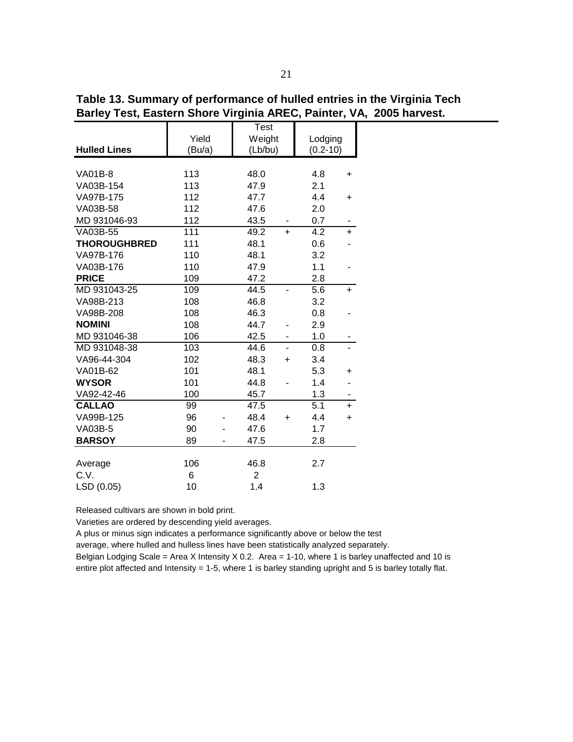**Table 13. Summary of performance of hulled entries in the Virginia Tech Barley Test, Eastern Shore Virginia AREC, Painter, VA, 2005 harvest.**

| Hulled Lines | Yield (Bu/a) | | Test Weight (Lb/bu) | | Lodging (0.2-10) | |
|---|---|---|---|---|---|---|
| VA01B-8 | 113 | | 48.0 | | 4.8 | + |
| VA03B-154 | 113 | | 47.9 | | 2.1 | |
| VA97B-175 | 112 | | 47.7 | | 4.4 | + |
| VA03B-58 | 112 | | 47.6 | | 2.0 | |
| MD 931046-93 | 112 | | 43.5 | - | 0.7 | - |
| VA03B-55 | 111 | | 49.2 | + | 4.2 | + |
| **THOROUGHBRED** | 111 | | 48.1 | | 0.6 | - |
| VA97B-176 | 110 | | 48.1 | | 3.2 | |
| VA03B-176 | 110 | | 47.9 | | 1.1 | - |
| **PRICE** | 109 | | 47.2 | | 2.8 | |
| MD 931043-25 | 109 | | 44.5 | - | 5.6 | + |
| VA98B-213 | 108 | | 46.8 | | 3.2 | |
| VA98B-208 | 108 | | 46.3 | | 0.8 | - |
| **NOMINI** | 108 | | 44.7 | - | 2.9 | |
| MD 931046-38 | 106 | | 42.5 | - | 1.0 | - |
| MD 931048-38 | 103 | | 44.6 | - | 0.8 | - |
| VA96-44-304 | 102 | | 48.3 | + | 3.4 | |
| VA01B-62 | 101 | | 48.1 | | 5.3 | + |
| **WYSOR** | 101 | | 44.8 | - | 1.4 | - |
| VA92-42-46 | 100 | | 45.7 | | 1.3 | - |
| **CALLAO** | 99 | | 47.5 | | 5.1 | + |
| VA99B-125 | 96 | - | 48.4 | + | 4.4 | + |
| VA03B-5 | 90 | - | 47.6 | | 1.7 | |
| **BARSOY** | 89 | - | 47.5 | | 2.8 | |
| Average | 106 | | 46.8 | | 2.7 | |
| C.V. | 6 | | 2 | | | |
| LSD (0.05) | 10 | | 1.4 | | 1.3 | |

Released cultivars are shown in bold print.

Varieties are ordered by descending yield averages.

A plus or minus sign indicates a performance significantly above or below the test average, where hulled and hulless lines have been statistically analyzed separately.

Belgian Lodging Scale = Area X Intensity X 0.2. Area = 1-10, where 1 is barley unaffected and 10 is entire plot affected and Intensity = 1-5, where 1 is barley standing upright and 5 is barley totally flat.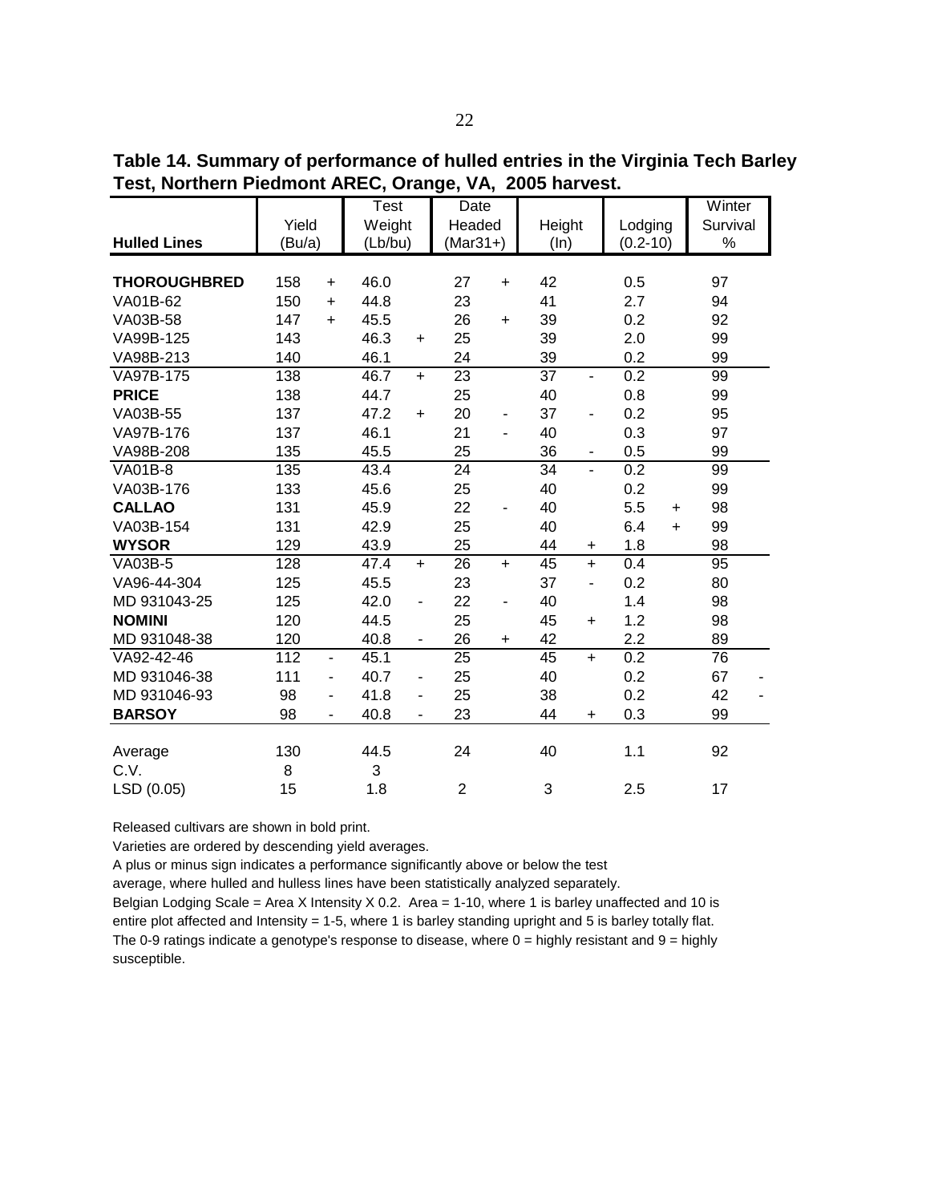**Table 14. Summary of performance of hulled entries in the Virginia Tech Barley Test, Northern Piedmont AREC, Orange, VA, 2005 harvest.**

| Hulled Lines | Yield (Bu/a) | | Test Weight (Lb/bu) | | Date Headed (Mar31+) | | Height (In) | | Lodging (0.2-10) | | Winter Survival % | |
|---|---|---|---|---|---|---|---|---|---|---|---|---|
| **THOROUGHBRED** | 158 | + | 46.0 | | 27 | + | 42 | | 0.5 | | 97 | |
| VA01B-62 | 150 | + | 44.8 | | 23 | | 41 | | 2.7 | | 94 | |
| VA03B-58 | 147 | + | 45.5 | | 26 | + | 39 | | 0.2 | | 92 | |
| VA99B-125 | 143 | | 46.3 | + | 25 | | 39 | | 2.0 | | 99 | |
| VA98B-213 | 140 | | 46.1 | | 24 | | 39 | | 0.2 | | 99 | |
| VA97B-175 | 138 | | 46.7 | + | 23 | | 37 | - | 0.2 | | 99 | |
| **PRICE** | 138 | | 44.7 | | 25 | | 40 | | 0.8 | | 99 | |
| VA03B-55 | 137 | | 47.2 | + | 20 | - | 37 | - | 0.2 | | 95 | |
| VA97B-176 | 137 | | 46.1 | | 21 | - | 40 | | 0.3 | | 97 | |
| VA98B-208 | 135 | | 45.5 | | 25 | | 36 | - | 0.5 | | 99 | |
| VA01B-8 | 135 | | 43.4 | | 24 | | 34 | - | 0.2 | | 99 | |
| VA03B-176 | 133 | | 45.6 | | 25 | | 40 | | 0.2 | | 99 | |
| **CALLAO** | 131 | | 45.9 | | 22 | - | 40 | | 5.5 | + | 98 | |
| VA03B-154 | 131 | | 42.9 | | 25 | | 40 | | 6.4 | + | 99 | |
| **WYSOR** | 129 | | 43.9 | | 25 | | 44 | + | 1.8 | | 98 | |
| VA03B-5 | 128 | | 47.4 | + | 26 | + | 45 | + | 0.4 | | 95 | |
| VA96-44-304 | 125 | | 45.5 | | 23 | | 37 | - | 0.2 | | 80 | |
| MD 931043-25 | 125 | | 42.0 | - | 22 | - | 40 | | 1.4 | | 98 | |
| **NOMINI** | 120 | | 44.5 | | 25 | | 45 | + | 1.2 | | 98 | |
| MD 931048-38 | 120 | | 40.8 | - | 26 | + | 42 | | 2.2 | | 89 | |
| VA92-42-46 | 112 | - | 45.1 | | 25 | | 45 | + | 0.2 | | 76 | |
| MD 931046-38 | 111 | - | 40.7 | - | 25 | | 40 | | 0.2 | | 67 | - |
| MD 931046-93 | 98 | - | 41.8 | - | 25 | | 38 | | 0.2 | | 42 | - |
| **BARSOY** | 98 | - | 40.8 | - | 23 | | 44 | + | 0.3 | | 99 | |
| Average | 130 | | 44.5 | | 24 | | 40 | | 1.1 | | 92 | |
| C.V. | 8 | | 3 | | | | | | | | | |
| LSD (0.05) | 15 | | 1.8 | | 2 | | 3 | | 2.5 | | 17 | |

Released cultivars are shown in bold print.

Varieties are ordered by descending yield averages.

A plus or minus sign indicates a performance significantly above or below the test average, where hulled and hulless lines have been statistically analyzed separately.

Belgian Lodging Scale = Area X Intensity X 0.2. Area = 1-10, where 1 is barley unaffected and 10 is entire plot affected and Intensity = 1-5, where 1 is barley standing upright and 5 is barley totally flat.

The 0-9 ratings indicate a genotype's response to disease, where 0 = highly resistant and 9 = highly susceptible.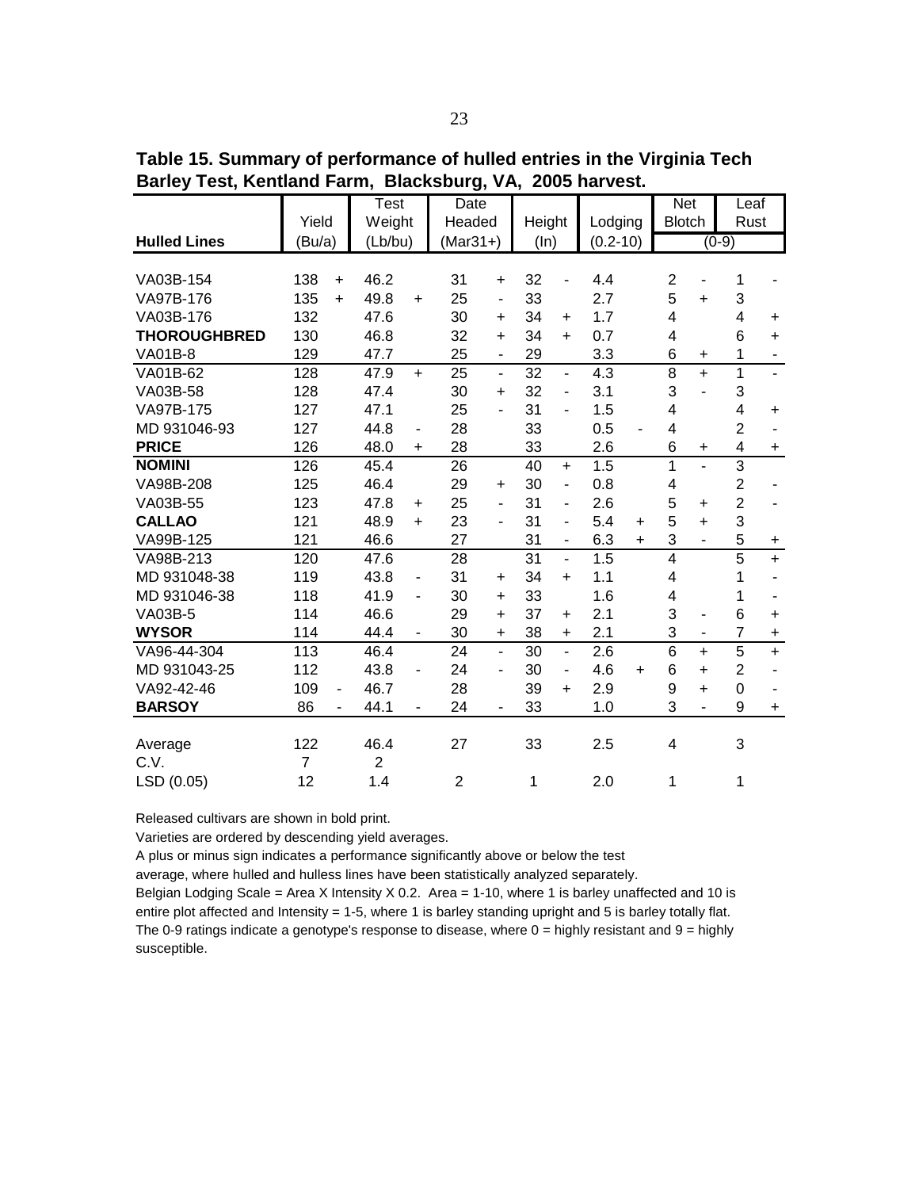**Table 15. Summary of performance of hulled entries in the Virginia Tech Barley Test, Kentland Farm, Blacksburg, VA, 2005 harvest.**

| Hulled Lines | Yield (Bu/a) | | Test Weight (Lb/bu) | | Date Headed (Mar31+) | | Height (In) | | Lodging (0.2-10) | | Net Blotch (0-9) | | Leaf Rust (0-9) | |
|---|---|---|---|---|---|---|---|---|---|---|---|---|---|---|
| VA03B-154 | 138 | + | 46.2 | | 31 | + | 32 | - | 4.4 | | 2 | - | 1 | - |
| VA97B-176 | 135 | + | 49.8 | + | 25 | - | 33 | | 2.7 | | 5 | + | 3 | |
| VA03B-176 | 132 | | 47.6 | | 30 | + | 34 | + | 1.7 | | 4 | | 4 | + |
| **THOROUGHBRED** | 130 | | 46.8 | | 32 | + | 34 | + | 0.7 | | 4 | | 6 | + |
| VA01B-8 | 129 | | 47.7 | | 25 | - | 29 | | 3.3 | | 6 | + | 1 | - |
| VA01B-62 | 128 | | 47.9 | + | 25 | - | 32 | - | 4.3 | | 8 | + | 1 | - |
| VA03B-58 | 128 | | 47.4 | | 30 | + | 32 | - | 3.1 | | 3 | - | 3 | |
| VA97B-175 | 127 | | 47.1 | | 25 | - | 31 | - | 1.5 | | 4 | | 4 | + |
| MD 931046-93 | 127 | | 44.8 | - | 28 | | 33 | | 0.5 | - | 4 | | 2 | - |
| **PRICE** | 126 | | 48.0 | + | 28 | | 33 | | 2.6 | | 6 | + | 4 | + |
| **NOMINI** | 126 | | 45.4 | | 26 | | 40 | + | 1.5 | | 1 | - | 3 | |
| VA98B-208 | 125 | | 46.4 | | 29 | + | 30 | - | 0.8 | | 4 | | 2 | - |
| VA03B-55 | 123 | | 47.8 | + | 25 | - | 31 | - | 2.6 | | 5 | + | 2 | - |
| **CALLAO** | 121 | | 48.9 | + | 23 | - | 31 | - | 5.4 | + | 5 | + | 3 | |
| VA99B-125 | 121 | | 46.6 | | 27 | | 31 | - | 6.3 | + | 3 | - | 5 | + |
| VA98B-213 | 120 | | 47.6 | | 28 | | 31 | - | 1.5 | | 4 | | 5 | + |
| MD 931048-38 | 119 | | 43.8 | - | 31 | + | 34 | + | 1.1 | | 4 | | 1 | - |
| MD 931046-38 | 118 | | 41.9 | - | 30 | + | 33 | | 1.6 | | 4 | | 1 | - |
| VA03B-5 | 114 | | 46.6 | | 29 | + | 37 | + | 2.1 | | 3 | - | 6 | + |
| **WYSOR** | 114 | | 44.4 | - | 30 | + | 38 | + | 2.1 | | 3 | - | 7 | + |
| VA96-44-304 | 113 | | 46.4 | | 24 | - | 30 | - | 2.6 | | 6 | + | 5 | + |
| MD 931043-25 | 112 | | 43.8 | - | 24 | - | 30 | - | 4.6 | + | 6 | + | 2 | - |
| VA92-42-46 | 109 | - | 46.7 | | 28 | | 39 | + | 2.9 | | 9 | + | 0 | - |
| **BARSOY** | 86 | - | 44.1 | - | 24 | - | 33 | | 1.0 | | 3 | - | 9 | + |
| Average | 122 | | 46.4 | | 27 | | 33 | | 2.5 | | 4 | | 3 | |
| C.V. | 7 | | 2 | | | | | | | | | | | |
| LSD (0.05) | 12 | | 1.4 | | 2 | | 1 | | 2.0 | | 1 | | 1 | |

Released cultivars are shown in bold print.
Varieties are ordered by descending yield averages.
A plus or minus sign indicates a performance significantly above or below the test average, where hulled and hulless lines have been statistically analyzed separately.
Belgian Lodging Scale = Area X Intensity X 0.2. Area = 1-10, where 1 is barley unaffected and 10 is entire plot affected and Intensity = 1-5, where 1 is barley standing upright and 5 is barley totally flat.
The 0-9 ratings indicate a genotype's response to disease, where 0 = highly resistant and 9 = highly susceptible.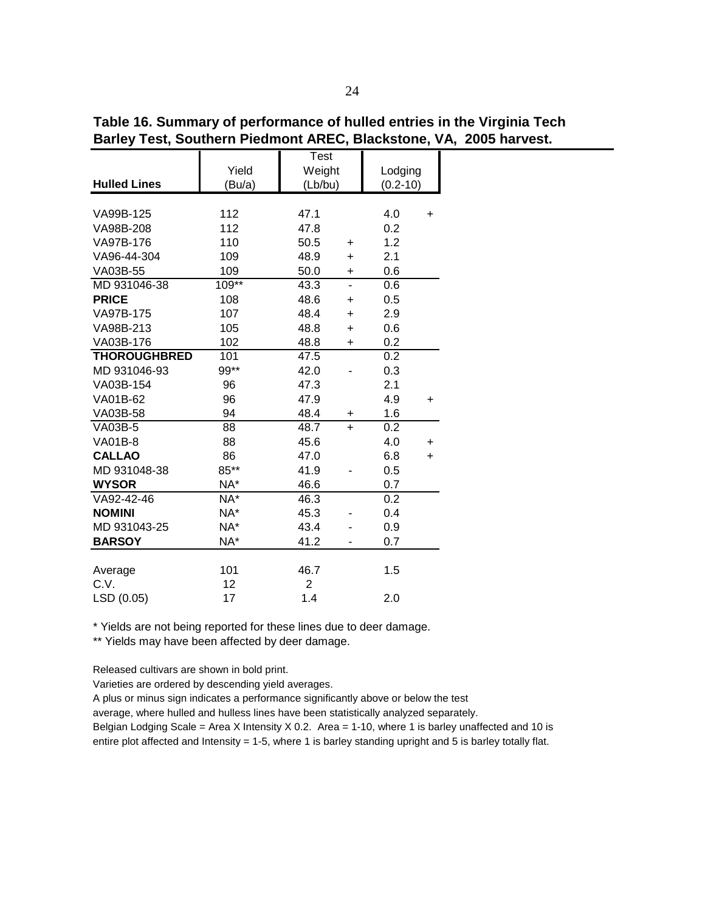**Table 16. Summary of performance of hulled entries in the Virginia Tech Barley Test, Southern Piedmont AREC, Blackstone, VA, 2005 harvest.**

| Hulled Lines | Yield (Bu/a) | Test Weight (Lb/bu) | | Lodging (0.2-10) | |
|---|---|---|---|---|---|
| VA99B-125 | 112 | 47.1 | | 4.0 | + |
| VA98B-208 | 112 | 47.8 | | 0.2 | |
| VA97B-176 | 110 | 50.5 | + | 1.2 | |
| VA96-44-304 | 109 | 48.9 | + | 2.1 | |
| VA03B-55 | 109 | 50.0 | + | 0.6 | |
| MD 931046-38 | 109** | 43.3 | - | 0.6 | |
| **PRICE** | 108 | 48.6 | + | 0.5 | |
| VA97B-175 | 107 | 48.4 | + | 2.9 | |
| VA98B-213 | 105 | 48.8 | + | 0.6 | |
| VA03B-176 | 102 | 48.8 | + | 0.2 | |
| **THOROUGHBRED** | 101 | 47.5 | | 0.2 | |
| MD 931046-93 | 99** | 42.0 | - | 0.3 | |
| VA03B-154 | 96 | 47.3 | | 2.1 | |
| VA01B-62 | 96 | 47.9 | | 4.9 | + |
| VA03B-58 | 94 | 48.4 | + | 1.6 | |
| VA03B-5 | 88 | 48.7 | + | 0.2 | |
| VA01B-8 | 88 | 45.6 | | 4.0 | + |
| **CALLAO** | 86 | 47.0 | | 6.8 | + |
| MD 931048-38 | 85** | 41.9 | - | 0.5 | |
| **WYSOR** | NA* | 46.6 | | 0.7 | |
| VA92-42-46 | NA* | 46.3 | | 0.2 | |
| **NOMINI** | NA* | 45.3 | - | 0.4 | |
| MD 931043-25 | NA* | 43.4 | - | 0.9 | |
| **BARSOY** | NA* | 41.2 | - | 0.7 | |
| Average | 101 | 46.7 | | 1.5 | |
| C.V. | 12 | 2 | | | |
| LSD (0.05) | 17 | 1.4 | | 2.0 | |

* Yields are not being reported for these lines due to deer damage.

** Yields may have been affected by deer damage.

Released cultivars are shown in bold print.

Varieties are ordered by descending yield averages.

A plus or minus sign indicates a performance significantly above or below the test average, where hulled and hulless lines have been statistically analyzed separately.

Belgian Lodging Scale = Area X Intensity X 0.2. Area = 1-10, where 1 is barley unaffected and 10 is entire plot affected and Intensity = 1-5, where 1 is barley standing upright and 5 is barley totally flat.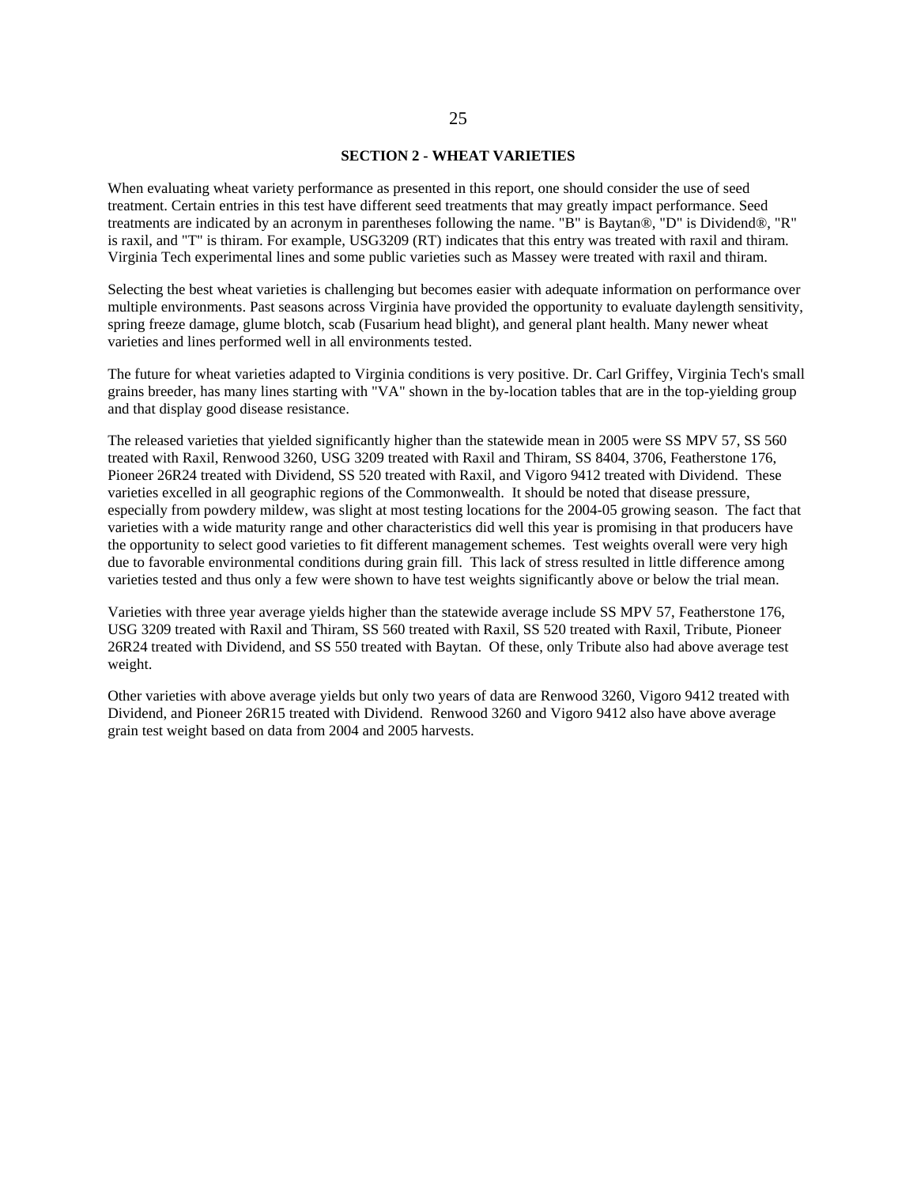## SECTION 2 - WHEAT VARIETIES

When evaluating wheat variety performance as presented in this report, one should consider the use of seed treatment. Certain entries in this test have different seed treatments that may greatly impact performance. Seed treatments are indicated by an acronym in parentheses following the name. "B" is Baytan®, "D" is Dividend®, "R" is raxil, and "T" is thiram. For example, USG3209 (RT) indicates that this entry was treated with raxil and thiram. Virginia Tech experimental lines and some public varieties such as Massey were treated with raxil and thiram.

Selecting the best wheat varieties is challenging but becomes easier with adequate information on performance over multiple environments. Past seasons across Virginia have provided the opportunity to evaluate daylength sensitivity, spring freeze damage, glume blotch, scab (Fusarium head blight), and general plant health. Many newer wheat varieties and lines performed well in all environments tested.

The future for wheat varieties adapted to Virginia conditions is very positive. Dr. Carl Griffey, Virginia Tech's small grains breeder, has many lines starting with "VA" shown in the by-location tables that are in the top-yielding group and that display good disease resistance.

The released varieties that yielded significantly higher than the statewide mean in 2005 were SS MPV 57, SS 560 treated with Raxil, Renwood 3260, USG 3209 treated with Raxil and Thiram, SS 8404, 3706, Featherstone 176, Pioneer 26R24 treated with Dividend, SS 520 treated with Raxil, and Vigoro 9412 treated with Dividend. These varieties excelled in all geographic regions of the Commonwealth. It should be noted that disease pressure, especially from powdery mildew, was slight at most testing locations for the 2004-05 growing season. The fact that varieties with a wide maturity range and other characteristics did well this year is promising in that producers have the opportunity to select good varieties to fit different management schemes. Test weights overall were very high due to favorable environmental conditions during grain fill. This lack of stress resulted in little difference among varieties tested and thus only a few were shown to have test weights significantly above or below the trial mean.

Varieties with three year average yields higher than the statewide average include SS MPV 57, Featherstone 176, USG 3209 treated with Raxil and Thiram, SS 560 treated with Raxil, SS 520 treated with Raxil, Tribute, Pioneer 26R24 treated with Dividend, and SS 550 treated with Baytan. Of these, only Tribute also had above average test weight.

Other varieties with above average yields but only two years of data are Renwood 3260, Vigoro 9412 treated with Dividend, and Pioneer 26R15 treated with Dividend. Renwood 3260 and Vigoro 9412 also have above average grain test weight based on data from 2004 and 2005 harvests.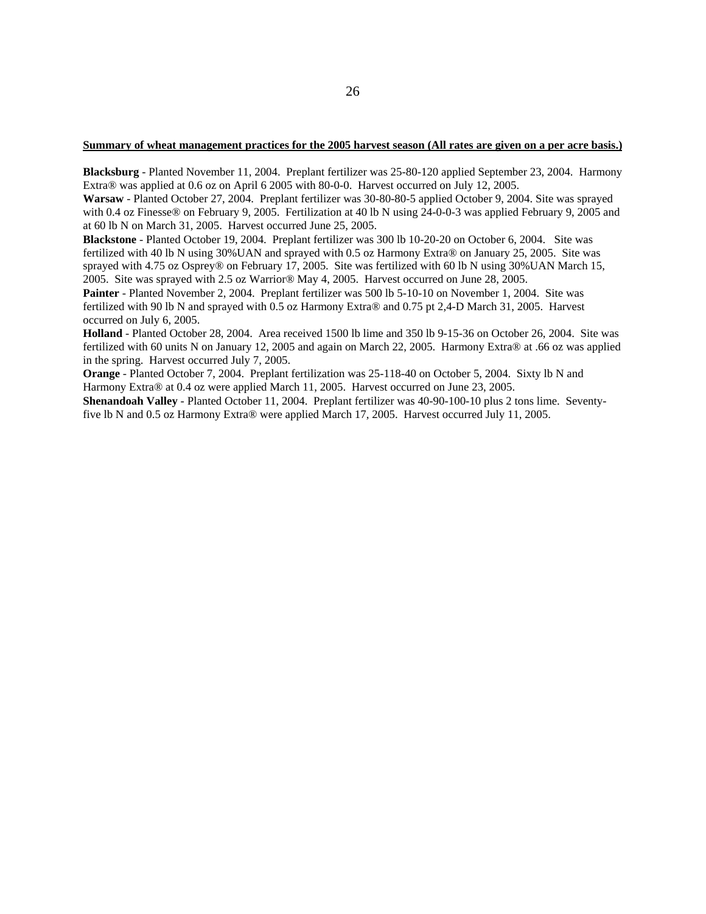**Summary of wheat management practices for the 2005 harvest season (All rates are given on a per acre basis.)**

**Blacksburg** - Planted November 11, 2004. Preplant fertilizer was 25-80-120 applied September 23, 2004. Harmony Extra® was applied at 0.6 oz on April 6 2005 with 80-0-0. Harvest occurred on July 12, 2005.

**Warsaw** - Planted October 27, 2004. Preplant fertilizer was 30-80-80-5 applied October 9, 2004. Site was sprayed with 0.4 oz Finesse® on February 9, 2005. Fertilization at 40 lb N using 24-0-0-3 was applied February 9, 2005 and at 60 lb N on March 31, 2005. Harvest occurred June 25, 2005.

**Blackstone** - Planted October 19, 2004. Preplant fertilizer was 300 lb 10-20-20 on October 6, 2004. Site was fertilized with 40 lb N using 30%UAN and sprayed with 0.5 oz Harmony Extra® on January 25, 2005. Site was sprayed with 4.75 oz Osprey® on February 17, 2005. Site was fertilized with 60 lb N using 30%UAN March 15, 2005. Site was sprayed with 2.5 oz Warrior® May 4, 2005. Harvest occurred on June 28, 2005.

**Painter** - Planted November 2, 2004. Preplant fertilizer was 500 lb 5-10-10 on November 1, 2004. Site was fertilized with 90 lb N and sprayed with 0.5 oz Harmony Extra® and 0.75 pt 2,4-D March 31, 2005. Harvest occurred on July 6, 2005.

**Holland** - Planted October 28, 2004. Area received 1500 lb lime and 350 lb 9-15-36 on October 26, 2004. Site was fertilized with 60 units N on January 12, 2005 and again on March 22, 2005. Harmony Extra® at .66 oz was applied in the spring. Harvest occurred July 7, 2005.

**Orange** - Planted October 7, 2004. Preplant fertilization was 25-118-40 on October 5, 2004. Sixty lb N and Harmony Extra® at 0.4 oz were applied March 11, 2005. Harvest occurred on June 23, 2005.

**Shenandoah Valley** - Planted October 11, 2004. Preplant fertilizer was 40-90-100-10 plus 2 tons lime. Seventy-five lb N and 0.5 oz Harmony Extra® were applied March 17, 2005. Harvest occurred July 11, 2005.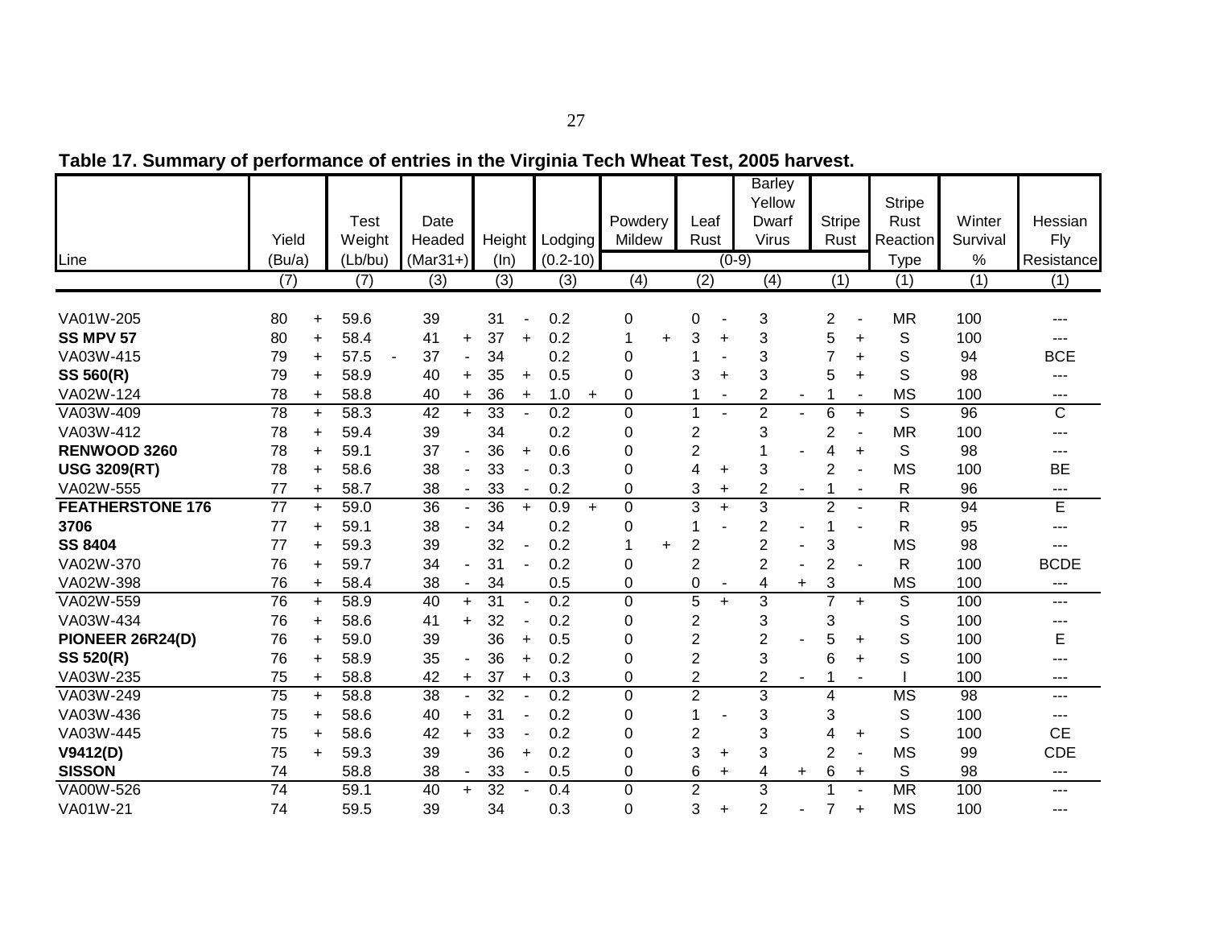**Table 17. Summary of performance of entries in the Virginia Tech Wheat Test, 2005 harvest.**

| Line | Yield (Bu/a) | | Test Weight (Lb/bu) | | Date Headed (Mar31+) | | Height (In) | | Lodging (0.2-10) | | Powdery Mildew (0-9) | | Leaf Rust (0-9) | | Barley Yellow Dwarf Virus (0-9) | | Stripe Rust (0-9) | | Stripe Rust Reaction Type | Winter Survival % | Hessian Fly Resistance |
|---|---|---|---|---|---|---|---|---|---|---|---|---|---|---|---|---|---|---|---|---|---|
| | (7) | | (7) | | (3) | | (3) | | (3) | | (4) | | (2) | | (4) | | (1) | | (1) | (1) | (1) |
| VA01W-205 | 80 | + | 59.6 | | 39 | | 31 | - | 0.2 | | 0 | | 0 | - | 3 | | 2 | - | MR | 100 | --- |
| **SS MPV 57** | 80 | + | 58.4 | | 41 | + | 37 | + | 0.2 | | 1 | + | 3 | + | 3 | | 5 | + | S | 100 | --- |
| VA03W-415 | 79 | + | 57.5 | - | 37 | - | 34 | | 0.2 | | 0 | | 1 | - | 3 | | 7 | + | S | 94 | BCE |
| **SS 560(R)** | 79 | + | 58.9 | | 40 | + | 35 | + | 0.5 | | 0 | | 3 | + | 3 | | 5 | + | S | 98 | --- |
| VA02W-124 | 78 | + | 58.8 | | 40 | + | 36 | + | 1.0 | + | 0 | | 1 | - | 2 | - | 1 | - | MS | 100 | --- |
| VA03W-409 | 78 | + | 58.3 | | 42 | + | 33 | - | 0.2 | | 0 | | 1 | - | 2 | - | 6 | + | S | 96 | C |
| VA03W-412 | 78 | + | 59.4 | | 39 | | 34 | | 0.2 | | 0 | | 2 | | 3 | | 2 | - | MR | 100 | --- |
| **RENWOOD 3260** | 78 | + | 59.1 | | 37 | - | 36 | + | 0.6 | | 0 | | 2 | | 1 | - | 4 | + | S | 98 | --- |
| **USG 3209(RT)** | 78 | + | 58.6 | | 38 | - | 33 | - | 0.3 | | 0 | | 4 | + | 3 | | 2 | - | MS | 100 | BE |
| VA02W-555 | 77 | + | 58.7 | | 38 | - | 33 | - | 0.2 | | 0 | | 3 | + | 2 | - | 1 | - | R | 96 | --- |
| **FEATHERSTONE 176** | 77 | + | 59.0 | | 36 | - | 36 | + | 0.9 | + | 0 | | 3 | + | 3 | | 2 | - | R | 94 | E |
| **3706** | 77 | + | 59.1 | | 38 | - | 34 | | 0.2 | | 0 | | 1 | - | 2 | - | 1 | - | R | 95 | --- |
| **SS 8404** | 77 | + | 59.3 | | 39 | | 32 | - | 0.2 | | 1 | + | 2 | | 2 | - | 3 | | MS | 98 | --- |
| VA02W-370 | 76 | + | 59.7 | | 34 | - | 31 | - | 0.2 | | 0 | | 2 | | 2 | - | 2 | - | R | 100 | BCDE |
| VA02W-398 | 76 | + | 58.4 | | 38 | - | 34 | | 0.5 | | 0 | | 0 | - | 4 | + | 3 | | MS | 100 | --- |
| VA02W-559 | 76 | + | 58.9 | | 40 | + | 31 | - | 0.2 | | 0 | | 5 | + | 3 | | 7 | + | S | 100 | --- |
| VA03W-434 | 76 | + | 58.6 | | 41 | + | 32 | - | 0.2 | | 0 | | 2 | | 3 | | 3 | | S | 100 | --- |
| **PIONEER 26R24(D)** | 76 | + | 59.0 | | 39 | | 36 | + | 0.5 | | 0 | | 2 | | 2 | - | 5 | + | S | 100 | E |
| **SS 520(R)** | 76 | + | 58.9 | | 35 | - | 36 | + | 0.2 | | 0 | | 2 | | 3 | | 6 | + | S | 100 | --- |
| VA03W-235 | 75 | + | 58.8 | | 42 | + | 37 | + | 0.3 | | 0 | | 2 | | 2 | - | 1 | - | I | 100 | --- |
| VA03W-249 | 75 | + | 58.8 | | 38 | - | 32 | - | 0.2 | | 0 | | 2 | | 3 | | 4 | | MS | 98 | --- |
| VA03W-436 | 75 | + | 58.6 | | 40 | + | 31 | - | 0.2 | | 0 | | 1 | - | 3 | | 3 | | S | 100 | --- |
| VA03W-445 | 75 | + | 58.6 | | 42 | + | 33 | - | 0.2 | | 0 | | 2 | | 3 | | 4 | + | S | 100 | CE |
| **V9412(D)** | 75 | + | 59.3 | | 39 | | 36 | + | 0.2 | | 0 | | 3 | + | 3 | | 2 | - | MS | 99 | CDE |
| **SISSON** | 74 | | 58.8 | | 38 | - | 33 | - | 0.5 | | 0 | | 6 | + | 4 | + | 6 | + | S | 98 | --- |
| VA00W-526 | 74 | | 59.1 | | 40 | + | 32 | - | 0.4 | | 0 | | 2 | | 3 | | 1 | - | MR | 100 | --- |
| VA01W-21 | 74 | | 59.5 | | 39 | | 34 | | 0.3 | | 0 | | 3 | + | 2 | - | 7 | + | MS | 100 | --- |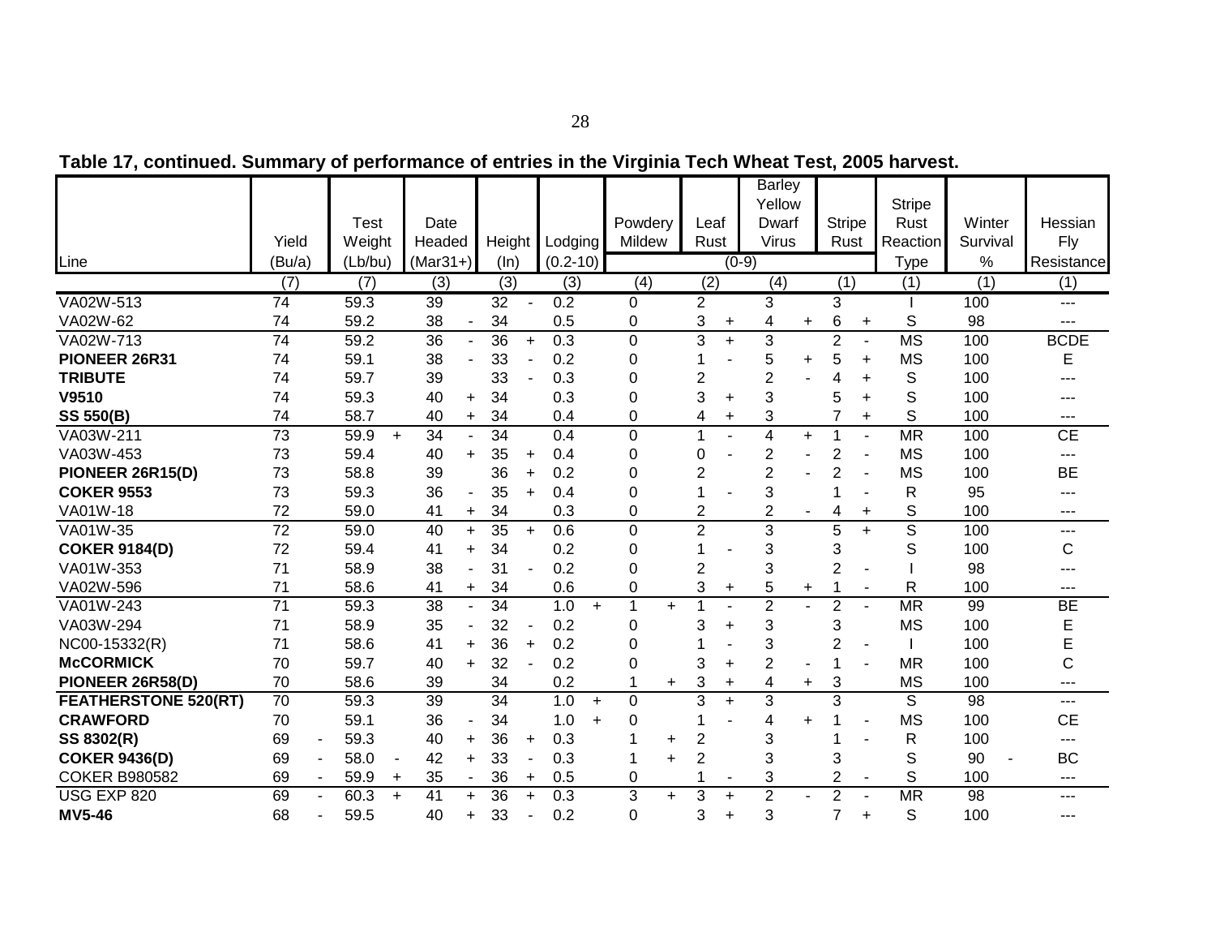**Table 17, continued. Summary of performance of entries in the Virginia Tech Wheat Test, 2005 harvest.**

| Line | Yield (Bu/a) | | Test Weight (Lb/bu) | | Date Headed (Mar31+) | | Height (In) | | Lodging (0.2-10) | | Powdery Mildew | | Leaf Rust | | Barley Yellow Dwarf Virus | | Stripe Rust | | Stripe Rust Reaction Type | Winter Survival % | Hessian Fly Resistance |
|---|---|---|---|---|---|---|---|---|---|---|---|---|---|---|---|---|---|---|---|---|---|
| | | | | | | | | | | | (0-9) | | | | | | | | | | |
| | (7) | | (7) | | (3) | | (3) | | (3) | | (4) | | (2) | | (4) | | (1) | | (1) | (1) | (1) |
| VA02W-513 | 74 | | 59.3 | | 39 | | 32 | - | 0.2 | | 0 | | 2 | | 3 | | 3 | | I | 100 | --- |
| VA02W-62 | 74 | | 59.2 | | 38 | - | 34 | | 0.5 | | 0 | | 3 | + | 4 | + | 6 | + | S | 98 | --- |
| VA02W-713 | 74 | | 59.2 | | 36 | - | 36 | + | 0.3 | | 0 | | 3 | + | 3 | | 2 | - | MS | 100 | BCDE |
| **PIONEER 26R31** | 74 | | 59.1 | | 38 | - | 33 | - | 0.2 | | 0 | | 1 | - | 5 | + | 5 | + | MS | 100 | E |
| **TRIBUTE** | 74 | | 59.7 | | 39 | | 33 | - | 0.3 | | 0 | | 2 | | 2 | - | 4 | + | S | 100 | --- |
| **V9510** | 74 | | 59.3 | | 40 | + | 34 | | 0.3 | | 0 | | 3 | + | 3 | | 5 | + | S | 100 | --- |
| **SS 550(B)** | 74 | | 58.7 | | 40 | + | 34 | | 0.4 | | 0 | | 4 | + | 3 | | 7 | + | S | 100 | --- |
| VA03W-211 | 73 | | 59.9 | + | 34 | - | 34 | | 0.4 | | 0 | | 1 | - | 4 | + | 1 | - | MR | 100 | CE |
| VA03W-453 | 73 | | 59.4 | | 40 | + | 35 | + | 0.4 | | 0 | | 0 | - | 2 | - | 2 | - | MS | 100 | --- |
| **PIONEER 26R15(D)** | 73 | | 58.8 | | 39 | | 36 | + | 0.2 | | 0 | | 2 | | 2 | - | 2 | - | MS | 100 | BE |
| **COKER 9553** | 73 | | 59.3 | | 36 | - | 35 | + | 0.4 | | 0 | | 1 | - | 3 | | 1 | - | R | 95 | --- |
| VA01W-18 | 72 | | 59.0 | | 41 | + | 34 | | 0.3 | | 0 | | 2 | | 2 | - | 4 | + | S | 100 | --- |
| VA01W-35 | 72 | | 59.0 | | 40 | + | 35 | + | 0.6 | | 0 | | 2 | | 3 | | 5 | + | S | 100 | --- |
| **COKER 9184(D)** | 72 | | 59.4 | | 41 | + | 34 | | 0.2 | | 0 | | 1 | - | 3 | | 3 | | S | 100 | C |
| VA01W-353 | 71 | | 58.9 | | 38 | - | 31 | - | 0.2 | | 0 | | 2 | | 3 | | 2 | - | I | 98 | --- |
| VA02W-596 | 71 | | 58.6 | | 41 | + | 34 | | 0.6 | | 0 | | 3 | + | 5 | + | 1 | - | R | 100 | --- |
| VA01W-243 | 71 | | 59.3 | | 38 | - | 34 | | 1.0 | + | 1 | + | 1 | - | 2 | - | 2 | - | MR | 99 | BE |
| VA03W-294 | 71 | | 58.9 | | 35 | - | 32 | - | 0.2 | | 0 | | 3 | + | 3 | | 3 | | MS | 100 | E |
| NC00-15332(R) | 71 | | 58.6 | | 41 | + | 36 | + | 0.2 | | 0 | | 1 | - | 3 | | 2 | - | I | 100 | E |
| **McCORMICK** | 70 | | 59.7 | | 40 | + | 32 | - | 0.2 | | 0 | | 3 | + | 2 | - | 1 | - | MR | 100 | C |
| **PIONEER 26R58(D)** | 70 | | 58.6 | | 39 | | 34 | | 0.2 | | 1 | + | 3 | + | 4 | + | 3 | | MS | 100 | --- |
| **FEATHERSTONE 520(RT)** | 70 | | 59.3 | | 39 | | 34 | | 1.0 | + | 0 | | 3 | + | 3 | | 3 | | S | 98 | --- |
| **CRAWFORD** | 70 | | 59.1 | | 36 | - | 34 | | 1.0 | + | 0 | | 1 | - | 4 | + | 1 | - | MS | 100 | CE |
| **SS 8302(R)** | 69 | - | 59.3 | | 40 | + | 36 | + | 0.3 | | 1 | + | 2 | | 3 | | 1 | - | R | 100 | --- |
| **COKER 9436(D)** | 69 | - | 58.0 | - | 42 | + | 33 | - | 0.3 | | 1 | + | 2 | | 3 | | 3 | | S | 90 - | BC |
| COKER B980582 | 69 | - | 59.9 | + | 35 | - | 36 | + | 0.5 | | 0 | | 1 | - | 3 | | 2 | - | S | 100 | --- |
| USG EXP 820 | 69 | - | 60.3 | + | 41 | + | 36 | + | 0.3 | | 3 | + | 3 | + | 2 | - | 2 | - | MR | 98 | --- |
| **MV5-46** | 68 | - | 59.5 | | 40 | + | 33 | - | 0.2 | | 0 | | 3 | + | 3 | | 7 | + | S | 100 | --- |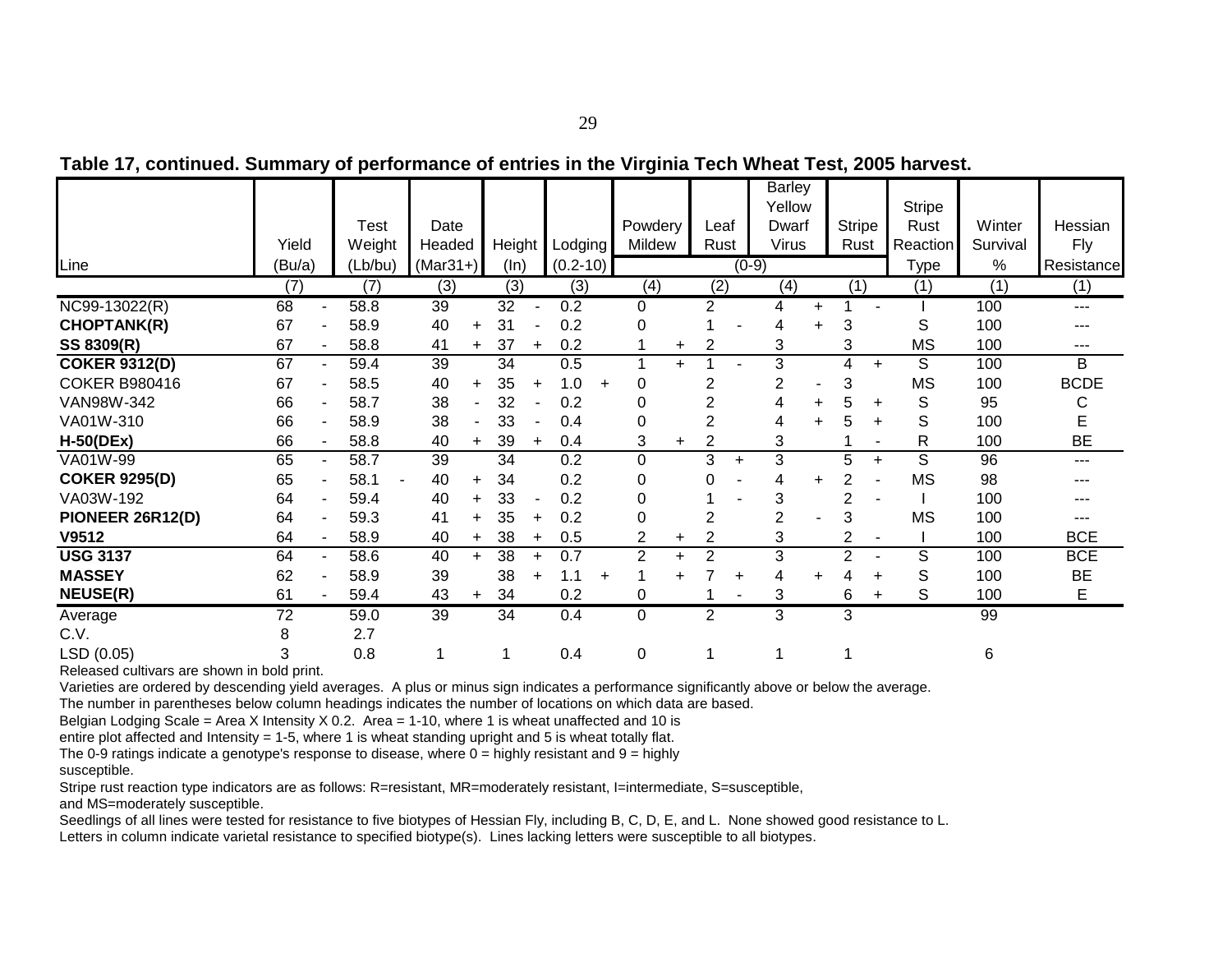**Table 17, continued. Summary of performance of entries in the Virginia Tech Wheat Test, 2005 harvest.**

| Line | Yield (Bu/a) | | Test Weight (Lb/bu) | | Date Headed (Mar31+) | | Height (In) | | Lodging (0.2-10) | | Powdery Mildew | | Leaf Rust | | Barley Yellow Dwarf Virus | | Stripe Rust | | Stripe Rust Reaction Type | Winter Survival % | Hessian Fly Resistance |
|---|---|---|---|---|---|---|---|---|---|---|---|---|---|---|---|---|---|---|---|---|---|
| | | | | | | | | | | | (0-9) | | | | | | | | | | |
| | (7) | | (7) | | (3) | | (3) | | (3) | | (4) | | (2) | | (4) | | (1) | | (1) | (1) | (1) |
| NC99-13022(R) | 68 | - | 58.8 | | 39 | | 32 | - | 0.2 | | 0 | | 2 | | 4 | + | 1 | - | I | 100 | --- |
| **CHOPTANK(R)** | 67 | - | 58.9 | | 40 | + | 31 | - | 0.2 | | 0 | | 1 | - | 4 | + | 3 | | S | 100 | --- |
| **SS 8309(R)** | 67 | - | 58.8 | | 41 | + | 37 | + | 0.2 | | 1 | + | 2 | | 3 | | 3 | | MS | 100 | --- |
| **COKER 9312(D)** | 67 | - | 59.4 | | 39 | | 34 | | 0.5 | | 1 | + | 1 | - | 3 | | 4 | + | S | 100 | B |
| COKER B980416 | 67 | - | 58.5 | | 40 | + | 35 | + | 1.0 | + | 0 | | 2 | | 2 | - | 3 | | MS | 100 | BCDE |
| VAN98W-342 | 66 | - | 58.7 | | 38 | - | 32 | - | 0.2 | | 0 | | 2 | | 4 | + | 5 | + | S | 95 | C |
| VA01W-310 | 66 | - | 58.9 | | 38 | - | 33 | - | 0.4 | | 0 | | 2 | | 4 | + | 5 | + | S | 100 | E |
| **H-50(DEx)** | 66 | - | 58.8 | | 40 | + | 39 | + | 0.4 | | 3 | + | 2 | | 3 | | 1 | - | R | 100 | BE |
| VA01W-99 | 65 | - | 58.7 | | 39 | | 34 | | 0.2 | | 0 | | 3 | + | 3 | | 5 | + | S | 96 | --- |
| **COKER 9295(D)** | 65 | - | 58.1 | - | 40 | + | 34 | | 0.2 | | 0 | | 0 | - | 4 | + | 2 | - | MS | 98 | --- |
| VA03W-192 | 64 | - | 59.4 | | 40 | + | 33 | - | 0.2 | | 0 | | 1 | - | 3 | | 2 | - | I | 100 | --- |
| **PIONEER 26R12(D)** | 64 | - | 59.3 | | 41 | + | 35 | + | 0.2 | | 0 | | 2 | | 2 | - | 3 | | MS | 100 | --- |
| **V9512** | 64 | - | 58.9 | | 40 | + | 38 | + | 0.5 | | 2 | + | 2 | | 3 | | 2 | - | I | 100 | BCE |
| **USG 3137** | 64 | - | 58.6 | | 40 | + | 38 | + | 0.7 | | 2 | + | 2 | | 3 | | 2 | - | S | 100 | BCE |
| **MASSEY** | 62 | - | 58.9 | | 39 | | 38 | + | 1.1 | + | 1 | + | 7 | + | 4 | + | 4 | + | S | 100 | BE |
| **NEUSE(R)** | 61 | - | 59.4 | | 43 | + | 34 | | 0.2 | | 0 | | 1 | - | 3 | | 6 | + | S | 100 | E |
| Average | 72 | | 59.0 | | 39 | | 34 | | 0.4 | | 0 | | 2 | | 3 | | 3 | | | 99 | |
| C.V. | 8 | | 2.7 | | | | | | | | | | | | | | | | | | |
| LSD (0.05) | 3 | | 0.8 | | 1 | | 1 | | 0.4 | | 0 | | 1 | | 1 | | 1 | | | 6 | |

Released cultivars are shown in bold print.

Varieties are ordered by descending yield averages. A plus or minus sign indicates a performance significantly above or below the average.

The number in parentheses below column headings indicates the number of locations on which data are based.

Belgian Lodging Scale = Area X Intensity X 0.2. Area = 1-10, where 1 is wheat unaffected and 10 is entire plot affected and Intensity = 1-5, where 1 is wheat standing upright and 5 is wheat totally flat.

The 0-9 ratings indicate a genotype's response to disease, where 0 = highly resistant and 9 = highly susceptible.

Stripe rust reaction type indicators are as follows: R=resistant, MR=moderately resistant, I=intermediate, S=susceptible, and MS=moderately susceptible.

Seedlings of all lines were tested for resistance to five biotypes of Hessian Fly, including B, C, D, E, and L. None showed good resistance to L.

Letters in column indicate varietal resistance to specified biotype(s). Lines lacking letters were susceptible to all biotypes.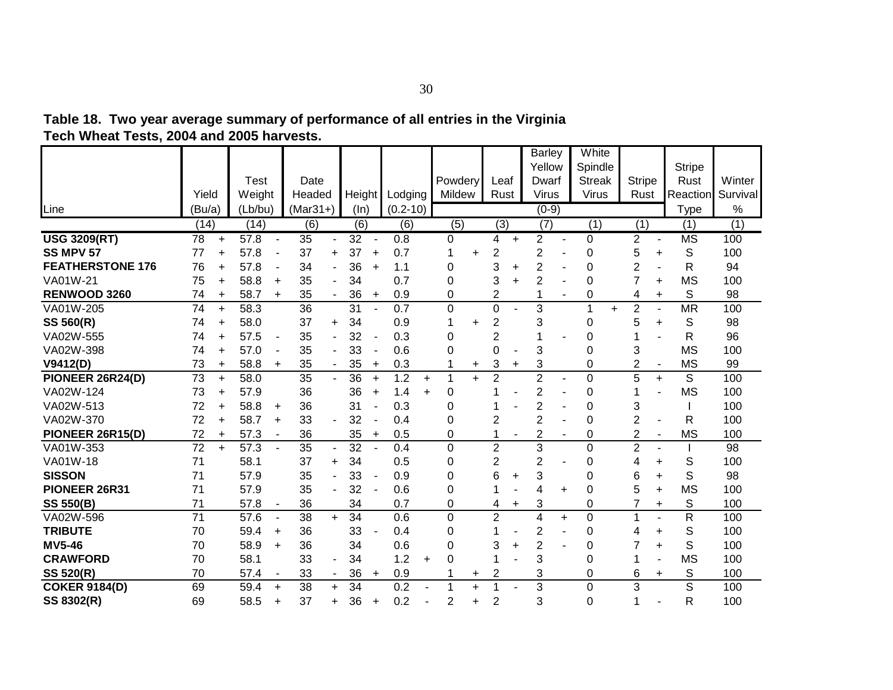**Table 18. Two year average summary of performance of all entries in the Virginia Tech Wheat Tests, 2004 and 2005 harvests.**

| Line | Yield (Bu/a) | | Test Weight (Lb/bu) | | Date Headed (Mar31+) | | Height (In) | | Lodging (0.2-10) | | Powdery Mildew | | Leaf Rust | | Barley Yellow Dwarf Virus | | White Spindle Streak Virus | | Stripe Rust | | Stripe Rust Reaction Type | Winter Survival % |
|---|---|---|---|---|---|---|---|---|---|---|---|---|---|---|---|---|---|---|---|---|---|---|
| | | | | | | | | | | | (0-9) | | | | | | | | | | | |
| | (14) | | (14) | | (6) | | (6) | | (6) | | (5) | | (3) | | (7) | | (1) | | (1) | | (1) | (1) |
| **USG 3209(RT)** | 78 | + | 57.8 | - | 35 | - | 32 | - | 0.8 | | 0 | | 4 | + | 2 | - | 0 | | 2 | - | MS | 100 |
| **SS MPV 57** | 77 | + | 57.8 | - | 37 | + | 37 | + | 0.7 | | 1 | + | 2 | | 2 | - | 0 | | 5 | + | S | 100 |
| **FEATHERSTONE 176** | 76 | + | 57.8 | - | 34 | - | 36 | + | 1.1 | | 0 | | 3 | + | 2 | - | 0 | | 2 | - | R | 94 |
| VA01W-21 | 75 | + | 58.8 | + | 35 | - | 34 | | 0.7 | | 0 | | 3 | + | 2 | - | 0 | | 7 | + | MS | 100 |
| **RENWOOD 3260** | 74 | + | 58.7 | + | 35 | - | 36 | + | 0.9 | | 0 | | 2 | | 1 | - | 0 | | 4 | + | S | 98 |
| VA01W-205 | 74 | + | 58.3 | | 36 | | 31 | - | 0.7 | | 0 | | 0 | - | 3 | | 1 | + | 2 | - | MR | 100 |
| **SS 560(R)** | 74 | + | 58.0 | | 37 | + | 34 | | 0.9 | | 1 | + | 2 | | 3 | | 0 | | 5 | + | S | 98 |
| VA02W-555 | 74 | + | 57.5 | - | 35 | - | 32 | - | 0.3 | | 0 | | 2 | | 1 | - | 0 | | 1 | - | R | 96 |
| VA02W-398 | 74 | + | 57.0 | - | 35 | - | 33 | - | 0.6 | | 0 | | 0 | - | 3 | | 0 | | 3 | | MS | 100 |
| **V9412(D)** | 73 | + | 58.8 | + | 35 | - | 35 | + | 0.3 | | 1 | + | 3 | + | 3 | | 0 | | 2 | - | MS | 99 |
| **PIONEER 26R24(D)** | 73 | + | 58.0 | | 35 | - | 36 | + | 1.2 | + | 1 | + | 2 | | 2 | - | 0 | | 5 | + | S | 100 |
| VA02W-124 | 73 | + | 57.9 | | 36 | | 36 | + | 1.4 | + | 0 | | 1 | - | 2 | - | 0 | | 1 | - | MS | 100 |
| VA02W-513 | 72 | + | 58.8 | + | 36 | | 31 | - | 0.3 | | 0 | | 1 | - | 2 | - | 0 | | 3 | | I | 100 |
| VA02W-370 | 72 | + | 58.7 | + | 33 | - | 32 | - | 0.4 | | 0 | | 2 | | 2 | - | 0 | | 2 | - | R | 100 |
| **PIONEER 26R15(D)** | 72 | + | 57.3 | - | 36 | | 35 | + | 0.5 | | 0 | | 1 | - | 2 | - | 0 | | 2 | - | MS | 100 |
| VA01W-353 | 72 | + | 57.3 | - | 35 | - | 32 | - | 0.4 | | 0 | | 2 | | 3 | | 0 | | 2 | - | I | 98 |
| VA01W-18 | 71 | | 58.1 | | 37 | + | 34 | | 0.5 | | 0 | | 2 | | 2 | - | 0 | | 4 | + | S | 100 |
| **SISSON** | 71 | | 57.9 | | 35 | - | 33 | - | 0.9 | | 0 | | 6 | + | 3 | | 0 | | 6 | + | S | 98 |
| **PIONEER 26R31** | 71 | | 57.9 | | 35 | - | 32 | - | 0.6 | | 0 | | 1 | - | 4 | + | 0 | | 5 | + | MS | 100 |
| **SS 550(B)** | 71 | | 57.8 | - | 36 | | 34 | | 0.7 | | 0 | | 4 | + | 3 | | 0 | | 7 | + | S | 100 |
| VA02W-596 | 71 | | 57.6 | - | 38 | + | 34 | | 0.6 | | 0 | | 2 | | 4 | + | 0 | | 1 | - | R | 100 |
| **TRIBUTE** | 70 | | 59.4 | + | 36 | | 33 | - | 0.4 | | 0 | | 1 | - | 2 | - | 0 | | 4 | + | S | 100 |
| **MV5-46** | 70 | | 58.9 | + | 36 | | 34 | | 0.6 | | 0 | | 3 | + | 2 | - | 0 | | 7 | + | S | 100 |
| **CRAWFORD** | 70 | | 58.1 | | 33 | - | 34 | | 1.2 | + | 0 | | 1 | - | 3 | | 0 | | 1 | - | MS | 100 |
| **SS 520(R)** | 70 | | 57.4 | - | 33 | - | 36 | + | 0.9 | | 1 | + | 2 | | 3 | | 0 | | 6 | + | S | 100 |
| **COKER 9184(D)** | 69 | | 59.4 | + | 38 | + | 34 | | 0.2 | - | 1 | + | 1 | - | 3 | | 0 | | 3 | | S | 100 |
| **SS 8302(R)** | 69 | | 58.5 | + | 37 | + | 36 | + | 0.2 | - | 2 | + | 2 | | 3 | | 0 | | 1 | - | R | 100 |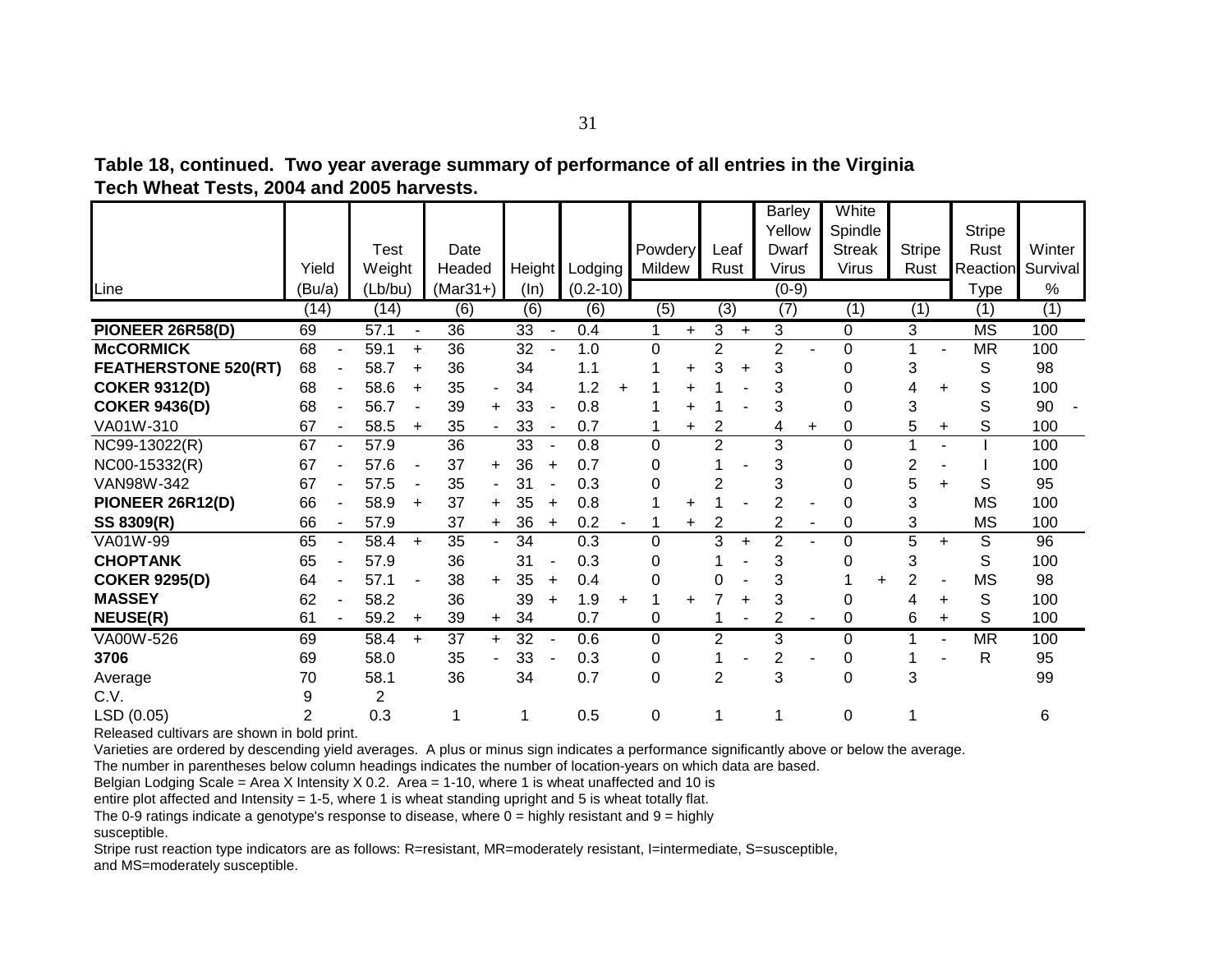**Table 18, continued. Two year average summary of performance of all entries in the Virginia Tech Wheat Tests, 2004 and 2005 harvests.**

| Line | Yield | | Test Weight | | Date Headed | | Height | | Lodging | | Powdery Mildew | | Leaf Rust | | Barley Yellow Dwarf Virus | | White Spindle Streak Virus | | Stripe Rust | | Stripe Rust Reaction | Winter Survival | |
|---|---|---|---|---|---|---|---|---|---|---|---|---|---|---|---|---|---|---|---|---|---|---|---|
| | (Bu/a) | | (Lb/bu) | | (Mar31+) | | (In) | | (0.2-10) | | | | | | (0-9) | | | | | | Type | % | |
| | (14) | | (14) | | (6) | | (6) | | (6) | | (5) | | (3) | | (7) | | (1) | | (1) | | (1) | (1) | |
| **PIONEER 26R58(D)** | 69 | | 57.1 | - | 36 | | 33 | - | 0.4 | | 1 | + | 3 | + | 3 | | 0 | | 3 | | MS | 100 | |
| **McCORMICK** | 68 | - | 59.1 | + | 36 | | 32 | - | 1.0 | | 0 | | 2 | | 2 | - | 0 | | 1 | - | MR | 100 | |
| **FEATHERSTONE 520(RT)** | 68 | - | 58.7 | + | 36 | | 34 | | 1.1 | | 1 | + | 3 | + | 3 | | 0 | | 3 | | S | 98 | |
| **COKER 9312(D)** | 68 | - | 58.6 | + | 35 | - | 34 | | 1.2 | + | 1 | + | 1 | - | 3 | | 0 | | 4 | + | S | 100 | |
| **COKER 9436(D)** | 68 | - | 56.7 | - | 39 | + | 33 | - | 0.8 | | 1 | + | 1 | - | 3 | | 0 | | 3 | | S | 90 | - |
| VA01W-310 | 67 | - | 58.5 | + | 35 | - | 33 | - | 0.7 | | 1 | + | 2 | | 4 | + | 0 | | 5 | + | S | 100 | |
| NC99-13022(R) | 67 | - | 57.9 | | 36 | | 33 | - | 0.8 | | 0 | | 2 | | 3 | | 0 | | 1 | - | I | 100 | |
| NC00-15332(R) | 67 | - | 57.6 | - | 37 | + | 36 | + | 0.7 | | 0 | | 1 | - | 3 | | 0 | | 2 | - | I | 100 | |
| VAN98W-342 | 67 | - | 57.5 | - | 35 | - | 31 | - | 0.3 | | 0 | | 2 | | 3 | | 0 | | 5 | + | S | 95 | |
| **PIONEER 26R12(D)** | 66 | - | 58.9 | + | 37 | + | 35 | + | 0.8 | | 1 | + | 1 | - | 2 | - | 0 | | 3 | | MS | 100 | |
| **SS 8309(R)** | 66 | - | 57.9 | | 37 | + | 36 | + | 0.2 | - | 1 | + | 2 | | 2 | - | 0 | | 3 | | MS | 100 | |
| VA01W-99 | 65 | - | 58.4 | + | 35 | - | 34 | | 0.3 | | 0 | | 3 | + | 2 | - | 0 | | 5 | + | S | 96 | |
| **CHOPTANK** | 65 | - | 57.9 | | 36 | | 31 | - | 0.3 | | 0 | | 1 | - | 3 | | 0 | | 3 | | S | 100 | |
| **COKER 9295(D)** | 64 | - | 57.1 | - | 38 | + | 35 | + | 0.4 | | 0 | | 0 | - | 3 | | 1 | + | 2 | - | MS | 98 | |
| **MASSEY** | 62 | - | 58.2 | | 36 | | 39 | + | 1.9 | + | 1 | + | 7 | + | 3 | | 0 | | 4 | + | S | 100 | |
| **NEUSE(R)** | 61 | - | 59.2 | + | 39 | + | 34 | | 0.7 | | 0 | | 1 | - | 2 | - | 0 | | 6 | + | S | 100 | |
| VA00W-526 | 69 | | 58.4 | + | 37 | + | 32 | - | 0.6 | | 0 | | 2 | | 3 | | 0 | | 1 | - | MR | 100 | |
| **3706** | 69 | | 58.0 | | 35 | - | 33 | - | 0.3 | | 0 | | 1 | - | 2 | - | 0 | | 1 | - | R | 95 | |
| Average | 70 | | 58.1 | | 36 | | 34 | | 0.7 | | 0 | | 2 | | 3 | | 0 | | 3 | | | 99 | |
| C.V. | 9 | | 2 | | | | | | | | | | | | | | | | | | | | |
| LSD (0.05) | 2 | | 0.3 | | 1 | | 1 | | 0.5 | | 0 | | 1 | | 1 | | 0 | | 1 | | | 6 | |

Released cultivars are shown in bold print.

Varieties are ordered by descending yield averages. A plus or minus sign indicates a performance significantly above or below the average.

The number in parentheses below column headings indicates the number of location-years on which data are based.

Belgian Lodging Scale = Area X Intensity X 0.2. Area = 1-10, where 1 is wheat unaffected and 10 is entire plot affected and Intensity = 1-5, where 1 is wheat standing upright and 5 is wheat totally flat.

The 0-9 ratings indicate a genotype's response to disease, where 0 = highly resistant and 9 = highly susceptible.

Stripe rust reaction type indicators are as follows: R=resistant, MR=moderately resistant, I=intermediate, S=susceptible, and MS=moderately susceptible.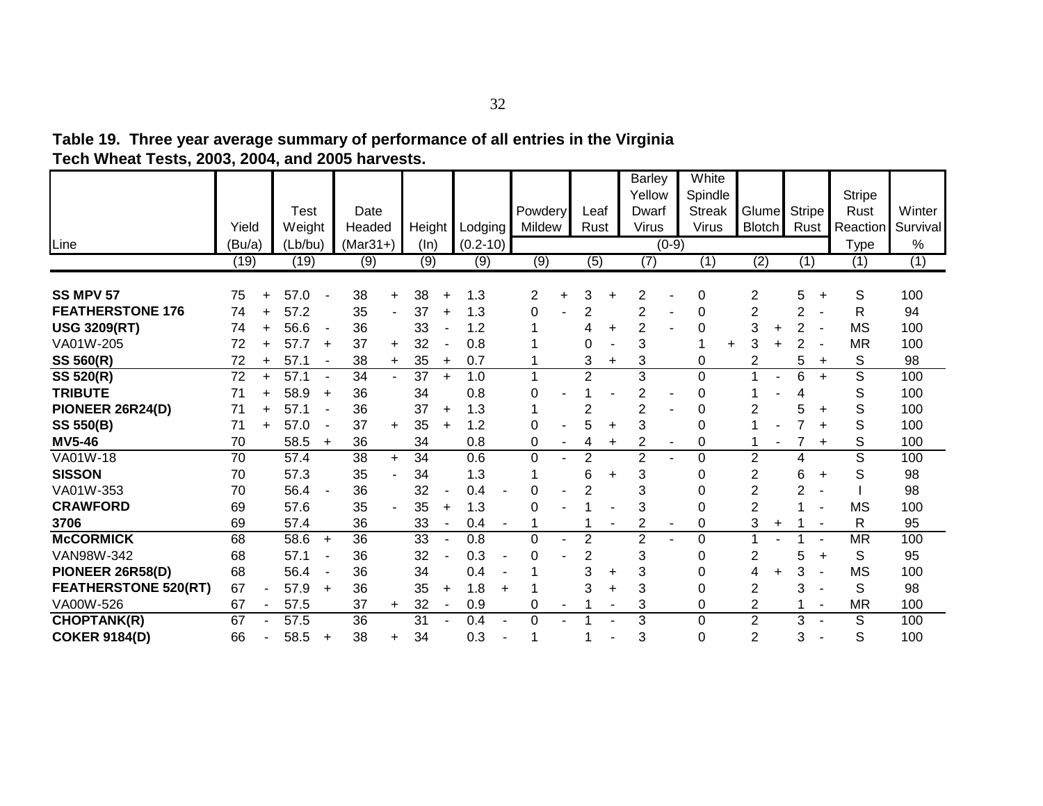**Table 19. Three year average summary of performance of all entries in the Virginia Tech Wheat Tests, 2003, 2004, and 2005 harvests.**

| Line | Yield (Bu/a) | Test Weight (Lb/bu) | Date Headed (Mar31+) | Height (In) | Lodging (0.2-10) | Powdery Mildew (0-9) | Leaf Rust (0-9) | Barley Yellow Dwarf Virus (0-9) | White Spindle Streak Virus (0-9) | Glume Blotch (0-9) | Stripe Rust (0-9) | Stripe Rust Reaction Type | Winter Survival % |
|---|---|---|---|---|---|---|---|---|---|---|---|---|---|
| | (19) | (19) | (9) | (9) | (9) | (9) | (5) | (7) | (1) | (2) | (1) | (1) | (1) |
| **SS MPV 57** | 75 + | 57.0 - | 38 + | 38 + | 1.3 | 2 + | 3 + | 2 - | 0 | 2 | 5 + | S | 100 |
| **FEATHERSTONE 176** | 74 + | 57.2 | 35 - | 37 + | 1.3 | 0 - | 2 | 2 - | 0 | 2 | 2 - | R | 94 |
| **USG 3209(RT)** | 74 + | 56.6 - | 36 | 33 - | 1.2 | 1 | 4 + | 2 - | 0 | 3 + | 2 - | MS | 100 |
| VA01W-205 | 72 + | 57.7 + | 37 + | 32 - | 0.8 | 1 | 0 - | 3 | 1 + | 3 + | 2 - | MR | 100 |
| **SS 560(R)** | 72 + | 57.1 - | 38 + | 35 + | 0.7 | 1 | 3 + | 3 | 0 | 2 | 5 + | S | 98 |
| **SS 520(R)** | 72 + | 57.1 - | 34 - | 37 + | 1.0 | 1 | 2 | 3 | 0 | 1 - | 6 + | S | 100 |
| **TRIBUTE** | 71 + | 58.9 + | 36 | 34 | 0.8 | 0 - | 1 - | 2 - | 0 | 1 - | 4 | S | 100 |
| **PIONEER 26R24(D)** | 71 + | 57.1 - | 36 | 37 + | 1.3 | 1 | 2 | 2 - | 0 | 2 | 5 + | S | 100 |
| **SS 550(B)** | 71 + | 57.0 - | 37 + | 35 + | 1.2 | 0 - | 5 + | 3 | 0 | 1 - | 7 + | S | 100 |
| **MV5-46** | 70 | 58.5 + | 36 | 34 | 0.8 | 0 - | 4 + | 2 - | 0 | 1 - | 7 + | S | 100 |
| VA01W-18 | 70 | 57.4 | 38 + | 34 | 0.6 | 0 - | 2 | 2 - | 0 | 2 | 4 | S | 100 |
| **SISSON** | 70 | 57.3 | 35 - | 34 | 1.3 | 1 | 6 + | 3 | 0 | 2 | 6 + | S | 98 |
| VA01W-353 | 70 | 56.4 - | 36 | 32 - | 0.4 - | 0 - | 2 | 3 | 0 | 2 | 2 - | I | 98 |
| **CRAWFORD** | 69 | 57.6 | 35 - | 35 + | 1.3 | 0 - | 1 - | 3 | 0 | 2 | 1 - | MS | 100 |
| **3706** | 69 | 57.4 | 36 | 33 - | 0.4 - | 1 | 1 - | 2 - | 0 | 3 + | 1 - | R | 95 |
| **McCORMICK** | 68 | 58.6 + | 36 | 33 - | 0.8 | 0 - | 2 | 2 - | 0 | 1 - | 1 - | MR | 100 |
| VAN98W-342 | 68 | 57.1 - | 36 | 32 - | 0.3 - | 0 - | 2 | 3 | 0 | 2 | 5 + | S | 95 |
| **PIONEER 26R58(D)** | 68 | 56.4 - | 36 | 34 | 0.4 - | 1 | 3 + | 3 | 0 | 4 + | 3 - | MS | 100 |
| **FEATHERSTONE 520(RT)** | 67 - | 57.9 + | 36 | 35 + | 1.8 + | 1 | 3 + | 3 | 0 | 2 | 3 - | S | 98 |
| VA00W-526 | 67 - | 57.5 | 37 + | 32 - | 0.9 | 0 - | 1 - | 3 | 0 | 2 | 1 - | MR | 100 |
| **CHOPTANK(R)** | 67 - | 57.5 | 36 | 31 - | 0.4 - | 0 - | 1 - | 3 | 0 | 2 | 3 - | S | 100 |
| **COKER 9184(D)** | 66 - | 58.5 + | 38 + | 34 | 0.3 - | 1 | 1 - | 3 | 0 | 2 | 3 - | S | 100 |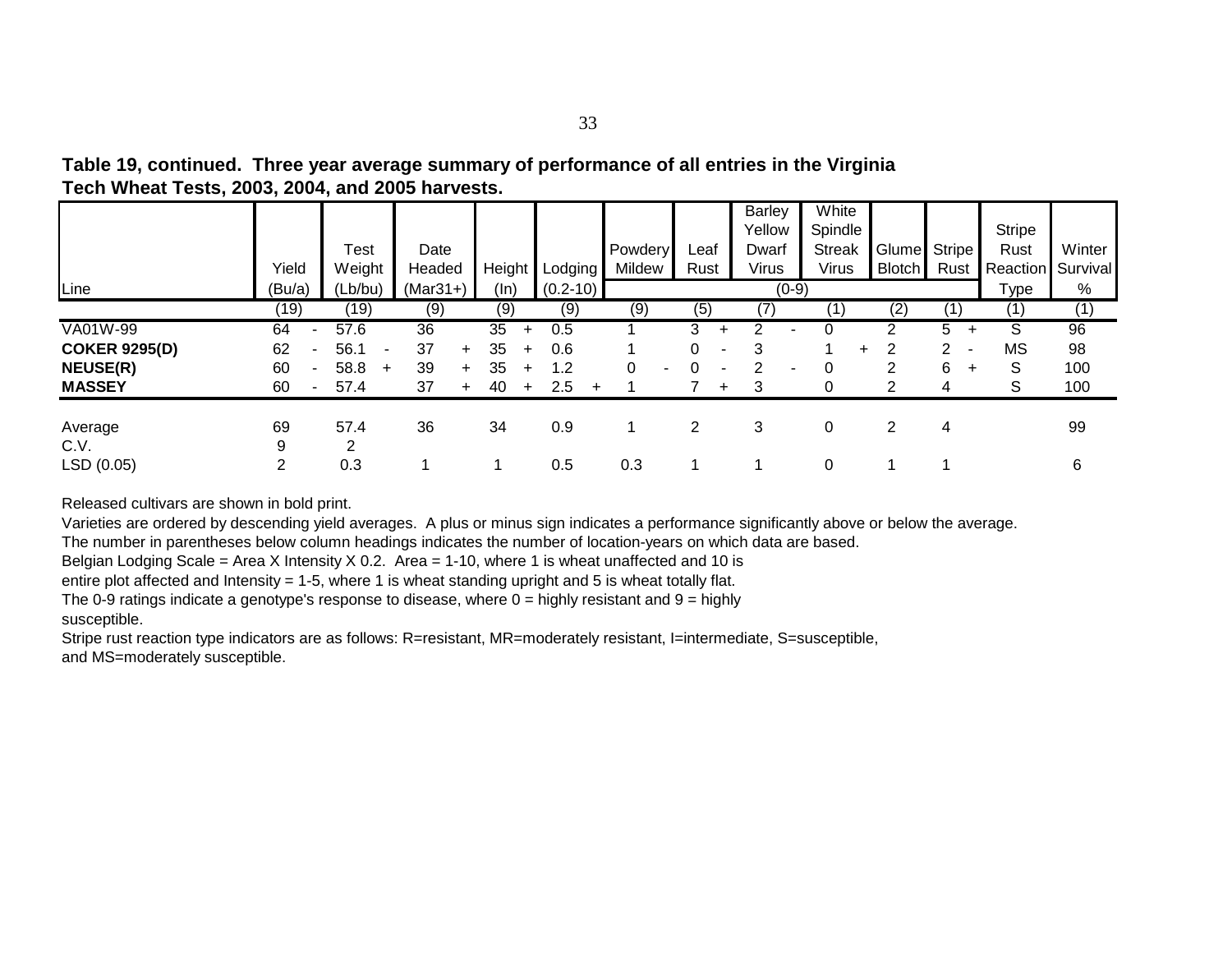**Table 19, continued. Three year average summary of performance of all entries in the Virginia Tech Wheat Tests, 2003, 2004, and 2005 harvests.**

| Line | Yield | | Test Weight | | Date Headed | | Height | | Lodging | | Powdery Mildew | | Leaf Rust | | Barley Yellow Dwarf Virus | | White Spindle Streak Virus | | Glume Blotch | Stripe Rust | | Stripe Rust Reaction | Winter Survival |
|---|---|---|---|---|---|---|---|---|---|---|---|---|---|---|---|---|---|---|---|---|---|---|---|
| | (Bu/a) | | (Lb/bu) | | (Mar31+) | | (In) | | (0.2-10) | | (0-9) | | | | | | | | | | | Type | % |
| | (19) | | (19) | | (9) | | (9) | | (9) | | (9) | | (5) | | (7) | | (1) | | (2) | (1) | | (1) | (1) |
| VA01W-99 | 64 | - | 57.6 | | 36 | | 35 | + | 0.5 | | 1 | | 3 | + | 2 | - | 0 | | 2 | 5 | + | S | 96 |
| **COKER 9295(D)** | 62 | - | 56.1 | - | 37 | + | 35 | + | 0.6 | | 1 | | 0 | - | 3 | | 1 | + | 2 | 2 | - | MS | 98 |
| **NEUSE(R)** | 60 | - | 58.8 | + | 39 | + | 35 | + | 1.2 | | 0 | - | 0 | - | 2 | - | 0 | | 2 | 6 | + | S | 100 |
| **MASSEY** | 60 | - | 57.4 | | 37 | + | 40 | + | 2.5 | + | 1 | | 7 | + | 3 | | 0 | | 2 | 4 | | S | 100 |
| Average | 69 | | 57.4 | | 36 | | 34 | | 0.9 | | 1 | | 2 | | 3 | | 0 | | 2 | 4 | | | 99 |
| C.V. | 9 | | 2 | | | | | | | | | | | | | | | | | | | | |
| LSD (0.05) | 2 | | 0.3 | | 1 | | 1 | | 0.5 | | 0.3 | | 1 | | 1 | | 0 | | 1 | 1 | | | 6 |

Released cultivars are shown in bold print.

Varieties are ordered by descending yield averages. A plus or minus sign indicates a performance significantly above or below the average.

The number in parentheses below column headings indicates the number of location-years on which data are based.

Belgian Lodging Scale = Area X Intensity X 0.2. Area = 1-10, where 1 is wheat unaffected and 10 is entire plot affected and Intensity = 1-5, where 1 is wheat standing upright and 5 is wheat totally flat.

The 0-9 ratings indicate a genotype's response to disease, where 0 = highly resistant and 9 = highly susceptible.

Stripe rust reaction type indicators are as follows: R=resistant, MR=moderately resistant, I=intermediate, S=susceptible, and MS=moderately susceptible.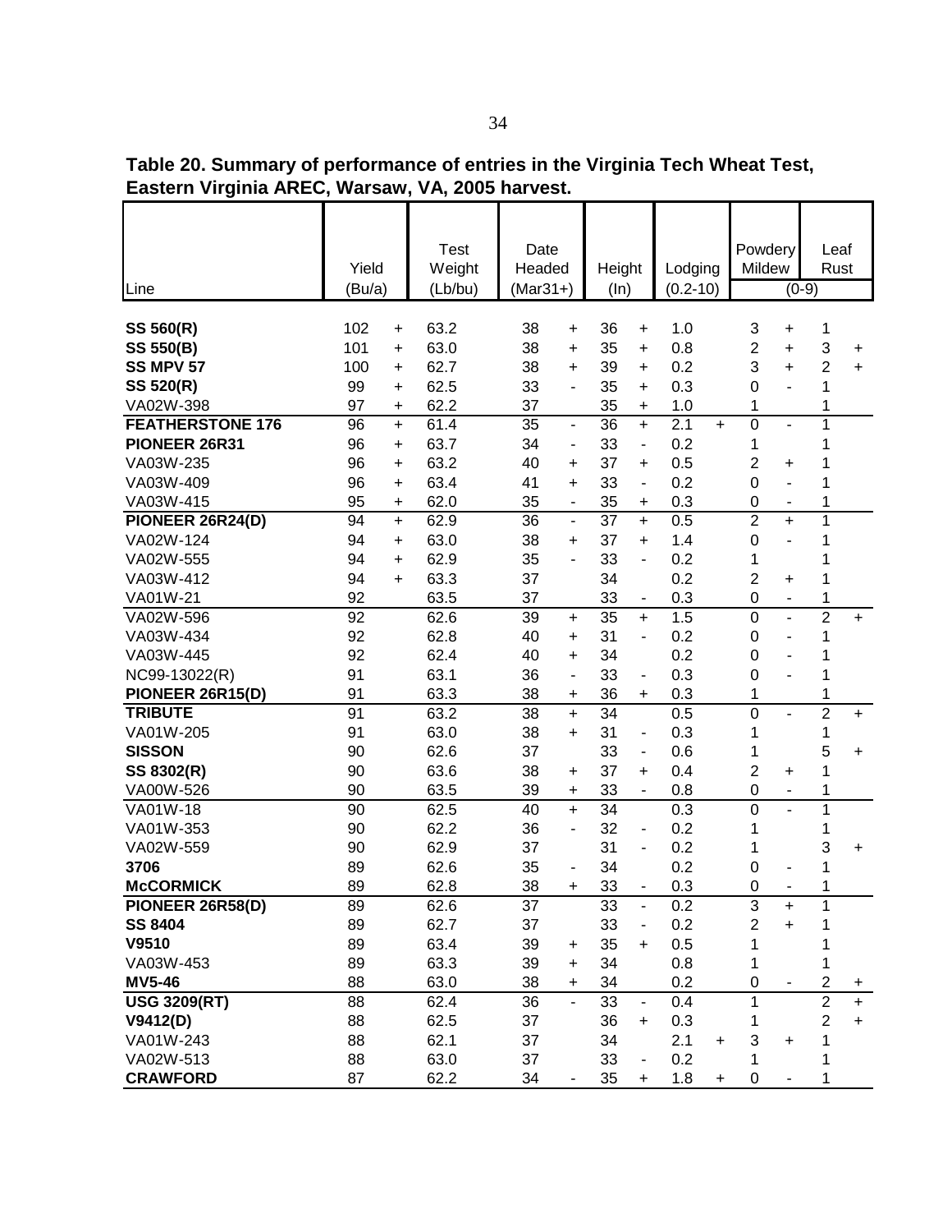**Table 20. Summary of performance of entries in the Virginia Tech Wheat Test, Eastern Virginia AREC, Warsaw, VA, 2005 harvest.**

| Line | Yield (Bu/a) | | Test Weight (Lb/bu) | Date Headed (Mar31+) | | Height (In) | | Lodging (0.2-10) | | Powdery Mildew (0-9) | | Leaf Rust (0-9) | |
|---|---|---|---|---|---|---|---|---|---|---|---|---|---|
| **SS 560(R)** | 102 | + | 63.2 | 38 | + | 36 | + | 1.0 | | 3 | + | 1 | |
| **SS 550(B)** | 101 | + | 63.0 | 38 | + | 35 | + | 0.8 | | 2 | + | 3 | + |
| **SS MPV 57** | 100 | + | 62.7 | 38 | + | 39 | + | 0.2 | | 3 | + | 2 | + |
| **SS 520(R)** | 99 | + | 62.5 | 33 | - | 35 | + | 0.3 | | 0 | - | 1 | |
| VA02W-398 | 97 | + | 62.2 | 37 | | 35 | + | 1.0 | | 1 | | 1 | |
| **FEATHERSTONE 176** | 96 | + | 61.4 | 35 | - | 36 | + | 2.1 | + | 0 | - | 1 | |
| **PIONEER 26R31** | 96 | + | 63.7 | 34 | - | 33 | - | 0.2 | | 1 | | 1 | |
| VA03W-235 | 96 | + | 63.2 | 40 | + | 37 | + | 0.5 | | 2 | + | 1 | |
| VA03W-409 | 96 | + | 63.4 | 41 | + | 33 | - | 0.2 | | 0 | - | 1 | |
| VA03W-415 | 95 | + | 62.0 | 35 | - | 35 | + | 0.3 | | 0 | - | 1 | |
| **PIONEER 26R24(D)** | 94 | + | 62.9 | 36 | - | 37 | + | 0.5 | | 2 | + | 1 | |
| VA02W-124 | 94 | + | 63.0 | 38 | + | 37 | + | 1.4 | | 0 | - | 1 | |
| VA02W-555 | 94 | + | 62.9 | 35 | - | 33 | - | 0.2 | | 1 | | 1 | |
| VA03W-412 | 94 | + | 63.3 | 37 | | 34 | | 0.2 | | 2 | + | 1 | |
| VA01W-21 | 92 | | 63.5 | 37 | | 33 | - | 0.3 | | 0 | - | 1 | |
| VA02W-596 | 92 | | 62.6 | 39 | + | 35 | + | 1.5 | | 0 | - | 2 | + |
| VA03W-434 | 92 | | 62.8 | 40 | + | 31 | - | 0.2 | | 0 | - | 1 | |
| VA03W-445 | 92 | | 62.4 | 40 | + | 34 | | 0.2 | | 0 | - | 1 | |
| NC99-13022(R) | 91 | | 63.1 | 36 | - | 33 | - | 0.3 | | 0 | - | 1 | |
| **PIONEER 26R15(D)** | 91 | | 63.3 | 38 | + | 36 | + | 0.3 | | 1 | | 1 | |
| **TRIBUTE** | 91 | | 63.2 | 38 | + | 34 | | 0.5 | | 0 | - | 2 | + |
| VA01W-205 | 91 | | 63.0 | 38 | + | 31 | - | 0.3 | | 1 | | 1 | |
| **SISSON** | 90 | | 62.6 | 37 | | 33 | - | 0.6 | | 1 | | 5 | + |
| **SS 8302(R)** | 90 | | 63.6 | 38 | + | 37 | + | 0.4 | | 2 | + | 1 | |
| VA00W-526 | 90 | | 63.5 | 39 | + | 33 | - | 0.8 | | 0 | - | 1 | |
| VA01W-18 | 90 | | 62.5 | 40 | + | 34 | | 0.3 | | 0 | - | 1 | |
| VA01W-353 | 90 | | 62.2 | 36 | - | 32 | - | 0.2 | | 1 | | 1 | |
| VA02W-559 | 90 | | 62.9 | 37 | | 31 | - | 0.2 | | 1 | | 3 | + |
| **3706** | 89 | | 62.6 | 35 | - | 34 | | 0.2 | | 0 | - | 1 | |
| **McCORMICK** | 89 | | 62.8 | 38 | + | 33 | - | 0.3 | | 0 | - | 1 | |
| **PIONEER 26R58(D)** | 89 | | 62.6 | 37 | | 33 | - | 0.2 | | 3 | + | 1 | |
| **SS 8404** | 89 | | 62.7 | 37 | | 33 | - | 0.2 | | 2 | + | 1 | |
| **V9510** | 89 | | 63.4 | 39 | + | 35 | + | 0.5 | | 1 | | 1 | |
| VA03W-453 | 89 | | 63.3 | 39 | + | 34 | | 0.8 | | 1 | | 1 | |
| **MV5-46** | 88 | | 63.0 | 38 | + | 34 | | 0.2 | | 0 | - | 2 | + |
| **USG 3209(RT)** | 88 | | 62.4 | 36 | - | 33 | - | 0.4 | | 1 | | 2 | + |
| **V9412(D)** | 88 | | 62.5 | 37 | | 36 | + | 0.3 | | 1 | | 2 | + |
| VA01W-243 | 88 | | 62.1 | 37 | | 34 | | 2.1 | + | 3 | + | 1 | |
| VA02W-513 | 88 | | 63.0 | 37 | | 33 | - | 0.2 | | 1 | | 1 | |
| **CRAWFORD** | 87 | | 62.2 | 34 | - | 35 | + | 1.8 | + | 0 | - | 1 | |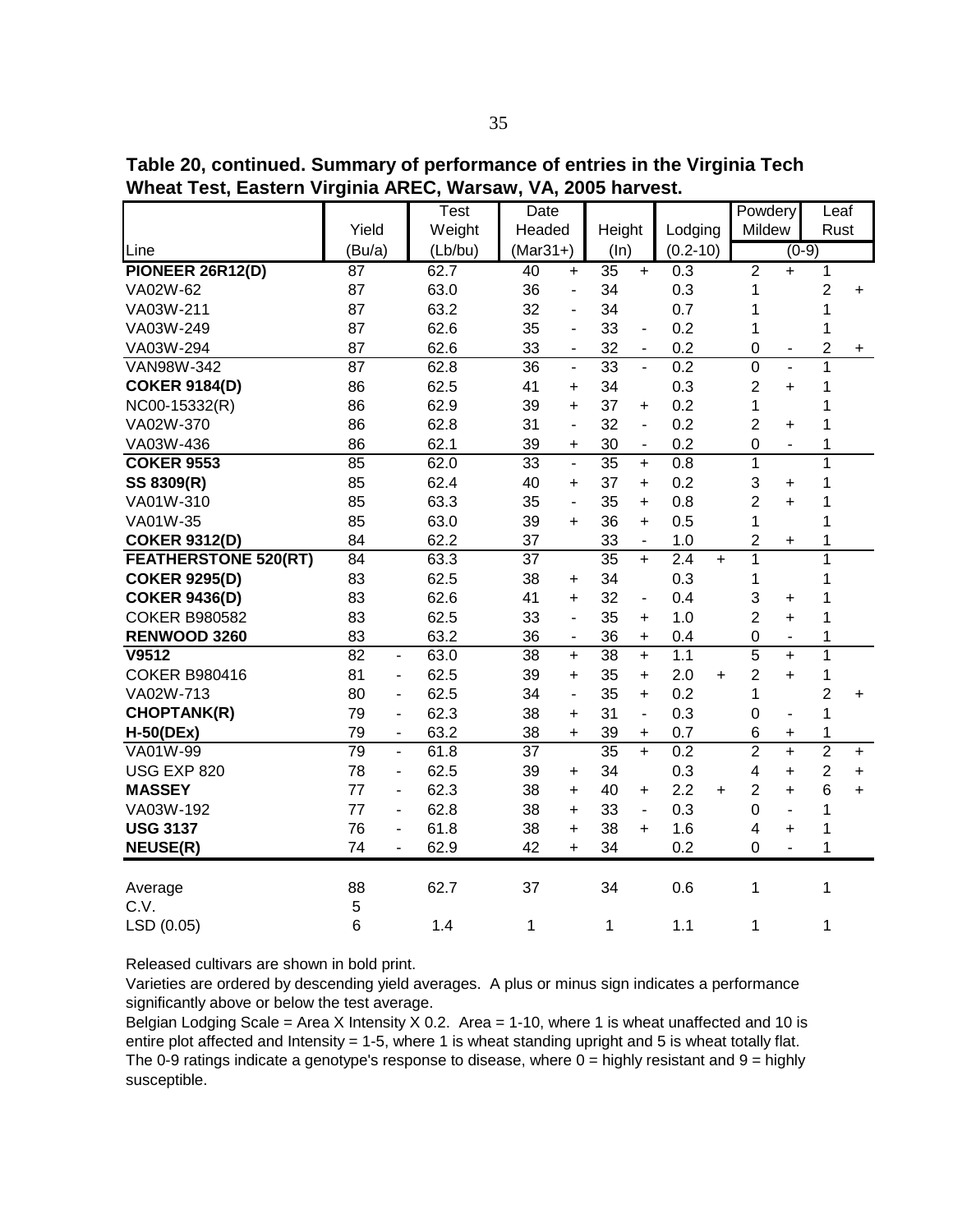**Table 20, continued. Summary of performance of entries in the Virginia Tech Wheat Test, Eastern Virginia AREC, Warsaw, VA, 2005 harvest.**

| Line | Yield (Bu/a) | | Test Weight (Lb/bu) | Date Headed (Mar31+) | | Height (In) | | Lodging (0.2-10) | | Powdery Mildew (0-9) | | Leaf Rust (0-9) | |
|---|---|---|---|---|---|---|---|---|---|---|---|---|---|
| **PIONEER 26R12(D)** | 87 | | 62.7 | 40 | + | 35 | + | 0.3 | | 2 | + | 1 | |
| VA02W-62 | 87 | | 63.0 | 36 | - | 34 | | 0.3 | | 1 | | 2 | + |
| VA03W-211 | 87 | | 63.2 | 32 | - | 34 | | 0.7 | | 1 | | 1 | |
| VA03W-249 | 87 | | 62.6 | 35 | - | 33 | - | 0.2 | | 1 | | 1 | |
| VA03W-294 | 87 | | 62.6 | 33 | - | 32 | - | 0.2 | | 0 | - | 2 | + |
| VAN98W-342 | 87 | | 62.8 | 36 | - | 33 | - | 0.2 | | 0 | - | 1 | |
| **COKER 9184(D)** | 86 | | 62.5 | 41 | + | 34 | | 0.3 | | 2 | + | 1 | |
| NC00-15332(R) | 86 | | 62.9 | 39 | + | 37 | + | 0.2 | | 1 | | 1 | |
| VA02W-370 | 86 | | 62.8 | 31 | - | 32 | - | 0.2 | | 2 | + | 1 | |
| VA03W-436 | 86 | | 62.1 | 39 | + | 30 | - | 0.2 | | 0 | - | 1 | |
| **COKER 9553** | 85 | | 62.0 | 33 | - | 35 | + | 0.8 | | 1 | | 1 | |
| **SS 8309(R)** | 85 | | 62.4 | 40 | + | 37 | + | 0.2 | | 3 | + | 1 | |
| VA01W-310 | 85 | | 63.3 | 35 | - | 35 | + | 0.8 | | 2 | + | 1 | |
| VA01W-35 | 85 | | 63.0 | 39 | + | 36 | + | 0.5 | | 1 | | 1 | |
| **COKER 9312(D)** | 84 | | 62.2 | 37 | | 33 | - | 1.0 | | 2 | + | 1 | |
| **FEATHERSTONE 520(RT)** | 84 | | 63.3 | 37 | | 35 | + | 2.4 | + | 1 | | 1 | |
| **COKER 9295(D)** | 83 | | 62.5 | 38 | + | 34 | | 0.3 | | 1 | | 1 | |
| **COKER 9436(D)** | 83 | | 62.6 | 41 | + | 32 | - | 0.4 | | 3 | + | 1 | |
| COKER B980582 | 83 | | 62.5 | 33 | - | 35 | + | 1.0 | | 2 | + | 1 | |
| **RENWOOD 3260** | 83 | | 63.2 | 36 | - | 36 | + | 0.4 | | 0 | - | 1 | |
| **V9512** | 82 | - | 63.0 | 38 | + | 38 | + | 1.1 | | 5 | + | 1 | |
| COKER B980416 | 81 | - | 62.5 | 39 | + | 35 | + | 2.0 | + | 2 | + | 1 | |
| VA02W-713 | 80 | - | 62.5 | 34 | - | 35 | + | 0.2 | | 1 | | 2 | + |
| **CHOPTANK(R)** | 79 | - | 62.3 | 38 | + | 31 | - | 0.3 | | 0 | - | 1 | |
| **H-50(DEx)** | 79 | - | 63.2 | 38 | + | 39 | + | 0.7 | | 6 | + | 1 | |
| VA01W-99 | 79 | - | 61.8 | 37 | | 35 | + | 0.2 | | 2 | + | 2 | + |
| USG EXP 820 | 78 | - | 62.5 | 39 | + | 34 | | 0.3 | | 4 | + | 2 | + |
| **MASSEY** | 77 | - | 62.3 | 38 | + | 40 | + | 2.2 | + | 2 | + | 6 | + |
| VA03W-192 | 77 | - | 62.8 | 38 | + | 33 | - | 0.3 | | 0 | - | 1 | |
| **USG 3137** | 76 | - | 61.8 | 38 | + | 38 | + | 1.6 | | 4 | + | 1 | |
| **NEUSE(R)** | 74 | - | 62.9 | 42 | + | 34 | | 0.2 | | 0 | - | 1 | |
| Average | 88 | | 62.7 | 37 | | 34 | | 0.6 | | 1 | | 1 | |
| C.V. | 5 | | | | | | | | | | | | |
| LSD (0.05) | 6 | | 1.4 | 1 | | 1 | | 1.1 | | 1 | | 1 | |

Released cultivars are shown in bold print.

Varieties are ordered by descending yield averages. A plus or minus sign indicates a performance significantly above or below the test average.

Belgian Lodging Scale = Area X Intensity X 0.2. Area = 1-10, where 1 is wheat unaffected and 10 is entire plot affected and Intensity = 1-5, where 1 is wheat standing upright and 5 is wheat totally flat.

The 0-9 ratings indicate a genotype's response to disease, where 0 = highly resistant and 9 = highly susceptible.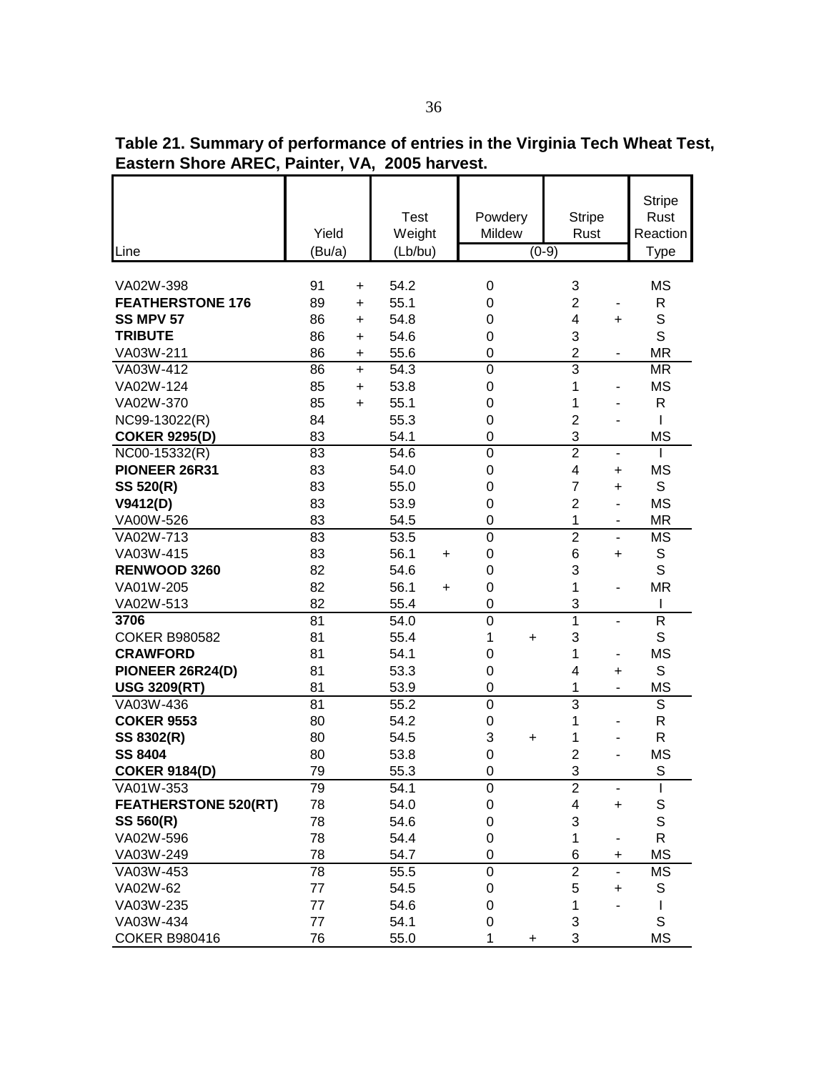**Table 21. Summary of performance of entries in the Virginia Tech Wheat Test, Eastern Shore AREC, Painter, VA, 2005 harvest.**

| Line | Yield (Bu/a) | | Test Weight (Lb/bu) | | Powdery Mildew (0-9) | | Stripe Rust (0-9) | | Stripe Rust Reaction Type |
|---|---|---|---|---|---|---|---|---|---|
| VA02W-398 | 91 | + | 54.2 | | 0 | | 3 | | MS |
| **FEATHERSTONE 176** | 89 | + | 55.1 | | 0 | | 2 | - | R |
| **SS MPV 57** | 86 | + | 54.8 | | 0 | | 4 | + | S |
| **TRIBUTE** | 86 | + | 54.6 | | 0 | | 3 | | S |
| VA03W-211 | 86 | + | 55.6 | | 0 | | 2 | - | MR |
| VA03W-412 | 86 | + | 54.3 | | 0 | | 3 | | MR |
| VA02W-124 | 85 | + | 53.8 | | 0 | | 1 | - | MS |
| VA02W-370 | 85 | + | 55.1 | | 0 | | 1 | - | R |
| NC99-13022(R) | 84 | | 55.3 | | 0 | | 2 | - | I |
| **COKER 9295(D)** | 83 | | 54.1 | | 0 | | 3 | | MS |
| NC00-15332(R) | 83 | | 54.6 | | 0 | | 2 | - | I |
| **PIONEER 26R31** | 83 | | 54.0 | | 0 | | 4 | + | MS |
| **SS 520(R)** | 83 | | 55.0 | | 0 | | 7 | + | S |
| **V9412(D)** | 83 | | 53.9 | | 0 | | 2 | - | MS |
| VA00W-526 | 83 | | 54.5 | | 0 | | 1 | - | MR |
| VA02W-713 | 83 | | 53.5 | | 0 | | 2 | - | MS |
| VA03W-415 | 83 | | 56.1 | + | 0 | | 6 | + | S |
| **RENWOOD 3260** | 82 | | 54.6 | | 0 | | 3 | | S |
| VA01W-205 | 82 | | 56.1 | + | 0 | | 1 | - | MR |
| VA02W-513 | 82 | | 55.4 | | 0 | | 3 | | I |
| **3706** | 81 | | 54.0 | | 0 | | 1 | - | R |
| COKER B980582 | 81 | | 55.4 | | 1 | + | 3 | | S |
| **CRAWFORD** | 81 | | 54.1 | | 0 | | 1 | - | MS |
| **PIONEER 26R24(D)** | 81 | | 53.3 | | 0 | | 4 | + | S |
| **USG 3209(RT)** | 81 | | 53.9 | | 0 | | 1 | - | MS |
| VA03W-436 | 81 | | 55.2 | | 0 | | 3 | | S |
| **COKER 9553** | 80 | | 54.2 | | 0 | | 1 | - | R |
| **SS 8302(R)** | 80 | | 54.5 | | 3 | + | 1 | - | R |
| **SS 8404** | 80 | | 53.8 | | 0 | | 2 | - | MS |
| **COKER 9184(D)** | 79 | | 55.3 | | 0 | | 3 | | S |
| VA01W-353 | 79 | | 54.1 | | 0 | | 2 | - | I |
| **FEATHERSTONE 520(RT)** | 78 | | 54.0 | | 0 | | 4 | + | S |
| **SS 560(R)** | 78 | | 54.6 | | 0 | | 3 | | S |
| VA02W-596 | 78 | | 54.4 | | 0 | | 1 | - | R |
| VA03W-249 | 78 | | 54.7 | | 0 | | 6 | + | MS |
| VA03W-453 | 78 | | 55.5 | | 0 | | 2 | - | MS |
| VA02W-62 | 77 | | 54.5 | | 0 | | 5 | + | S |
| VA03W-235 | 77 | | 54.6 | | 0 | | 1 | - | I |
| VA03W-434 | 77 | | 54.1 | | 0 | | 3 | | S |
| COKER B980416 | 76 | | 55.0 | | 1 | + | 3 | | MS |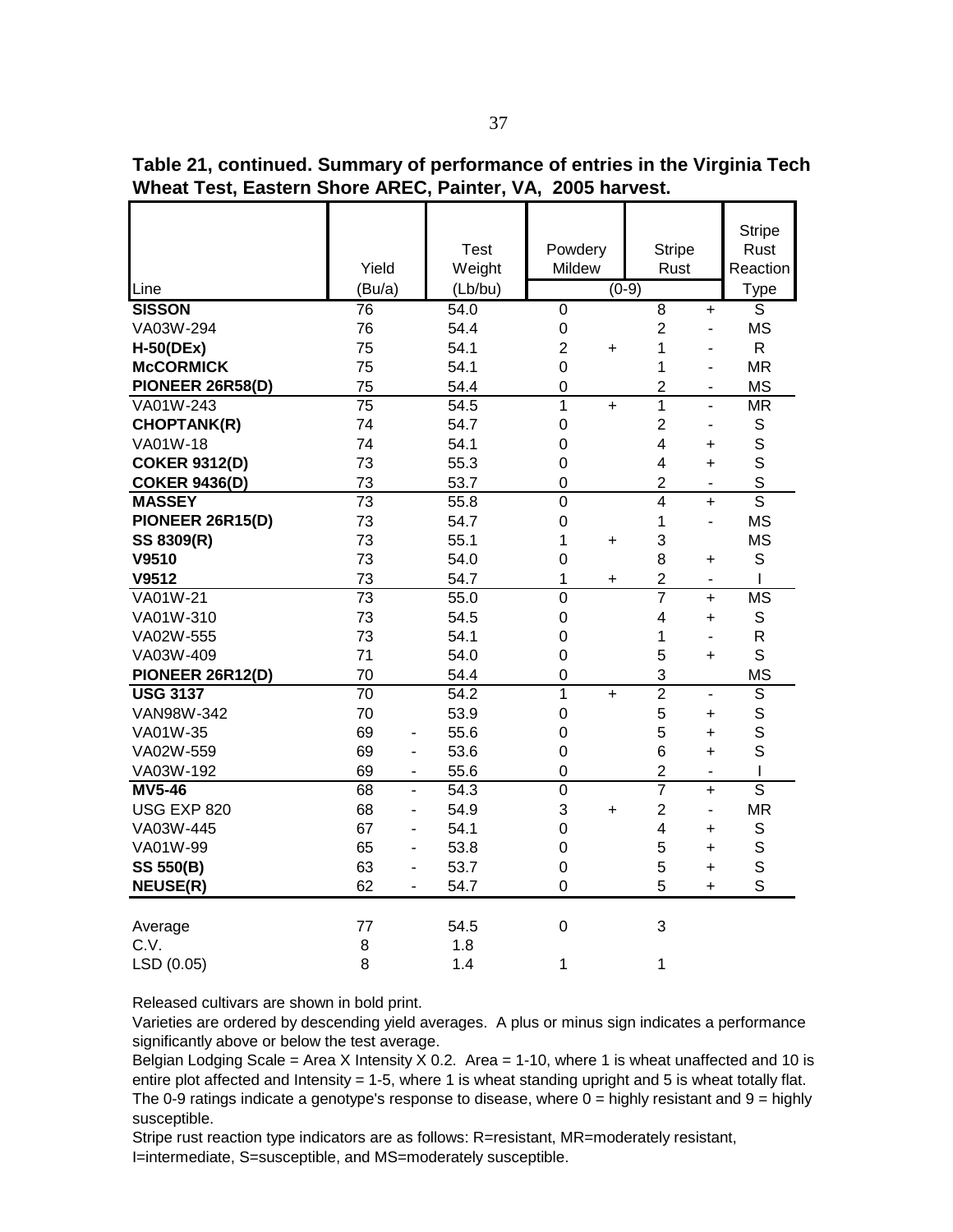**Table 21, continued. Summary of performance of entries in the Virginia Tech Wheat Test, Eastern Shore AREC, Painter, VA, 2005 harvest.**

| Line | Yield (Bu/a) | | Test Weight (Lb/bu) | Powdery Mildew (0-9) | | Stripe Rust (0-9) | | Stripe Rust Reaction Type |
|---|---|---|---|---|---|---|---|---|
| **SISSON** | 76 | | 54.0 | 0 | | 8 | + | S |
| VA03W-294 | 76 | | 54.4 | 0 | | 2 | - | MS |
| **H-50(DEx)** | 75 | | 54.1 | 2 | + | 1 | - | R |
| **McCORMICK** | 75 | | 54.1 | 0 | | 1 | - | MR |
| **PIONEER 26R58(D)** | 75 | | 54.4 | 0 | | 2 | - | MS |
| VA01W-243 | 75 | | 54.5 | 1 | + | 1 | - | MR |
| **CHOPTANK(R)** | 74 | | 54.7 | 0 | | 2 | - | S |
| VA01W-18 | 74 | | 54.1 | 0 | | 4 | + | S |
| **COKER 9312(D)** | 73 | | 55.3 | 0 | | 4 | + | S |
| **COKER 9436(D)** | 73 | | 53.7 | 0 | | 2 | - | S |
| **MASSEY** | 73 | | 55.8 | 0 | | 4 | + | S |
| **PIONEER 26R15(D)** | 73 | | 54.7 | 0 | | 1 | - | MS |
| **SS 8309(R)** | 73 | | 55.1 | 1 | + | 3 | | MS |
| **V9510** | 73 | | 54.0 | 0 | | 8 | + | S |
| **V9512** | 73 | | 54.7 | 1 | + | 2 | - | I |
| VA01W-21 | 73 | | 55.0 | 0 | | 7 | + | MS |
| VA01W-310 | 73 | | 54.5 | 0 | | 4 | + | S |
| VA02W-555 | 73 | | 54.1 | 0 | | 1 | - | R |
| VA03W-409 | 71 | | 54.0 | 0 | | 5 | + | S |
| **PIONEER 26R12(D)** | 70 | | 54.4 | 0 | | 3 | | MS |
| **USG 3137** | 70 | | 54.2 | 1 | + | 2 | - | S |
| VAN98W-342 | 70 | | 53.9 | 0 | | 5 | + | S |
| VA01W-35 | 69 | - | 55.6 | 0 | | 5 | + | S |
| VA02W-559 | 69 | - | 53.6 | 0 | | 6 | + | S |
| VA03W-192 | 69 | - | 55.6 | 0 | | 2 | - | I |
| **MV5-46** | 68 | - | 54.3 | 0 | | 7 | + | S |
| USG EXP 820 | 68 | - | 54.9 | 3 | + | 2 | - | MR |
| VA03W-445 | 67 | - | 54.1 | 0 | | 4 | + | S |
| VA01W-99 | 65 | - | 53.8 | 0 | | 5 | + | S |
| **SS 550(B)** | 63 | - | 53.7 | 0 | | 5 | + | S |
| **NEUSE(R)** | 62 | - | 54.7 | 0 | | 5 | + | S |
| | | | | | | | | |
| Average | 77 | | 54.5 | 0 | | 3 | | |
| C.V. | 8 | | 1.8 | | | | | |
| LSD (0.05) | 8 | | 1.4 | 1 | | 1 | | |

Released cultivars are shown in bold print.

Varieties are ordered by descending yield averages. A plus or minus sign indicates a performance significantly above or below the test average.

Belgian Lodging Scale = Area X Intensity X 0.2. Area = 1-10, where 1 is wheat unaffected and 10 is entire plot affected and Intensity = 1-5, where 1 is wheat standing upright and 5 is wheat totally flat.

The 0-9 ratings indicate a genotype's response to disease, where 0 = highly resistant and 9 = highly susceptible.

Stripe rust reaction type indicators are as follows: R=resistant, MR=moderately resistant, I=intermediate, S=susceptible, and MS=moderately susceptible.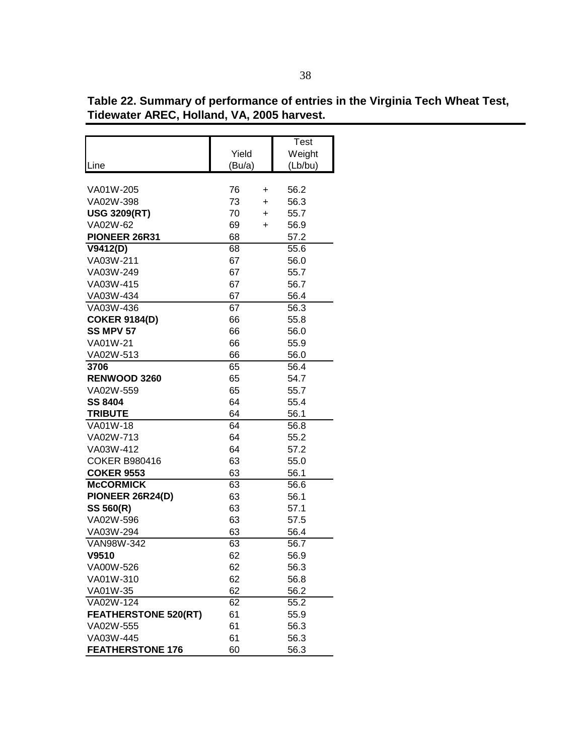**Table 22. Summary of performance of entries in the Virginia Tech Wheat Test, Tidewater AREC, Holland, VA, 2005 harvest.**

| Line | Yield (Bu/a) | | Test Weight (Lb/bu) |
|---|---|---|---|
| VA01W-205 | 76 | + | 56.2 |
| VA02W-398 | 73 | + | 56.3 |
| **USG 3209(RT)** | 70 | + | 55.7 |
| VA02W-62 | 69 | + | 56.9 |
| **PIONEER 26R31** | 68 | | 57.2 |
| **V9412(D)** | 68 | | 55.6 |
| VA03W-211 | 67 | | 56.0 |
| VA03W-249 | 67 | | 55.7 |
| VA03W-415 | 67 | | 56.7 |
| VA03W-434 | 67 | | 56.4 |
| VA03W-436 | 67 | | 56.3 |
| **COKER 9184(D)** | 66 | | 55.8 |
| **SS MPV 57** | 66 | | 56.0 |
| VA01W-21 | 66 | | 55.9 |
| VA02W-513 | 66 | | 56.0 |
| **3706** | 65 | | 56.4 |
| **RENWOOD 3260** | 65 | | 54.7 |
| VA02W-559 | 65 | | 55.7 |
| **SS 8404** | 64 | | 55.4 |
| **TRIBUTE** | 64 | | 56.1 |
| VA01W-18 | 64 | | 56.8 |
| VA02W-713 | 64 | | 55.2 |
| VA03W-412 | 64 | | 57.2 |
| COKER B980416 | 63 | | 55.0 |
| **COKER 9553** | 63 | | 56.1 |
| **McCORMICK** | 63 | | 56.6 |
| **PIONEER 26R24(D)** | 63 | | 56.1 |
| **SS 560(R)** | 63 | | 57.1 |
| VA02W-596 | 63 | | 57.5 |
| VA03W-294 | 63 | | 56.4 |
| VAN98W-342 | 63 | | 56.7 |
| **V9510** | 62 | | 56.9 |
| VA00W-526 | 62 | | 56.3 |
| VA01W-310 | 62 | | 56.8 |
| VA01W-35 | 62 | | 56.2 |
| VA02W-124 | 62 | | 55.2 |
| **FEATHERSTONE 520(RT)** | 61 | | 55.9 |
| VA02W-555 | 61 | | 56.3 |
| VA03W-445 | 61 | | 56.3 |
| **FEATHERSTONE 176** | 60 | | 56.3 |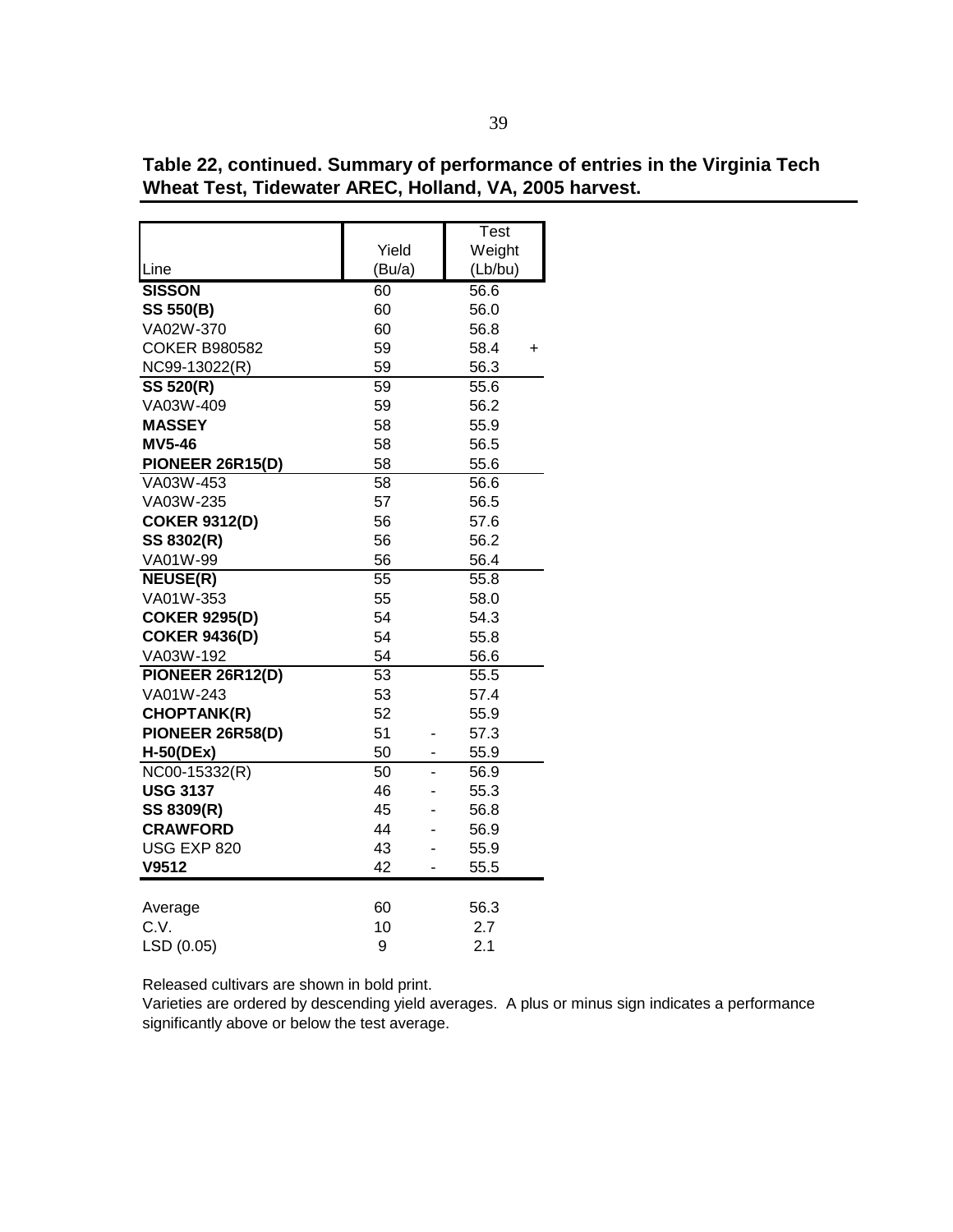**Table 22, continued. Summary of performance of entries in the Virginia Tech Wheat Test, Tidewater AREC, Holland, VA, 2005 harvest.**

| Line | Yield (Bu/a) | | Test Weight (Lb/bu) | |
|---|---|---|---|---|
| **SISSON** | 60 | | 56.6 | |
| **SS 550(B)** | 60 | | 56.0 | |
| VA02W-370 | 60 | | 56.8 | |
| COKER B980582 | 59 | | 58.4 | + |
| NC99-13022(R) | 59 | | 56.3 | |
| **SS 520(R)** | 59 | | 55.6 | |
| VA03W-409 | 59 | | 56.2 | |
| **MASSEY** | 58 | | 55.9 | |
| **MV5-46** | 58 | | 56.5 | |
| **PIONEER 26R15(D)** | 58 | | 55.6 | |
| VA03W-453 | 58 | | 56.6 | |
| VA03W-235 | 57 | | 56.5 | |
| **COKER 9312(D)** | 56 | | 57.6 | |
| **SS 8302(R)** | 56 | | 56.2 | |
| VA01W-99 | 56 | | 56.4 | |
| **NEUSE(R)** | 55 | | 55.8 | |
| VA01W-353 | 55 | | 58.0 | |
| **COKER 9295(D)** | 54 | | 54.3 | |
| **COKER 9436(D)** | 54 | | 55.8 | |
| VA03W-192 | 54 | | 56.6 | |
| **PIONEER 26R12(D)** | 53 | | 55.5 | |
| VA01W-243 | 53 | | 57.4 | |
| **CHOPTANK(R)** | 52 | | 55.9 | |
| **PIONEER 26R58(D)** | 51 | - | 57.3 | |
| **H-50(DEx)** | 50 | - | 55.9 | |
| NC00-15332(R) | 50 | - | 56.9 | |
| **USG 3137** | 46 | - | 55.3 | |
| **SS 8309(R)** | 45 | - | 56.8 | |
| **CRAWFORD** | 44 | - | 56.9 | |
| USG EXP 820 | 43 | - | 55.9 | |
| **V9512** | 42 | - | 55.5 | |
| Average | 60 | | 56.3 | |
| C.V. | 10 | | 2.7 | |
| LSD (0.05) | 9 | | 2.1 | |

Released cultivars are shown in bold print.

Varieties are ordered by descending yield averages. A plus or minus sign indicates a performance significantly above or below the test average.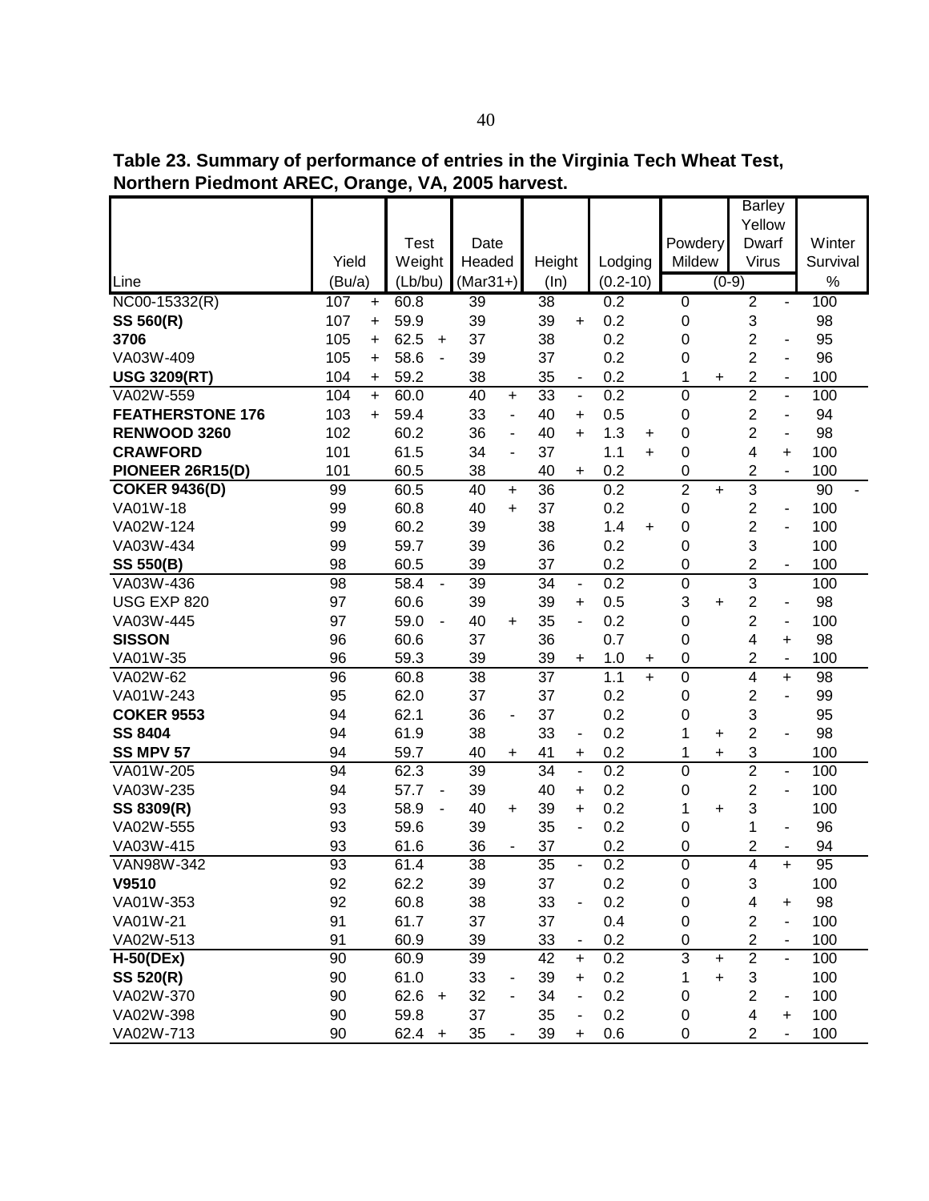**Table 23. Summary of performance of entries in the Virginia Tech Wheat Test, Northern Piedmont AREC, Orange, VA, 2005 harvest.**

| Line | Yield (Bu/a) | | Test Weight (Lb/bu) | | Date Headed (Mar31+) | | Height (In) | | Lodging (0.2-10) | | Powdery Mildew (0-9) | | Barley Yellow Dwarf Virus (0-9) | | Winter Survival % | |
|---|---|---|---|---|---|---|---|---|---|---|---|---|---|---|---|---|
| NC00-15332(R) | 107 | + | 60.8 | | 39 | | 38 | | 0.2 | | 0 | | 2 | - | 100 | |
| **SS 560(R)** | 107 | + | 59.9 | | 39 | | 39 | + | 0.2 | | 0 | | 3 | | 98 | |
| **3706** | 105 | + | 62.5 | + | 37 | | 38 | | 0.2 | | 0 | | 2 | - | 95 | |
| VA03W-409 | 105 | + | 58.6 | - | 39 | | 37 | | 0.2 | | 0 | | 2 | - | 96 | |
| **USG 3209(RT)** | 104 | + | 59.2 | | 38 | | 35 | - | 0.2 | | 1 | + | 2 | - | 100 | |
| VA02W-559 | 104 | + | 60.0 | | 40 | + | 33 | - | 0.2 | | 0 | | 2 | - | 100 | |
| **FEATHERSTONE 176** | 103 | + | 59.4 | | 33 | - | 40 | + | 0.5 | | 0 | | 2 | - | 94 | |
| **RENWOOD 3260** | 102 | | 60.2 | | 36 | - | 40 | + | 1.3 | + | 0 | | 2 | - | 98 | |
| **CRAWFORD** | 101 | | 61.5 | | 34 | - | 37 | | 1.1 | + | 0 | | 4 | + | 100 | |
| **PIONEER 26R15(D)** | 101 | | 60.5 | | 38 | | 40 | + | 0.2 | | 0 | | 2 | - | 100 | |
| **COKER 9436(D)** | 99 | | 60.5 | | 40 | + | 36 | | 0.2 | | 2 | + | 3 | | 90 | - |
| VA01W-18 | 99 | | 60.8 | | 40 | + | 37 | | 0.2 | | 0 | | 2 | - | 100 | |
| VA02W-124 | 99 | | 60.2 | | 39 | | 38 | | 1.4 | + | 0 | | 2 | - | 100 | |
| VA03W-434 | 99 | | 59.7 | | 39 | | 36 | | 0.2 | | 0 | | 3 | | 100 | |
| **SS 550(B)** | 98 | | 60.5 | | 39 | | 37 | | 0.2 | | 0 | | 2 | - | 100 | |
| VA03W-436 | 98 | | 58.4 | - | 39 | | 34 | - | 0.2 | | 0 | | 3 | | 100 | |
| USG EXP 820 | 97 | | 60.6 | | 39 | | 39 | + | 0.5 | | 3 | + | 2 | - | 98 | |
| VA03W-445 | 97 | | 59.0 | - | 40 | + | 35 | - | 0.2 | | 0 | | 2 | - | 100 | |
| **SISSON** | 96 | | 60.6 | | 37 | | 36 | | 0.7 | | 0 | | 4 | + | 98 | |
| VA01W-35 | 96 | | 59.3 | | 39 | | 39 | + | 1.0 | + | 0 | | 2 | - | 100 | |
| VA02W-62 | 96 | | 60.8 | | 38 | | 37 | | 1.1 | + | 0 | | 4 | + | 98 | |
| VA01W-243 | 95 | | 62.0 | | 37 | | 37 | | 0.2 | | 0 | | 2 | - | 99 | |
| **COKER 9553** | 94 | | 62.1 | | 36 | - | 37 | | 0.2 | | 0 | | 3 | | 95 | |
| **SS 8404** | 94 | | 61.9 | | 38 | | 33 | - | 0.2 | | 1 | + | 2 | - | 98 | |
| **SS MPV 57** | 94 | | 59.7 | | 40 | + | 41 | + | 0.2 | | 1 | + | 3 | | 100 | |
| VA01W-205 | 94 | | 62.3 | | 39 | | 34 | - | 0.2 | | 0 | | 2 | - | 100 | |
| VA03W-235 | 94 | | 57.7 | - | 39 | | 40 | + | 0.2 | | 0 | | 2 | - | 100 | |
| **SS 8309(R)** | 93 | | 58.9 | - | 40 | + | 39 | + | 0.2 | | 1 | + | 3 | | 100 | |
| VA02W-555 | 93 | | 59.6 | | 39 | | 35 | - | 0.2 | | 0 | | 1 | - | 96 | |
| VA03W-415 | 93 | | 61.6 | | 36 | - | 37 | | 0.2 | | 0 | | 2 | - | 94 | |
| VAN98W-342 | 93 | | 61.4 | | 38 | | 35 | - | 0.2 | | 0 | | 4 | + | 95 | |
| **V9510** | 92 | | 62.2 | | 39 | | 37 | | 0.2 | | 0 | | 3 | | 100 | |
| VA01W-353 | 92 | | 60.8 | | 38 | | 33 | - | 0.2 | | 0 | | 4 | + | 98 | |
| VA01W-21 | 91 | | 61.7 | | 37 | | 37 | | 0.4 | | 0 | | 2 | - | 100 | |
| VA02W-513 | 91 | | 60.9 | | 39 | | 33 | - | 0.2 | | 0 | | 2 | - | 100 | |
| **H-50(DEx)** | 90 | | 60.9 | | 39 | | 42 | + | 0.2 | | 3 | + | 2 | - | 100 | |
| **SS 520(R)** | 90 | | 61.0 | | 33 | - | 39 | + | 0.2 | | 1 | + | 3 | | 100 | |
| VA02W-370 | 90 | | 62.6 | + | 32 | - | 34 | - | 0.2 | | 0 | | 2 | - | 100 | |
| VA02W-398 | 90 | | 59.8 | | 37 | | 35 | - | 0.2 | | 0 | | 4 | + | 100 | |
| VA02W-713 | 90 | | 62.4 | + | 35 | - | 39 | + | 0.6 | | 0 | | 2 | - | 100 | |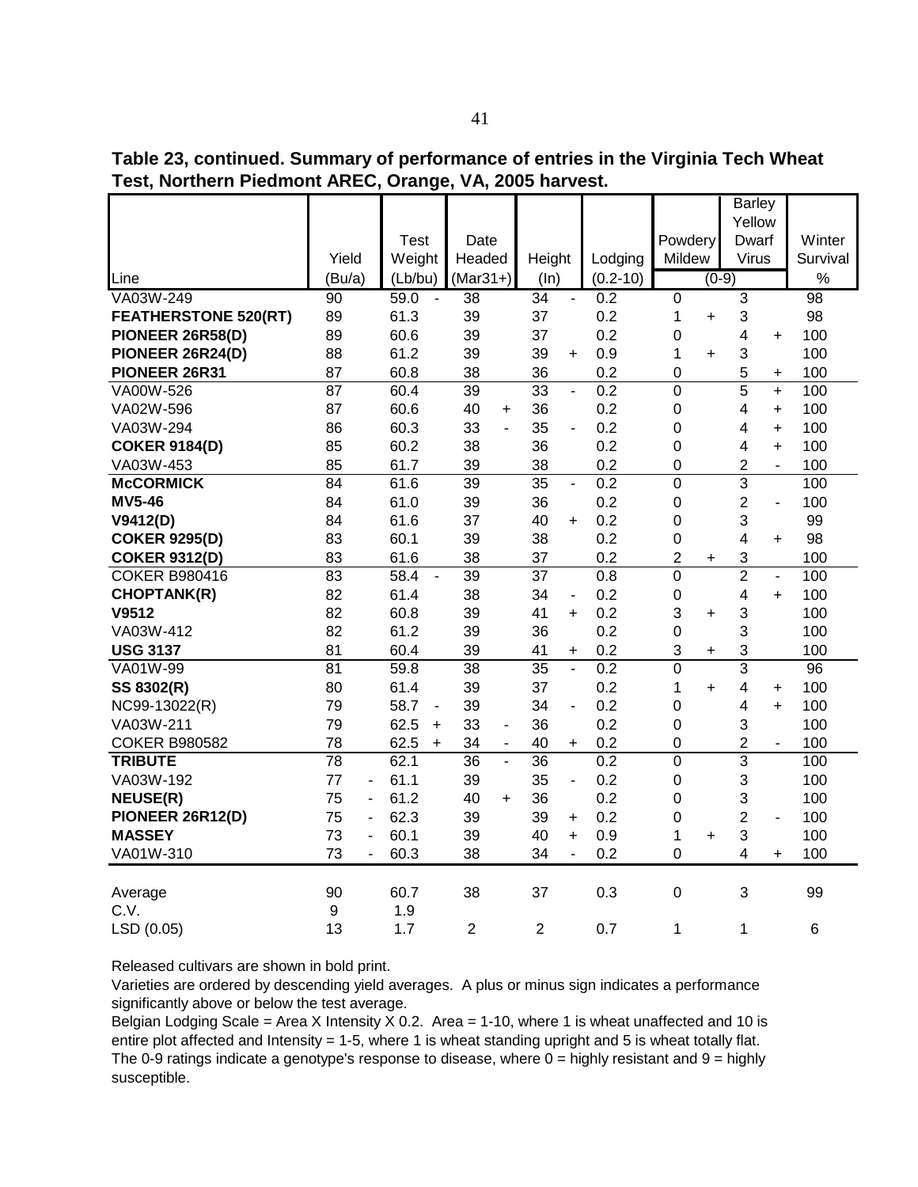**Table 23, continued. Summary of performance of entries in the Virginia Tech Wheat Test, Northern Piedmont AREC, Orange, VA, 2005 harvest.**

| Line | Yield (Bu/a) | | Test Weight (Lb/bu) | | Date Headed (Mar31+) | | Height (In) | | Lodging (0.2-10) | Powdery Mildew (0-9) | | Barley Yellow Dwarf Virus (0-9) | | Winter Survival % |
|---|---|---|---|---|---|---|---|---|---|---|---|---|---|---|
| VA03W-249 | 90 | | 59.0 | - | 38 | | 34 | - | 0.2 | 0 | | 3 | | 98 |
| **FEATHERSTONE 520(RT)** | 89 | | 61.3 | | 39 | | 37 | | 0.2 | 1 | + | 3 | | 98 |
| **PIONEER 26R58(D)** | 89 | | 60.6 | | 39 | | 37 | | 0.2 | 0 | | 4 | + | 100 |
| **PIONEER 26R24(D)** | 88 | | 61.2 | | 39 | | 39 | + | 0.9 | 1 | + | 3 | | 100 |
| **PIONEER 26R31** | 87 | | 60.8 | | 38 | | 36 | | 0.2 | 0 | | 5 | + | 100 |
| VA00W-526 | 87 | | 60.4 | | 39 | | 33 | - | 0.2 | 0 | | 5 | + | 100 |
| VA02W-596 | 87 | | 60.6 | | 40 | + | 36 | | 0.2 | 0 | | 4 | + | 100 |
| VA03W-294 | 86 | | 60.3 | | 33 | - | 35 | - | 0.2 | 0 | | 4 | + | 100 |
| **COKER 9184(D)** | 85 | | 60.2 | | 38 | | 36 | | 0.2 | 0 | | 4 | + | 100 |
| VA03W-453 | 85 | | 61.7 | | 39 | | 38 | | 0.2 | 0 | | 2 | - | 100 |
| **McCORMICK** | 84 | | 61.6 | | 39 | | 35 | - | 0.2 | 0 | | 3 | | 100 |
| **MV5-46** | 84 | | 61.0 | | 39 | | 36 | | 0.2 | 0 | | 2 | - | 100 |
| **V9412(D)** | 84 | | 61.6 | | 37 | | 40 | + | 0.2 | 0 | | 3 | | 99 |
| **COKER 9295(D)** | 83 | | 60.1 | | 39 | | 38 | | 0.2 | 0 | | 4 | + | 98 |
| **COKER 9312(D)** | 83 | | 61.6 | | 38 | | 37 | | 0.2 | 2 | + | 3 | | 100 |
| COKER B980416 | 83 | | 58.4 | - | 39 | | 37 | | 0.8 | 0 | | 2 | - | 100 |
| **CHOPTANK(R)** | 82 | | 61.4 | | 38 | | 34 | - | 0.2 | 0 | | 4 | + | 100 |
| **V9512** | 82 | | 60.8 | | 39 | | 41 | + | 0.2 | 3 | + | 3 | | 100 |
| VA03W-412 | 82 | | 61.2 | | 39 | | 36 | | 0.2 | 0 | | 3 | | 100 |
| **USG 3137** | 81 | | 60.4 | | 39 | | 41 | + | 0.2 | 3 | + | 3 | | 100 |
| VA01W-99 | 81 | | 59.8 | | 38 | | 35 | - | 0.2 | 0 | | 3 | | 96 |
| **SS 8302(R)** | 80 | | 61.4 | | 39 | | 37 | | 0.2 | 1 | + | 4 | + | 100 |
| NC99-13022(R) | 79 | | 58.7 | - | 39 | | 34 | - | 0.2 | 0 | | 4 | + | 100 |
| VA03W-211 | 79 | | 62.5 | + | 33 | - | 36 | | 0.2 | 0 | | 3 | | 100 |
| COKER B980582 | 78 | | 62.5 | + | 34 | - | 40 | + | 0.2 | 0 | | 2 | - | 100 |
| **TRIBUTE** | 78 | | 62.1 | | 36 | - | 36 | | 0.2 | 0 | | 3 | | 100 |
| VA03W-192 | 77 | - | 61.1 | | 39 | | 35 | - | 0.2 | 0 | | 3 | | 100 |
| **NEUSE(R)** | 75 | - | 61.2 | | 40 | + | 36 | | 0.2 | 0 | | 3 | | 100 |
| **PIONEER 26R12(D)** | 75 | - | 62.3 | | 39 | | 39 | + | 0.2 | 0 | | 2 | - | 100 |
| **MASSEY** | 73 | - | 60.1 | | 39 | | 40 | + | 0.9 | 1 | + | 3 | | 100 |
| VA01W-310 | 73 | - | 60.3 | | 38 | | 34 | - | 0.2 | 0 | | 4 | + | 100 |
| Average | 90 | | 60.7 | | 38 | | 37 | | 0.3 | 0 | | 3 | | 99 |
| C.V. | 9 | | 1.9 | | | | | | | | | | | |
| LSD (0.05) | 13 | | 1.7 | | 2 | | 2 | | 0.7 | 1 | | 1 | | 6 |

Released cultivars are shown in bold print.

Varieties are ordered by descending yield averages. A plus or minus sign indicates a performance significantly above or below the test average.

Belgian Lodging Scale = Area X Intensity X 0.2. Area = 1-10, where 1 is wheat unaffected and 10 is entire plot affected and Intensity = 1-5, where 1 is wheat standing upright and 5 is wheat totally flat.

The 0-9 ratings indicate a genotype's response to disease, where 0 = highly resistant and 9 = highly susceptible.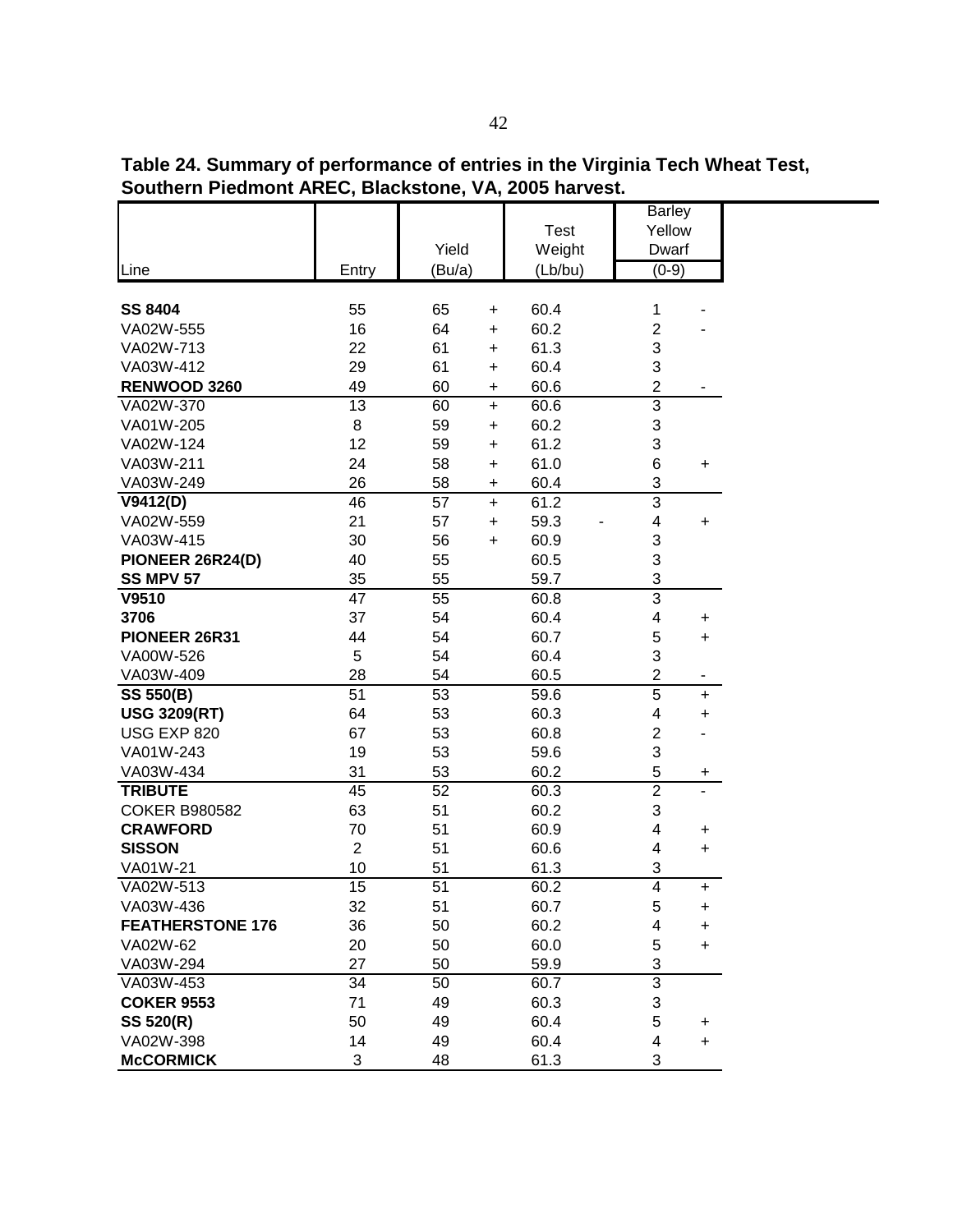**Table 24. Summary of performance of entries in the Virginia Tech Wheat Test, Southern Piedmont AREC, Blackstone, VA, 2005 harvest.**

| Line | Entry | Yield (Bu/a) | | Test Weight (Lb/bu) | | Barley Yellow Dwarf (0-9) | |
|---|---|---|---|---|---|---|---|
| **SS 8404** | 55 | 65 | + | 60.4 | | 1 | - |
| VA02W-555 | 16 | 64 | + | 60.2 | | 2 | - |
| VA02W-713 | 22 | 61 | + | 61.3 | | 3 | |
| VA03W-412 | 29 | 61 | + | 60.4 | | 3 | |
| **RENWOOD 3260** | 49 | 60 | + | 60.6 | | 2 | - |
| VA02W-370 | 13 | 60 | + | 60.6 | | 3 | |
| VA01W-205 | 8 | 59 | + | 60.2 | | 3 | |
| VA02W-124 | 12 | 59 | + | 61.2 | | 3 | |
| VA03W-211 | 24 | 58 | + | 61.0 | | 6 | + |
| VA03W-249 | 26 | 58 | + | 60.4 | | 3 | |
| **V9412(D)** | 46 | 57 | + | 61.2 | | 3 | |
| VA02W-559 | 21 | 57 | + | 59.3 | - | 4 | + |
| VA03W-415 | 30 | 56 | + | 60.9 | | 3 | |
| **PIONEER 26R24(D)** | 40 | 55 | | 60.5 | | 3 | |
| **SS MPV 57** | 35 | 55 | | 59.7 | | 3 | |
| **V9510** | 47 | 55 | | 60.8 | | 3 | |
| **3706** | 37 | 54 | | 60.4 | | 4 | + |
| **PIONEER 26R31** | 44 | 54 | | 60.7 | | 5 | + |
| VA00W-526 | 5 | 54 | | 60.4 | | 3 | |
| VA03W-409 | 28 | 54 | | 60.5 | | 2 | - |
| **SS 550(B)** | 51 | 53 | | 59.6 | | 5 | + |
| **USG 3209(RT)** | 64 | 53 | | 60.3 | | 4 | + |
| USG EXP 820 | 67 | 53 | | 60.8 | | 2 | - |
| VA01W-243 | 19 | 53 | | 59.6 | | 3 | |
| VA03W-434 | 31 | 53 | | 60.2 | | 5 | + |
| **TRIBUTE** | 45 | 52 | | 60.3 | | 2 | - |
| COKER B980582 | 63 | 51 | | 60.2 | | 3 | |
| **CRAWFORD** | 70 | 51 | | 60.9 | | 4 | + |
| **SISSON** | 2 | 51 | | 60.6 | | 4 | + |
| VA01W-21 | 10 | 51 | | 61.3 | | 3 | |
| VA02W-513 | 15 | 51 | | 60.2 | | 4 | + |
| VA03W-436 | 32 | 51 | | 60.7 | | 5 | + |
| **FEATHERSTONE 176** | 36 | 50 | | 60.2 | | 4 | + |
| VA02W-62 | 20 | 50 | | 60.0 | | 5 | + |
| VA03W-294 | 27 | 50 | | 59.9 | | 3 | |
| VA03W-453 | 34 | 50 | | 60.7 | | 3 | |
| **COKER 9553** | 71 | 49 | | 60.3 | | 3 | |
| **SS 520(R)** | 50 | 49 | | 60.4 | | 5 | + |
| VA02W-398 | 14 | 49 | | 60.4 | | 4 | + |
| **McCORMICK** | 3 | 48 | | 61.3 | | 3 | |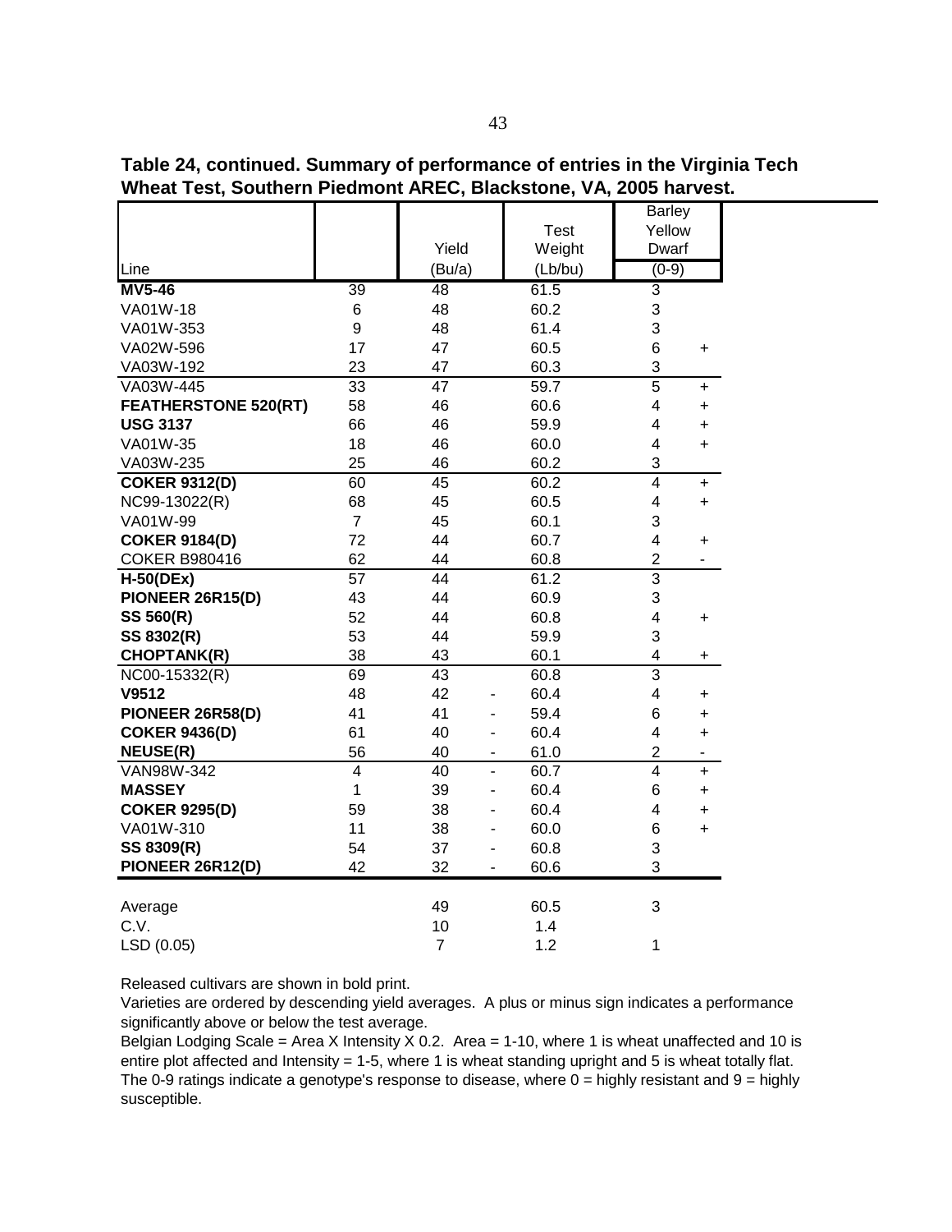**Table 24, continued. Summary of performance of entries in the Virginia Tech Wheat Test, Southern Piedmont AREC, Blackstone, VA, 2005 harvest.**

| Line | | Yield (Bu/a) | | Test Weight (Lb/bu) | Barley Yellow Dwarf (0-9) | |
|---|---|---|---|---|---|---|
| **MV5-46** | 39 | 48 | | 61.5 | 3 | |
| VA01W-18 | 6 | 48 | | 60.2 | 3 | |
| VA01W-353 | 9 | 48 | | 61.4 | 3 | |
| VA02W-596 | 17 | 47 | | 60.5 | 6 | + |
| VA03W-192 | 23 | 47 | | 60.3 | 3 | |
| VA03W-445 | 33 | 47 | | 59.7 | 5 | + |
| **FEATHERSTONE 520(RT)** | 58 | 46 | | 60.6 | 4 | + |
| **USG 3137** | 66 | 46 | | 59.9 | 4 | + |
| VA01W-35 | 18 | 46 | | 60.0 | 4 | + |
| VA03W-235 | 25 | 46 | | 60.2 | 3 | |
| **COKER 9312(D)** | 60 | 45 | | 60.2 | 4 | + |
| NC99-13022(R) | 68 | 45 | | 60.5 | 4 | + |
| VA01W-99 | 7 | 45 | | 60.1 | 3 | |
| **COKER 9184(D)** | 72 | 44 | | 60.7 | 4 | + |
| COKER B980416 | 62 | 44 | | 60.8 | 2 | - |
| **H-50(DEx)** | 57 | 44 | | 61.2 | 3 | |
| **PIONEER 26R15(D)** | 43 | 44 | | 60.9 | 3 | |
| **SS 560(R)** | 52 | 44 | | 60.8 | 4 | + |
| **SS 8302(R)** | 53 | 44 | | 59.9 | 3 | |
| **CHOPTANK(R)** | 38 | 43 | | 60.1 | 4 | + |
| NC00-15332(R) | 69 | 43 | | 60.8 | 3 | |
| **V9512** | 48 | 42 | - | 60.4 | 4 | + |
| **PIONEER 26R58(D)** | 41 | 41 | - | 59.4 | 6 | + |
| **COKER 9436(D)** | 61 | 40 | - | 60.4 | 4 | + |
| **NEUSE(R)** | 56 | 40 | - | 61.0 | 2 | - |
| VAN98W-342 | 4 | 40 | - | 60.7 | 4 | + |
| **MASSEY** | 1 | 39 | - | 60.4 | 6 | + |
| **COKER 9295(D)** | 59 | 38 | - | 60.4 | 4 | + |
| VA01W-310 | 11 | 38 | - | 60.0 | 6 | + |
| **SS 8309(R)** | 54 | 37 | - | 60.8 | 3 | |
| **PIONEER 26R12(D)** | 42 | 32 | - | 60.6 | 3 | |
| Average | | 49 | | 60.5 | 3 | |
| C.V. | | 10 | | 1.4 | | |
| LSD (0.05) | | 7 | | 1.2 | 1 | |

Released cultivars are shown in bold print.

Varieties are ordered by descending yield averages. A plus or minus sign indicates a performance significantly above or below the test average.

Belgian Lodging Scale = Area X Intensity X 0.2. Area = 1-10, where 1 is wheat unaffected and 10 is entire plot affected and Intensity = 1-5, where 1 is wheat standing upright and 5 is wheat totally flat.

The 0-9 ratings indicate a genotype's response to disease, where 0 = highly resistant and 9 = highly susceptible.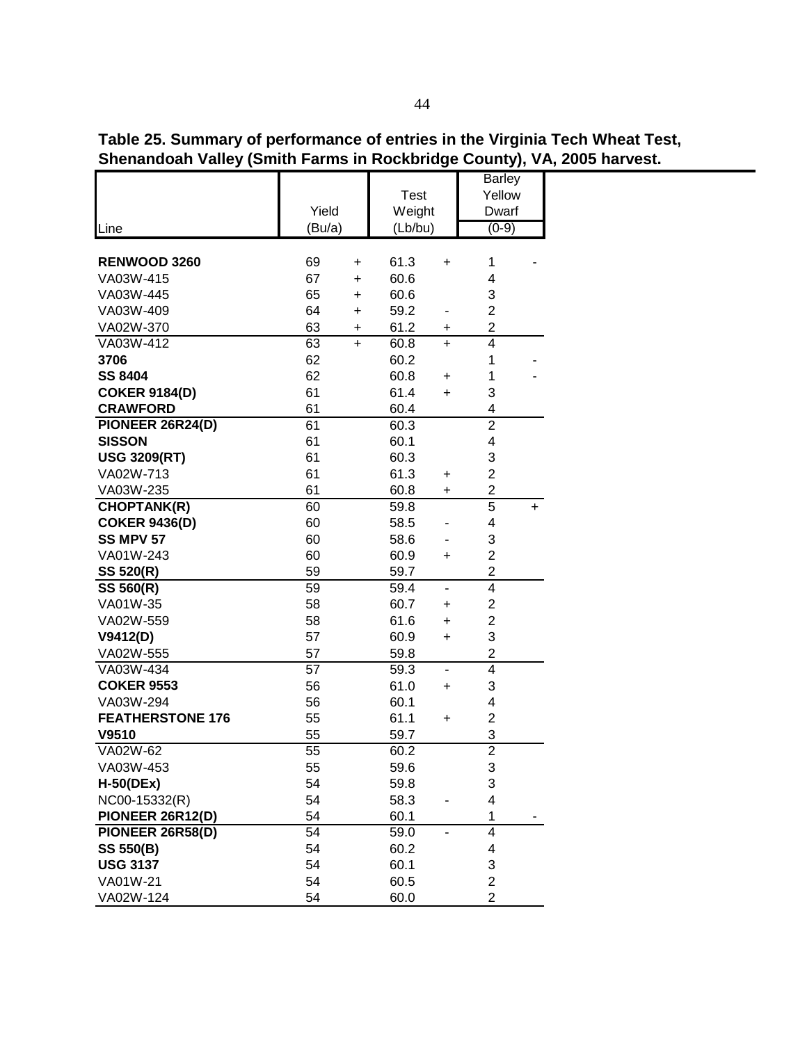**Table 25. Summary of performance of entries in the Virginia Tech Wheat Test, Shenandoah Valley (Smith Farms in Rockbridge County), VA, 2005 harvest.**

| Line | Yield (Bu/a) | | Test Weight (Lb/bu) | | Barley Yellow Dwarf (0-9) | |
|---|---|---|---|---|---|---|
| **RENWOOD 3260** | 69 | + | 61.3 | + | 1 | - |
| VA03W-415 | 67 | + | 60.6 | | 4 | |
| VA03W-445 | 65 | + | 60.6 | | 3 | |
| VA03W-409 | 64 | + | 59.2 | - | 2 | |
| VA02W-370 | 63 | + | 61.2 | + | 2 | |
| VA03W-412 | 63 | + | 60.8 | + | 4 | |
| **3706** | 62 | | 60.2 | | 1 | - |
| **SS 8404** | 62 | | 60.8 | + | 1 | - |
| **COKER 9184(D)** | 61 | | 61.4 | + | 3 | |
| **CRAWFORD** | 61 | | 60.4 | | 4 | |
| **PIONEER 26R24(D)** | 61 | | 60.3 | | 2 | |
| **SISSON** | 61 | | 60.1 | | 4 | |
| **USG 3209(RT)** | 61 | | 60.3 | | 3 | |
| VA02W-713 | 61 | | 61.3 | + | 2 | |
| VA03W-235 | 61 | | 60.8 | + | 2 | |
| **CHOPTANK(R)** | 60 | | 59.8 | | 5 | + |
| **COKER 9436(D)** | 60 | | 58.5 | - | 4 | |
| **SS MPV 57** | 60 | | 58.6 | - | 3 | |
| VA01W-243 | 60 | | 60.9 | + | 2 | |
| **SS 520(R)** | 59 | | 59.7 | | 2 | |
| **SS 560(R)** | 59 | | 59.4 | - | 4 | |
| VA01W-35 | 58 | | 60.7 | + | 2 | |
| VA02W-559 | 58 | | 61.6 | + | 2 | |
| **V9412(D)** | 57 | | 60.9 | + | 3 | |
| VA02W-555 | 57 | | 59.8 | | 2 | |
| VA03W-434 | 57 | | 59.3 | - | 4 | |
| **COKER 9553** | 56 | | 61.0 | + | 3 | |
| VA03W-294 | 56 | | 60.1 | | 4 | |
| **FEATHERSTONE 176** | 55 | | 61.1 | + | 2 | |
| **V9510** | 55 | | 59.7 | | 3 | |
| VA02W-62 | 55 | | 60.2 | | 2 | |
| VA03W-453 | 55 | | 59.6 | | 3 | |
| **H-50(DEx)** | 54 | | 59.8 | | 3 | |
| NC00-15332(R) | 54 | | 58.3 | - | 4 | |
| **PIONEER 26R12(D)** | 54 | | 60.1 | | 1 | - |
| **PIONEER 26R58(D)** | 54 | | 59.0 | - | 4 | |
| **SS 550(B)** | 54 | | 60.2 | | 4 | |
| **USG 3137** | 54 | | 60.1 | | 3 | |
| VA01W-21 | 54 | | 60.5 | | 2 | |
| VA02W-124 | 54 | | 60.0 | | 2 | |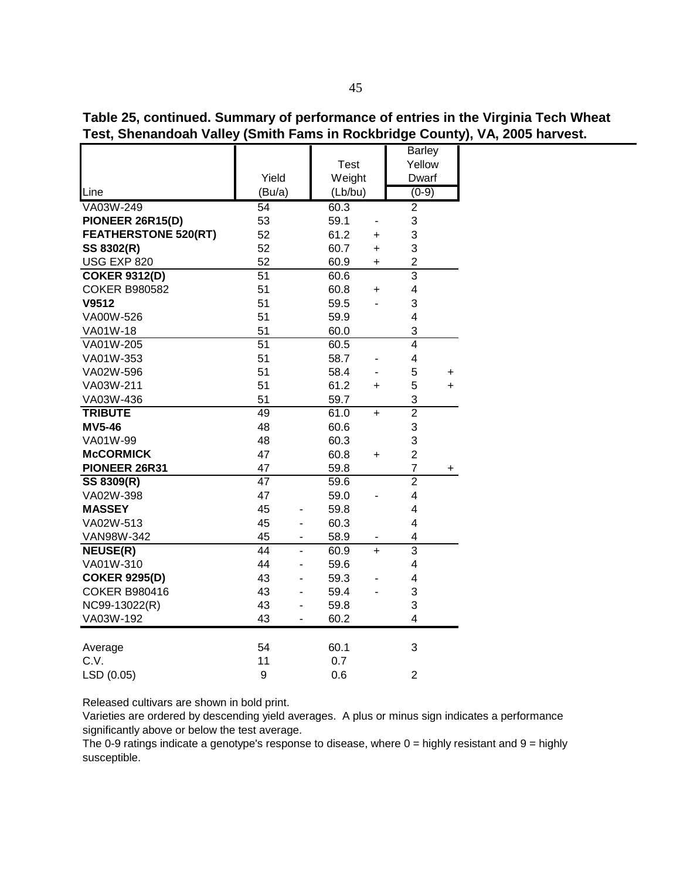**Table 25, continued. Summary of performance of entries in the Virginia Tech Wheat Test, Shenandoah Valley (Smith Fams in Rockbridge County), VA, 2005 harvest.**

| Line | Yield (Bu/a) | | Test Weight (Lb/bu) | | Barley Yellow Dwarf (0-9) | |
|---|---|---|---|---|---|---|
| VA03W-249 | 54 | | 60.3 | | 2 | |
| **PIONEER 26R15(D)** | 53 | | 59.1 | - | 3 | |
| **FEATHERSTONE 520(RT)** | 52 | | 61.2 | + | 3 | |
| **SS 8302(R)** | 52 | | 60.7 | + | 3 | |
| USG EXP 820 | 52 | | 60.9 | + | 2 | |
| **COKER 9312(D)** | 51 | | 60.6 | | 3 | |
| COKER B980582 | 51 | | 60.8 | + | 4 | |
| **V9512** | 51 | | 59.5 | - | 3 | |
| VA00W-526 | 51 | | 59.9 | | 4 | |
| VA01W-18 | 51 | | 60.0 | | 3 | |
| VA01W-205 | 51 | | 60.5 | | 4 | |
| VA01W-353 | 51 | | 58.7 | - | 4 | |
| VA02W-596 | 51 | | 58.4 | - | 5 | + |
| VA03W-211 | 51 | | 61.2 | + | 5 | + |
| VA03W-436 | 51 | | 59.7 | | 3 | |
| **TRIBUTE** | 49 | | 61.0 | + | 2 | |
| **MV5-46** | 48 | | 60.6 | | 3 | |
| VA01W-99 | 48 | | 60.3 | | 3 | |
| **McCORMICK** | 47 | | 60.8 | + | 2 | |
| **PIONEER 26R31** | 47 | | 59.8 | | 7 | + |
| **SS 8309(R)** | 47 | | 59.6 | | 2 | |
| VA02W-398 | 47 | | 59.0 | - | 4 | |
| **MASSEY** | 45 | - | 59.8 | | 4 | |
| VA02W-513 | 45 | - | 60.3 | | 4 | |
| VAN98W-342 | 45 | - | 58.9 | - | 4 | |
| **NEUSE(R)** | 44 | - | 60.9 | + | 3 | |
| VA01W-310 | 44 | - | 59.6 | | 4 | |
| **COKER 9295(D)** | 43 | - | 59.3 | - | 4 | |
| COKER B980416 | 43 | - | 59.4 | - | 3 | |
| NC99-13022(R) | 43 | - | 59.8 | | 3 | |
| VA03W-192 | 43 | - | 60.2 | | 4 | |
| Average | 54 | | 60.1 | | 3 | |
| C.V. | 11 | | 0.7 | | | |
| LSD (0.05) | 9 | | 0.6 | | 2 | |

Released cultivars are shown in bold print.

Varieties are ordered by descending yield averages. A plus or minus sign indicates a performance significantly above or below the test average.

The 0-9 ratings indicate a genotype's response to disease, where 0 = highly resistant and 9 = highly susceptible.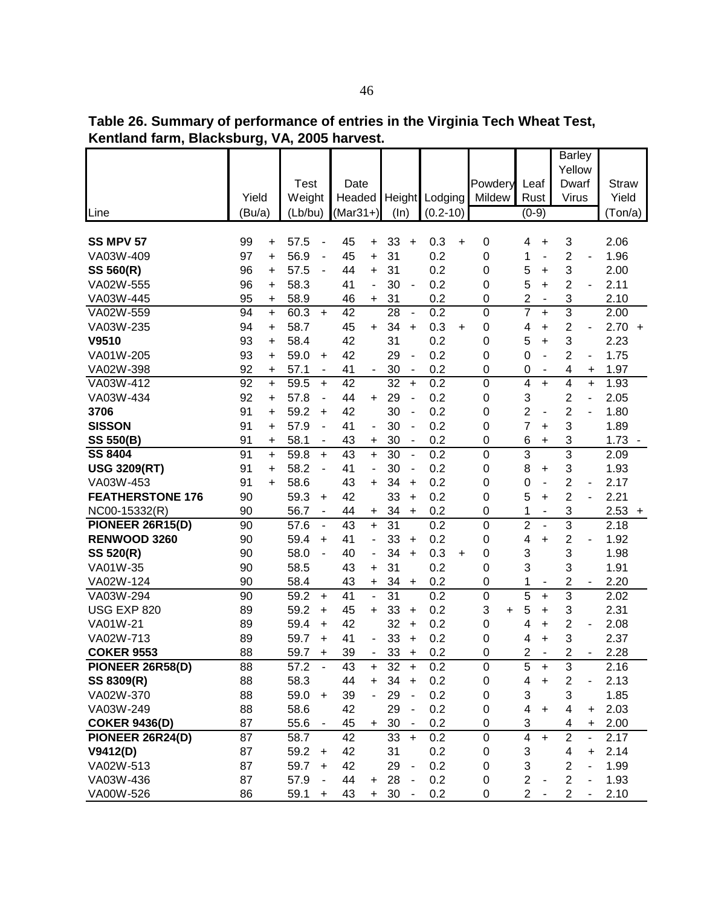**Table 26. Summary of performance of entries in the Virginia Tech Wheat Test, Kentland farm, Blacksburg, VA, 2005 harvest.**

| Line | Yield (Bu/a) | | Test Weight (Lb/bu) | | Date Headed (Mar31+) | | Height (In) | | Lodging (0.2-10) | | Powdery Mildew (0-9) | | Leaf Rust (0-9) | | Barley Yellow Dwarf Virus (0-9) | | Straw Yield (Ton/a) | |
|---|---|---|---|---|---|---|---|---|---|---|---|---|---|---|---|---|---|---|
| **SS MPV 57** | 99 | + | 57.5 | - | 45 | + | 33 | + | 0.3 | + | 0 | | 4 | + | 3 | | 2.06 | |
| VA03W-409 | 97 | + | 56.9 | - | 45 | + | 31 | | 0.2 | | 0 | | 1 | - | 2 | - | 1.96 | |
| **SS 560(R)** | 96 | + | 57.5 | - | 44 | + | 31 | | 0.2 | | 0 | | 5 | + | 3 | | 2.00 | |
| VA02W-555 | 96 | + | 58.3 | | 41 | - | 30 | - | 0.2 | | 0 | | 5 | + | 2 | - | 2.11 | |
| VA03W-445 | 95 | + | 58.9 | | 46 | + | 31 | | 0.2 | | 0 | | 2 | - | 3 | | 2.10 | |
| VA02W-559 | 94 | + | 60.3 | + | 42 | | 28 | - | 0.2 | | 0 | | 7 | + | 3 | | 2.00 | |
| VA03W-235 | 94 | + | 58.7 | | 45 | + | 34 | + | 0.3 | + | 0 | | 4 | + | 2 | - | 2.70 | + |
| **V9510** | 93 | + | 58.4 | | 42 | | 31 | | 0.2 | | 0 | | 5 | + | 3 | | 2.23 | |
| VA01W-205 | 93 | + | 59.0 | + | 42 | | 29 | - | 0.2 | | 0 | | 0 | - | 2 | - | 1.75 | |
| VA02W-398 | 92 | + | 57.1 | - | 41 | - | 30 | - | 0.2 | | 0 | | 0 | - | 4 | + | 1.97 | |
| VA03W-412 | 92 | + | 59.5 | + | 42 | | 32 | + | 0.2 | | 0 | | 4 | + | 4 | + | 1.93 | |
| VA03W-434 | 92 | + | 57.8 | - | 44 | + | 29 | - | 0.2 | | 0 | | 3 | | 2 | - | 2.05 | |
| **3706** | 91 | + | 59.2 | + | 42 | | 30 | - | 0.2 | | 0 | | 2 | - | 2 | - | 1.80 | |
| **SISSON** | 91 | + | 57.9 | - | 41 | - | 30 | - | 0.2 | | 0 | | 7 | + | 3 | | 1.89 | |
| **SS 550(B)** | 91 | + | 58.1 | - | 43 | + | 30 | - | 0.2 | | 0 | | 6 | + | 3 | | 1.73 | - |
| **SS 8404** | 91 | + | 59.8 | + | 43 | + | 30 | - | 0.2 | | 0 | | 3 | | 3 | | 2.09 | |
| **USG 3209(RT)** | 91 | + | 58.2 | - | 41 | - | 30 | - | 0.2 | | 0 | | 8 | + | 3 | | 1.93 | |
| VA03W-453 | 91 | + | 58.6 | | 43 | + | 34 | + | 0.2 | | 0 | | 0 | - | 2 | - | 2.17 | |
| **FEATHERSTONE 176** | 90 | | 59.3 | + | 42 | | 33 | + | 0.2 | | 0 | | 5 | + | 2 | - | 2.21 | |
| NC00-15332(R) | 90 | | 56.7 | - | 44 | + | 34 | + | 0.2 | | 0 | | 1 | - | 3 | | 2.53 | + |
| **PIONEER 26R15(D)** | 90 | | 57.6 | - | 43 | + | 31 | | 0.2 | | 0 | | 2 | - | 3 | | 2.18 | |
| **RENWOOD 3260** | 90 | | 59.4 | + | 41 | - | 33 | + | 0.2 | | 0 | | 4 | + | 2 | - | 1.92 | |
| **SS 520(R)** | 90 | | 58.0 | - | 40 | - | 34 | + | 0.3 | + | 0 | | 3 | | 3 | | 1.98 | |
| VA01W-35 | 90 | | 58.5 | | 43 | + | 31 | | 0.2 | | 0 | | 3 | | 3 | | 1.91 | |
| VA02W-124 | 90 | | 58.4 | | 43 | + | 34 | + | 0.2 | | 0 | | 1 | - | 2 | - | 2.20 | |
| VA03W-294 | 90 | | 59.2 | + | 41 | - | 31 | | 0.2 | | 0 | | 5 | + | 3 | | 2.02 | |
| USG EXP 820 | 89 | | 59.2 | + | 45 | + | 33 | + | 0.2 | | 3 | + | 5 | + | 3 | | 2.31 | |
| VA01W-21 | 89 | | 59.4 | + | 42 | | 32 | + | 0.2 | | 0 | | 4 | + | 2 | - | 2.08 | |
| VA02W-713 | 89 | | 59.7 | + | 41 | - | 33 | + | 0.2 | | 0 | | 4 | + | 3 | | 2.37 | |
| **COKER 9553** | 88 | | 59.7 | + | 39 | - | 33 | + | 0.2 | | 0 | | 2 | - | 2 | - | 2.28 | |
| **PIONEER 26R58(D)** | 88 | | 57.2 | - | 43 | + | 32 | + | 0.2 | | 0 | | 5 | + | 3 | | 2.16 | |
| **SS 8309(R)** | 88 | | 58.3 | | 44 | + | 34 | + | 0.2 | | 0 | | 4 | + | 2 | - | 2.13 | |
| VA02W-370 | 88 | | 59.0 | + | 39 | - | 29 | - | 0.2 | | 0 | | 3 | | 3 | | 1.85 | |
| VA03W-249 | 88 | | 58.6 | | 42 | | 29 | - | 0.2 | | 0 | | 4 | + | 4 | + | 2.03 | |
| **COKER 9436(D)** | 87 | | 55.6 | - | 45 | + | 30 | - | 0.2 | | 0 | | 3 | | 4 | + | 2.00 | |
| **PIONEER 26R24(D)** | 87 | | 58.7 | | 42 | | 33 | + | 0.2 | | 0 | | 4 | + | 2 | - | 2.17 | |
| **V9412(D)** | 87 | | 59.2 | + | 42 | | 31 | | 0.2 | | 0 | | 3 | | 4 | + | 2.14 | |
| VA02W-513 | 87 | | 59.7 | + | 42 | | 29 | - | 0.2 | | 0 | | 3 | | 2 | - | 1.99 | |
| VA03W-436 | 87 | | 57.9 | - | 44 | + | 28 | - | 0.2 | | 0 | | 2 | - | 2 | - | 1.93 | |
| VA00W-526 | 86 | | 59.1 | + | 43 | + | 30 | - | 0.2 | | 0 | | 2 | - | 2 | - | 2.10 | |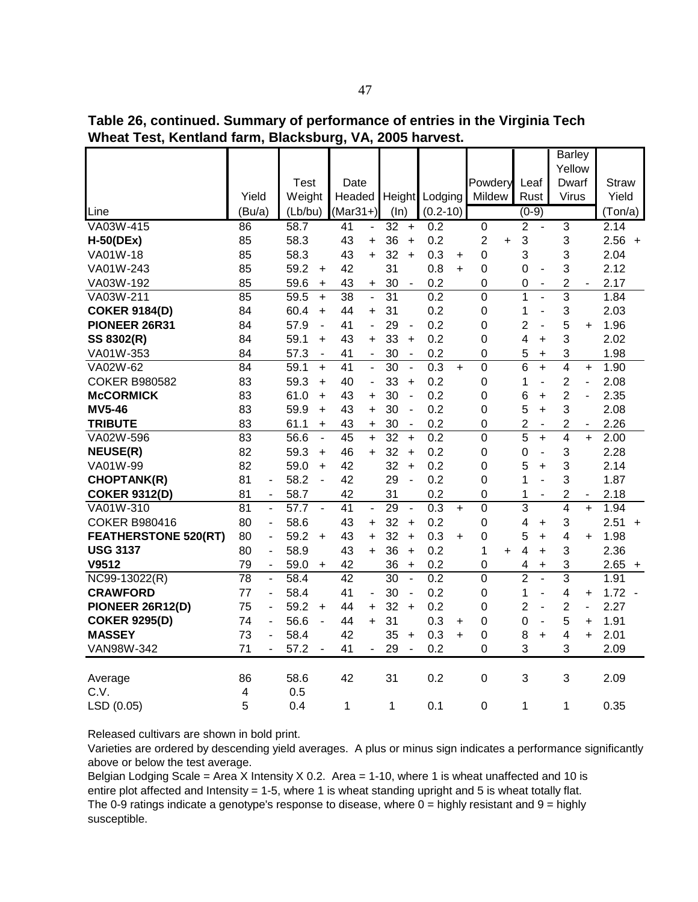**Table 26, continued. Summary of performance of entries in the Virginia Tech Wheat Test, Kentland farm, Blacksburg, VA, 2005 harvest.**

| Line | Yield (Bu/a) | | Test Weight (Lb/bu) | | Date Headed (Mar31+) | | Height (In) | | Lodging (0.2-10) | | Powdery Mildew | | Leaf Rust (0-9) | | Barley Yellow Dwarf Virus | | Straw Yield (Ton/a) | |
|---|---|---|---|---|---|---|---|---|---|---|---|---|---|---|---|---|---|---|
| VA03W-415 | 86 | | 58.7 | | 41 | - | 32 | + | 0.2 | | 0 | | 2 | - | 3 | | 2.14 | |
| **H-50(DEx)** | 85 | | 58.3 | | 43 | + | 36 | + | 0.2 | | 2 | + | 3 | | 3 | | 2.56 | + |
| VA01W-18 | 85 | | 58.3 | | 43 | + | 32 | + | 0.3 | + | 0 | | 3 | | 3 | | 2.04 | |
| VA01W-243 | 85 | | 59.2 | + | 42 | | 31 | | 0.8 | + | 0 | | 0 | - | 3 | | 2.12 | |
| VA03W-192 | 85 | | 59.6 | + | 43 | + | 30 | - | 0.2 | | 0 | | 0 | - | 2 | - | 2.17 | |
| VA03W-211 | 85 | | 59.5 | + | 38 | - | 31 | | 0.2 | | 0 | | 1 | - | 3 | | 1.84 | |
| **COKER 9184(D)** | 84 | | 60.4 | + | 44 | + | 31 | | 0.2 | | 0 | | 1 | - | 3 | | 2.03 | |
| **PIONEER 26R31** | 84 | | 57.9 | - | 41 | - | 29 | - | 0.2 | | 0 | | 2 | - | 5 | + | 1.96 | |
| **SS 8302(R)** | 84 | | 59.1 | + | 43 | + | 33 | + | 0.2 | | 0 | | 4 | + | 3 | | 2.02 | |
| VA01W-353 | 84 | | 57.3 | - | 41 | - | 30 | - | 0.2 | | 0 | | 5 | + | 3 | | 1.98 | |
| VA02W-62 | 84 | | 59.1 | + | 41 | - | 30 | - | 0.3 | + | 0 | | 6 | + | 4 | + | 1.90 | |
| COKER B980582 | 83 | | 59.3 | + | 40 | - | 33 | + | 0.2 | | 0 | | 1 | - | 2 | - | 2.08 | |
| **McCORMICK** | 83 | | 61.0 | + | 43 | + | 30 | - | 0.2 | | 0 | | 6 | + | 2 | - | 2.35 | |
| **MV5-46** | 83 | | 59.9 | + | 43 | + | 30 | - | 0.2 | | 0 | | 5 | + | 3 | | 2.08 | |
| **TRIBUTE** | 83 | | 61.1 | + | 43 | + | 30 | - | 0.2 | | 0 | | 2 | - | 2 | - | 2.26 | |
| VA02W-596 | 83 | | 56.6 | - | 45 | + | 32 | + | 0.2 | | 0 | | 5 | + | 4 | + | 2.00 | |
| **NEUSE(R)** | 82 | | 59.3 | + | 46 | + | 32 | + | 0.2 | | 0 | | 0 | - | 3 | | 2.28 | |
| VA01W-99 | 82 | | 59.0 | + | 42 | | 32 | + | 0.2 | | 0 | | 5 | + | 3 | | 2.14 | |
| **CHOPTANK(R)** | 81 | - | 58.2 | - | 42 | | 29 | - | 0.2 | | 0 | | 1 | - | 3 | | 1.87 | |
| **COKER 9312(D)** | 81 | - | 58.7 | | 42 | | 31 | | 0.2 | | 0 | | 1 | - | 2 | - | 2.18 | |
| VA01W-310 | 81 | - | 57.7 | - | 41 | - | 29 | - | 0.3 | + | 0 | | 3 | | 4 | + | 1.94 | |
| COKER B980416 | 80 | - | 58.6 | | 43 | + | 32 | + | 0.2 | | 0 | | 4 | + | 3 | | 2.51 | + |
| **FEATHERSTONE 520(RT)** | 80 | - | 59.2 | + | 43 | + | 32 | + | 0.3 | + | 0 | | 5 | + | 4 | + | 1.98 | |
| **USG 3137** | 80 | - | 58.9 | | 43 | + | 36 | + | 0.2 | | 1 | + | 4 | + | 3 | | 2.36 | |
| **V9512** | 79 | - | 59.0 | + | 42 | | 36 | + | 0.2 | | 0 | | 4 | + | 3 | | 2.65 | + |
| NC99-13022(R) | 78 | - | 58.4 | | 42 | | 30 | - | 0.2 | | 0 | | 2 | - | 3 | | 1.91 | |
| **CRAWFORD** | 77 | - | 58.4 | | 41 | - | 30 | - | 0.2 | | 0 | | 1 | - | 4 | + | 1.72 | - |
| **PIONEER 26R12(D)** | 75 | - | 59.2 | + | 44 | + | 32 | + | 0.2 | | 0 | | 2 | - | 2 | - | 2.27 | |
| **COKER 9295(D)** | 74 | - | 56.6 | - | 44 | + | 31 | | 0.3 | + | 0 | | 0 | - | 5 | + | 1.91 | |
| **MASSEY** | 73 | - | 58.4 | | 42 | | 35 | + | 0.3 | + | 0 | | 8 | + | 4 | + | 2.01 | |
| VAN98W-342 | 71 | - | 57.2 | - | 41 | - | 29 | - | 0.2 | | 0 | | 3 | | 3 | | 2.09 | |
| | | | | | | | | | | | | | | | | | | |
| Average | 86 | | 58.6 | | 42 | | 31 | | 0.2 | | 0 | | 3 | | 3 | | 2.09 | |
| C.V. | 4 | | 0.5 | | | | | | | | | | | | | | | |
| LSD (0.05) | 5 | | 0.4 | | 1 | | 1 | | 0.1 | | 0 | | 1 | | 1 | | 0.35 | |

Released cultivars are shown in bold print.

Varieties are ordered by descending yield averages. A plus or minus sign indicates a performance significantly above or below the test average.

Belgian Lodging Scale = Area X Intensity X 0.2. Area = 1-10, where 1 is wheat unaffected and 10 is entire plot affected and Intensity = 1-5, where 1 is wheat standing upright and 5 is wheat totally flat.

The 0-9 ratings indicate a genotype's response to disease, where 0 = highly resistant and 9 = highly susceptible.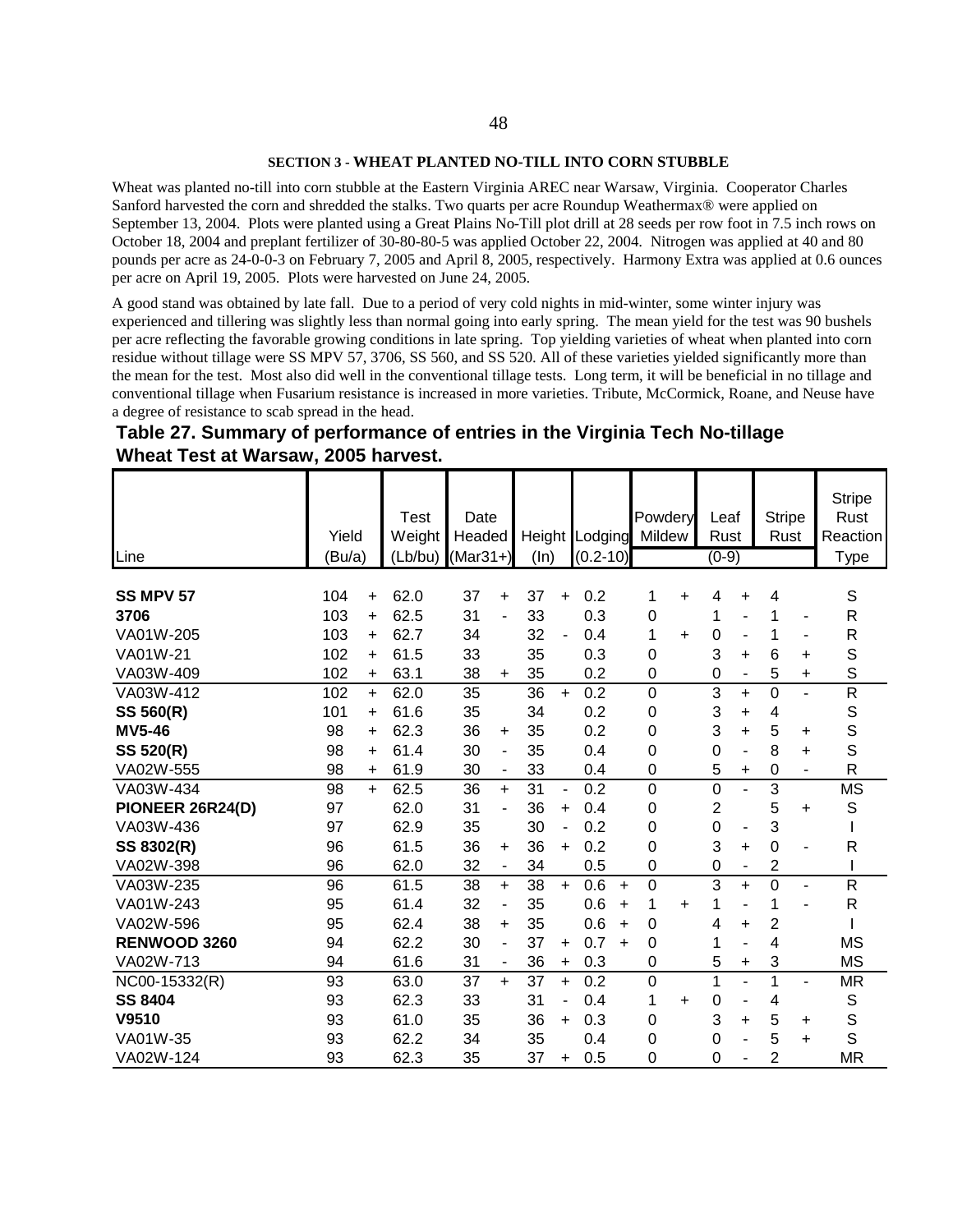## SECTION 3 - WHEAT PLANTED NO-TILL INTO CORN STUBBLE

Wheat was planted no-till into corn stubble at the Eastern Virginia AREC near Warsaw, Virginia. Cooperator Charles Sanford harvested the corn and shredded the stalks. Two quarts per acre Roundup Weathermax® were applied on September 13, 2004. Plots were planted using a Great Plains No-Till plot drill at 28 seeds per row foot in 7.5 inch rows on October 18, 2004 and preplant fertilizer of 30-80-80-5 was applied October 22, 2004. Nitrogen was applied at 40 and 80 pounds per acre as 24-0-0-3 on February 7, 2005 and April 8, 2005, respectively. Harmony Extra was applied at 0.6 ounces per acre on April 19, 2005. Plots were harvested on June 24, 2005.

A good stand was obtained by late fall. Due to a period of very cold nights in mid-winter, some winter injury was experienced and tillering was slightly less than normal going into early spring. The mean yield for the test was 90 bushels per acre reflecting the favorable growing conditions in late spring. Top yielding varieties of wheat when planted into corn residue without tillage were SS MPV 57, 3706, SS 560, and SS 520. All of these varieties yielded significantly more than the mean for the test. Most also did well in the conventional tillage tests. Long term, it will be beneficial in no tillage and conventional tillage when Fusarium resistance is increased in more varieties. Tribute, McCormick, Roane, and Neuse have a degree of resistance to scab spread in the head.

### Table 27. Summary of performance of entries in the Virginia Tech No-tillage Wheat Test at Warsaw, 2005 harvest.

| Line | Yield (Bu/a) | | Test Weight (Lb/bu) | Date Headed (Mar31+) | | Height (In) | | Lodging (0.2-10) | | Powdery Mildew (0-9) | | Leaf Rust (0-9) | | Stripe Rust (0-9) | | Stripe Rust Reaction Type |
|---|---|---|---|---|---|---|---|---|---|---|---|---|---|---|---|---|
| **SS MPV 57** | 104 | + | 62.0 | 37 | + | 37 | + | 0.2 | | 1 | + | 4 | + | 4 | | S |
| **3706** | 103 | + | 62.5 | 31 | - | 33 | | 0.3 | | 0 | | 1 | - | 1 | - | R |
| VA01W-205 | 103 | + | 62.7 | 34 | | 32 | - | 0.4 | | 1 | + | 0 | - | 1 | - | R |
| VA01W-21 | 102 | + | 61.5 | 33 | | 35 | | 0.3 | | 0 | | 3 | + | 6 | + | S |
| VA03W-409 | 102 | + | 63.1 | 38 | + | 35 | | 0.2 | | 0 | | 0 | - | 5 | + | S |
| VA03W-412 | 102 | + | 62.0 | 35 | | 36 | + | 0.2 | | 0 | | 3 | + | 0 | - | R |
| **SS 560(R)** | 101 | + | 61.6 | 35 | | 34 | | 0.2 | | 0 | | 3 | + | 4 | | S |
| **MV5-46** | 98 | + | 62.3 | 36 | + | 35 | | 0.2 | | 0 | | 3 | + | 5 | + | S |
| **SS 520(R)** | 98 | + | 61.4 | 30 | - | 35 | | 0.4 | | 0 | | 0 | - | 8 | + | S |
| VA02W-555 | 98 | + | 61.9 | 30 | - | 33 | | 0.4 | | 0 | | 5 | + | 0 | - | R |
| VA03W-434 | 98 | + | 62.5 | 36 | + | 31 | - | 0.2 | | 0 | | 0 | - | 3 | | MS |
| **PIONEER 26R24(D)** | 97 | | 62.0 | 31 | - | 36 | + | 0.4 | | 0 | | 2 | | 5 | + | S |
| VA03W-436 | 97 | | 62.9 | 35 | | 30 | - | 0.2 | | 0 | | 0 | - | 3 | | I |
| **SS 8302(R)** | 96 | | 61.5 | 36 | + | 36 | + | 0.2 | | 0 | | 3 | + | 0 | - | R |
| VA02W-398 | 96 | | 62.0 | 32 | - | 34 | | 0.5 | | 0 | | 0 | - | 2 | | I |
| VA03W-235 | 96 | | 61.5 | 38 | + | 38 | + | 0.6 | + | 0 | | 3 | + | 0 | - | R |
| VA01W-243 | 95 | | 61.4 | 32 | - | 35 | | 0.6 | + | 1 | + | 1 | - | 1 | - | R |
| VA02W-596 | 95 | | 62.4 | 38 | + | 35 | | 0.6 | + | 0 | | 4 | + | 2 | | I |
| **RENWOOD 3260** | 94 | | 62.2 | 30 | - | 37 | + | 0.7 | + | 0 | | 1 | - | 4 | | MS |
| VA02W-713 | 94 | | 61.6 | 31 | - | 36 | + | 0.3 | | 0 | | 5 | + | 3 | | MS |
| NC00-15332(R) | 93 | | 63.0 | 37 | + | 37 | + | 0.2 | | 0 | | 1 | - | 1 | - | MR |
| **SS 8404** | 93 | | 62.3 | 33 | | 31 | - | 0.4 | | 1 | + | 0 | - | 4 | | S |
| **V9510** | 93 | | 61.0 | 35 | | 36 | + | 0.3 | | 0 | | 3 | + | 5 | + | S |
| VA01W-35 | 93 | | 62.2 | 34 | | 35 | | 0.4 | | 0 | | 0 | - | 5 | + | S |
| VA02W-124 | 93 | | 62.3 | 35 | | 37 | + | 0.5 | | 0 | | 0 | - | 2 | | MR |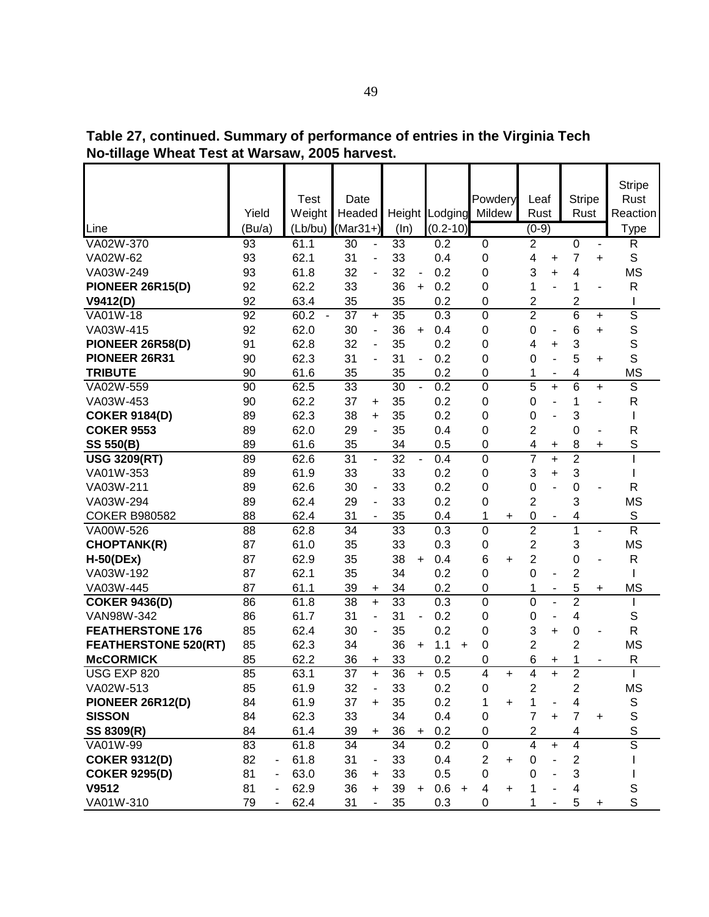**Table 27, continued. Summary of performance of entries in the Virginia Tech No-tillage Wheat Test at Warsaw, 2005 harvest.**

| Line | Yield (Bu/a) | | Test Weight (Lb/bu) | | Date Headed (Mar31+) | | Height (In) | | Lodging (0.2-10) | | Powdery Mildew | | Leaf Rust (0-9) | | Stripe Rust | | Stripe Rust Reaction Type |
|---|---|---|---|---|---|---|---|---|---|---|---|---|---|---|---|---|---|
| VA02W-370 | 93 | | 61.1 | | 30 | - | 33 | | 0.2 | | 0 | | 2 | | 0 | - | R |
| VA02W-62 | 93 | | 62.1 | | 31 | - | 33 | | 0.4 | | 0 | | 4 | + | 7 | + | S |
| VA03W-249 | 93 | | 61.8 | | 32 | - | 32 | - | 0.2 | | 0 | | 3 | + | 4 | | MS |
| **PIONEER 26R15(D)** | 92 | | 62.2 | | 33 | | 36 | + | 0.2 | | 0 | | 1 | - | 1 | - | R |
| **V9412(D)** | 92 | | 63.4 | | 35 | | 35 | | 0.2 | | 0 | | 2 | | 2 | | I |
| VA01W-18 | 92 | | 60.2 | - | 37 | + | 35 | | 0.3 | | 0 | | 2 | | 6 | + | S |
| VA03W-415 | 92 | | 62.0 | | 30 | - | 36 | + | 0.4 | | 0 | | 0 | - | 6 | + | S |
| **PIONEER 26R58(D)** | 91 | | 62.8 | | 32 | - | 35 | | 0.2 | | 0 | | 4 | + | 3 | | S |
| **PIONEER 26R31** | 90 | | 62.3 | | 31 | - | 31 | - | 0.2 | | 0 | | 0 | - | 5 | + | S |
| **TRIBUTE** | 90 | | 61.6 | | 35 | | 35 | | 0.2 | | 0 | | 1 | - | 4 | | MS |
| VA02W-559 | 90 | | 62.5 | | 33 | | 30 | - | 0.2 | | 0 | | 5 | + | 6 | + | S |
| VA03W-453 | 90 | | 62.2 | | 37 | + | 35 | | 0.2 | | 0 | | 0 | - | 1 | - | R |
| **COKER 9184(D)** | 89 | | 62.3 | | 38 | + | 35 | | 0.2 | | 0 | | 0 | - | 3 | | I |
| **COKER 9553** | 89 | | 62.0 | | 29 | - | 35 | | 0.4 | | 0 | | 2 | | 0 | - | R |
| **SS 550(B)** | 89 | | 61.6 | | 35 | | 34 | | 0.5 | | 0 | | 4 | + | 8 | + | S |
| **USG 3209(RT)** | 89 | | 62.6 | | 31 | - | 32 | - | 0.4 | | 0 | | 7 | + | 2 | | I |
| VA01W-353 | 89 | | 61.9 | | 33 | | 33 | | 0.2 | | 0 | | 3 | + | 3 | | I |
| VA03W-211 | 89 | | 62.6 | | 30 | - | 33 | | 0.2 | | 0 | | 0 | - | 0 | - | R |
| VA03W-294 | 89 | | 62.4 | | 29 | - | 33 | | 0.2 | | 0 | | 2 | | 3 | | MS |
| COKER B980582 | 88 | | 62.4 | | 31 | - | 35 | | 0.4 | | 1 | + | 0 | - | 4 | | S |
| VA00W-526 | 88 | | 62.8 | | 34 | | 33 | | 0.3 | | 0 | | 2 | | 1 | - | R |
| **CHOPTANK(R)** | 87 | | 61.0 | | 35 | | 33 | | 0.3 | | 0 | | 2 | | 3 | | MS |
| **H-50(DEx)** | 87 | | 62.9 | | 35 | | 38 | + | 0.4 | | 6 | + | 2 | | 0 | - | R |
| VA03W-192 | 87 | | 62.1 | | 35 | | 34 | | 0.2 | | 0 | | 0 | - | 2 | | I |
| VA03W-445 | 87 | | 61.1 | | 39 | + | 34 | | 0.2 | | 0 | | 1 | - | 5 | + | MS |
| **COKER 9436(D)** | 86 | | 61.8 | | 38 | + | 33 | | 0.3 | | 0 | | 0 | - | 2 | | I |
| VAN98W-342 | 86 | | 61.7 | | 31 | - | 31 | - | 0.2 | | 0 | | 0 | - | 4 | | S |
| **FEATHERSTONE 176** | 85 | | 62.4 | | 30 | - | 35 | | 0.2 | | 0 | | 3 | + | 0 | - | R |
| **FEATHERSTONE 520(RT)** | 85 | | 62.3 | | 34 | | 36 | + | 1.1 | + | 0 | | 2 | | 2 | | MS |
| **McCORMICK** | 85 | | 62.2 | | 36 | + | 33 | | 0.2 | | 0 | | 6 | + | 1 | - | R |
| USG EXP 820 | 85 | | 63.1 | | 37 | + | 36 | + | 0.5 | | 4 | + | 4 | + | 2 | | I |
| VA02W-513 | 85 | | 61.9 | | 32 | - | 33 | | 0.2 | | 0 | | 2 | | 2 | | MS |
| **PIONEER 26R12(D)** | 84 | | 61.9 | | 37 | + | 35 | | 0.2 | | 1 | + | 1 | - | 4 | | S |
| **SISSON** | 84 | | 62.3 | | 33 | | 34 | | 0.4 | | 0 | | 7 | + | 7 | + | S |
| **SS 8309(R)** | 84 | | 61.4 | | 39 | + | 36 | + | 0.2 | | 0 | | 2 | | 4 | | S |
| VA01W-99 | 83 | | 61.8 | | 34 | | 34 | | 0.2 | | 0 | | 4 | + | 4 | | S |
| **COKER 9312(D)** | 82 | - | 61.8 | | 31 | - | 33 | | 0.4 | | 2 | + | 0 | - | 2 | | I |
| **COKER 9295(D)** | 81 | - | 63.0 | | 36 | + | 33 | | 0.5 | | 0 | | 0 | - | 3 | | I |
| **V9512** | 81 | - | 62.9 | | 36 | + | 39 | + | 0.6 | + | 4 | + | 1 | - | 4 | | S |
| VA01W-310 | 79 | - | 62.4 | | 31 | - | 35 | | 0.3 | | 0 | | 1 | - | 5 | + | S |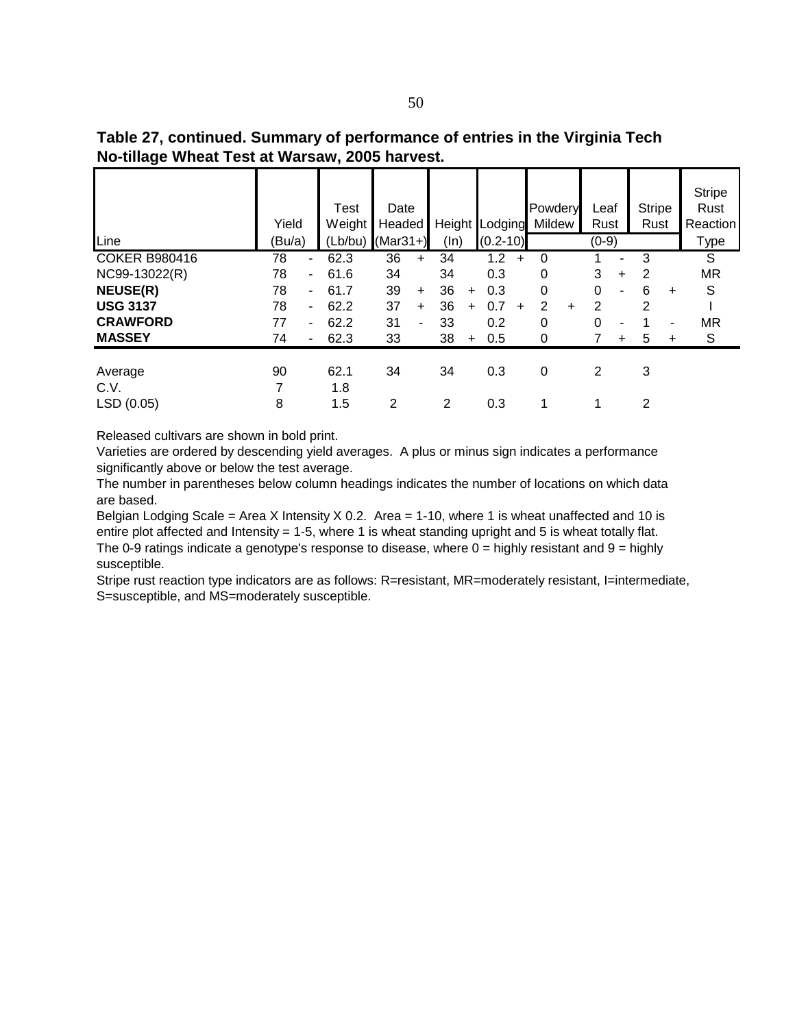**Table 27, continued. Summary of performance of entries in the Virginia Tech No-tillage Wheat Test at Warsaw, 2005 harvest.**

| Line | Yield (Bu/a) | | Test Weight (Lb/bu) | Date Headed (Mar31+) | | Height (In) | | Lodging (0.2-10) | | Powdery Mildew | | Leaf Rust (0-9) | | Stripe Rust | | Stripe Rust Reaction Type |
|---|---|---|---|---|---|---|---|---|---|---|---|---|---|---|---|---|
| COKER B980416 | 78 | - | 62.3 | 36 | + | 34 | | 1.2 | + | 0 | | 1 | - | 3 | | S |
| NC99-13022(R) | 78 | - | 61.6 | 34 | | 34 | | 0.3 | | 0 | | 3 | + | 2 | | MR |
| **NEUSE(R)** | 78 | - | 61.7 | 39 | + | 36 | + | 0.3 | | 0 | | 0 | - | 6 | + | S |
| **USG 3137** | 78 | - | 62.2 | 37 | + | 36 | + | 0.7 | + | 2 | + | 2 | | 2 | | I |
| **CRAWFORD** | 77 | - | 62.2 | 31 | - | 33 | | 0.2 | | 0 | | 0 | - | 1 | - | MR |
| **MASSEY** | 74 | - | 62.3 | 33 | | 38 | + | 0.5 | | 0 | | 7 | + | 5 | + | S |
| | | | | | | | | | | | | | | | | |
| Average | 90 | | 62.1 | 34 | | 34 | | 0.3 | | 0 | | 2 | | 3 | | |
| C.V. | 7 | | 1.8 | | | | | | | | | | | | | |
| LSD (0.05) | 8 | | 1.5 | 2 | | 2 | | 0.3 | | 1 | | 1 | | 2 | | |

Released cultivars are shown in bold print.

Varieties are ordered by descending yield averages. A plus or minus sign indicates a performance significantly above or below the test average.

The number in parentheses below column headings indicates the number of locations on which data are based.

Belgian Lodging Scale = Area X Intensity X 0.2. Area = 1-10, where 1 is wheat unaffected and 10 is entire plot affected and Intensity = 1-5, where 1 is wheat standing upright and 5 is wheat totally flat.

The 0-9 ratings indicate a genotype's response to disease, where 0 = highly resistant and 9 = highly susceptible.

Stripe rust reaction type indicators are as follows: R=resistant, MR=moderately resistant, I=intermediate, S=susceptible, and MS=moderately susceptible.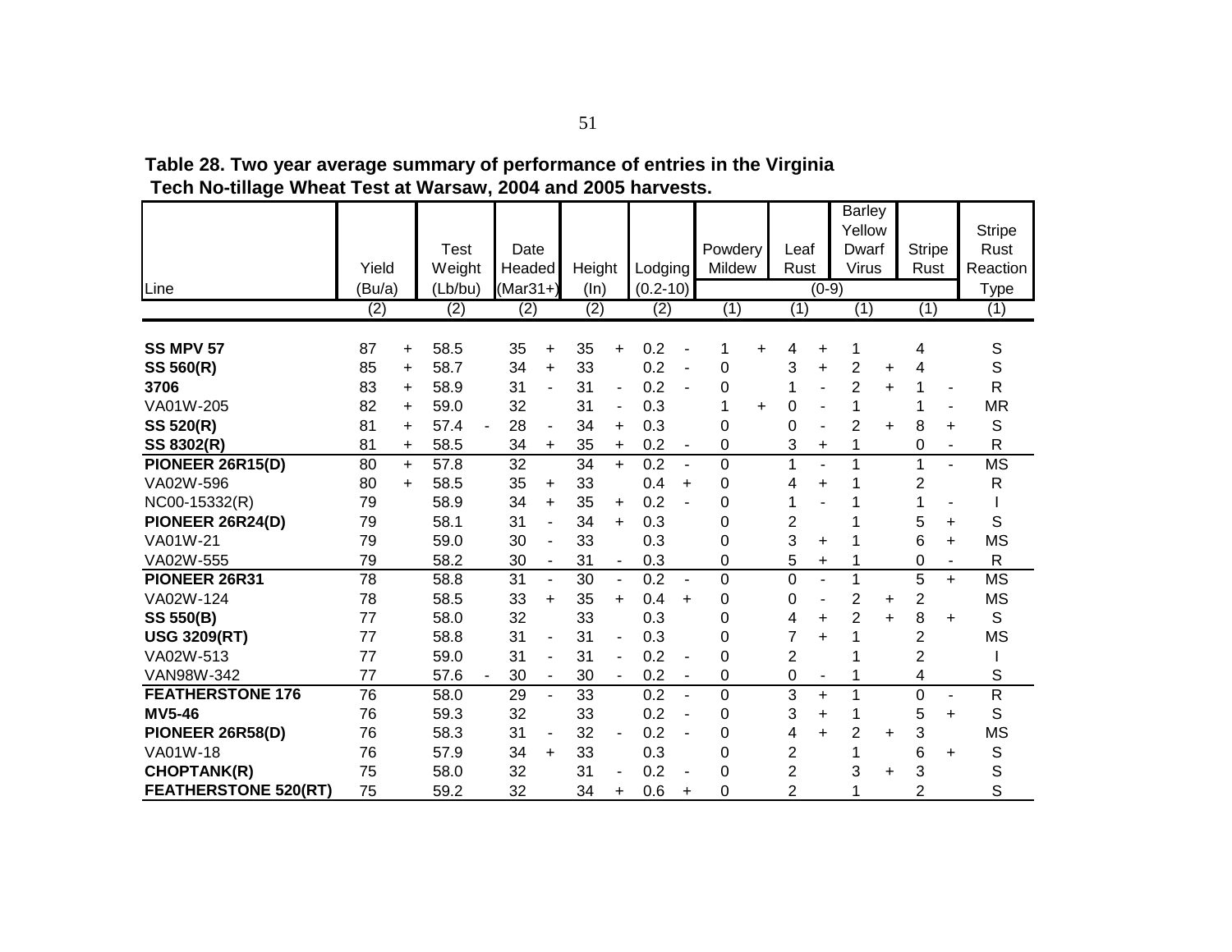**Table 28. Two year average summary of performance of entries in the Virginia Tech No-tillage Wheat Test at Warsaw, 2004 and 2005 harvests.**

| Line | Yield (Bu/a) | | Test Weight (Lb/bu) | | Date Headed (Mar31+) | | Height (In) | | Lodging (0.2-10) | | Powdery Mildew (0-9) | | Leaf Rust (0-9) | | Barley Yellow Dwarf Virus (0-9) | | Stripe Rust (0-9) | | Stripe Rust Reaction Type |
|---|---|---|---|---|---|---|---|---|---|---|---|---|---|---|---|---|---|---|---|
| | (2) | | (2) | | (2) | | (2) | | (2) | | (1) | | (1) | | (1) | | (1) | | (1) |
| **SS MPV 57** | 87 | + | 58.5 | | 35 | + | 35 | + | 0.2 | - | 1 | + | 4 | + | 1 | | 4 | | S |
| **SS 560(R)** | 85 | + | 58.7 | | 34 | + | 33 | | 0.2 | - | 0 | | 3 | + | 2 | + | 4 | | S |
| **3706** | 83 | + | 58.9 | | 31 | - | 31 | - | 0.2 | - | 0 | | 1 | - | 2 | + | 1 | - | R |
| VA01W-205 | 82 | + | 59.0 | | 32 | | 31 | - | 0.3 | | 1 | + | 0 | - | 1 | | 1 | - | MR |
| **SS 520(R)** | 81 | + | 57.4 | - | 28 | - | 34 | + | 0.3 | | 0 | | 0 | - | 2 | + | 8 | + | S |
| **SS 8302(R)** | 81 | + | 58.5 | | 34 | + | 35 | + | 0.2 | - | 0 | | 3 | + | 1 | | 0 | - | R |
| **PIONEER 26R15(D)** | 80 | + | 57.8 | | 32 | | 34 | + | 0.2 | - | 0 | | 1 | - | 1 | | 1 | - | MS |
| VA02W-596 | 80 | + | 58.5 | | 35 | + | 33 | | 0.4 | + | 0 | | 4 | + | 1 | | 2 | | R |
| NC00-15332(R) | 79 | | 58.9 | | 34 | + | 35 | + | 0.2 | - | 0 | | 1 | - | 1 | | 1 | - | I |
| **PIONEER 26R24(D)** | 79 | | 58.1 | | 31 | - | 34 | + | 0.3 | | 0 | | 2 | | 1 | | 5 | + | S |
| VA01W-21 | 79 | | 59.0 | | 30 | - | 33 | | 0.3 | | 0 | | 3 | + | 1 | | 6 | + | MS |
| VA02W-555 | 79 | | 58.2 | | 30 | - | 31 | - | 0.3 | | 0 | | 5 | + | 1 | | 0 | - | R |
| **PIONEER 26R31** | 78 | | 58.8 | | 31 | - | 30 | - | 0.2 | - | 0 | | 0 | - | 1 | | 5 | + | MS |
| VA02W-124 | 78 | | 58.5 | | 33 | + | 35 | + | 0.4 | + | 0 | | 0 | - | 2 | + | 2 | | MS |
| **SS 550(B)** | 77 | | 58.0 | | 32 | | 33 | | 0.3 | | 0 | | 4 | + | 2 | + | 8 | + | S |
| **USG 3209(RT)** | 77 | | 58.8 | | 31 | - | 31 | - | 0.3 | | 0 | | 7 | + | 1 | | 2 | | MS |
| VA02W-513 | 77 | | 59.0 | | 31 | - | 31 | - | 0.2 | - | 0 | | 2 | | 1 | | 2 | | I |
| VAN98W-342 | 77 | | 57.6 | - | 30 | - | 30 | - | 0.2 | - | 0 | | 0 | - | 1 | | 4 | | S |
| **FEATHERSTONE 176** | 76 | | 58.0 | | 29 | - | 33 | | 0.2 | - | 0 | | 3 | + | 1 | | 0 | - | R |
| **MV5-46** | 76 | | 59.3 | | 32 | | 33 | | 0.2 | - | 0 | | 3 | + | 1 | | 5 | + | S |
| **PIONEER 26R58(D)** | 76 | | 58.3 | | 31 | - | 32 | - | 0.2 | - | 0 | | 4 | + | 2 | + | 3 | | MS |
| VA01W-18 | 76 | | 57.9 | | 34 | + | 33 | | 0.3 | | 0 | | 2 | | 1 | | 6 | + | S |
| **CHOPTANK(R)** | 75 | | 58.0 | | 32 | | 31 | - | 0.2 | - | 0 | | 2 | | 3 | + | 3 | | S |
| **FEATHERSTONE 520(RT)** | 75 | | 59.2 | | 32 | | 34 | + | 0.6 | + | 0 | | 2 | | 1 | | 2 | | S |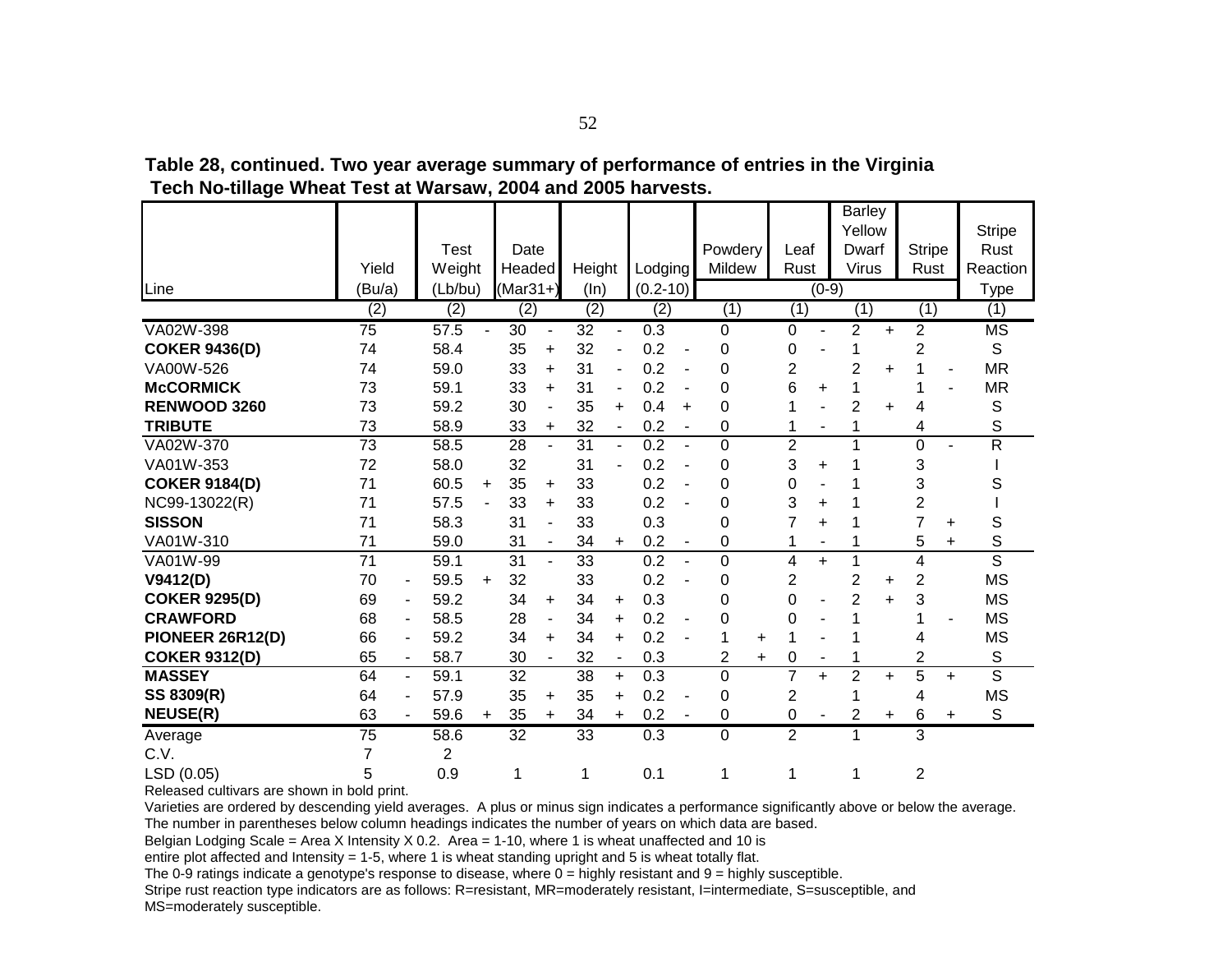**Table 28, continued. Two year average summary of performance of entries in the Virginia Tech No-tillage Wheat Test at Warsaw, 2004 and 2005 harvests.**

| Line | Yield (Bu/a) | | Test Weight (Lb/bu) | | Date Headed (Mar31+) | | Height (In) | | Lodging (0.2-10) | | Powdery Mildew (0-9) | | Leaf Rust (0-9) | | Barley Yellow Dwarf Virus (0-9) | | Stripe Rust (0-9) | | Stripe Rust Reaction Type |
|---|---|---|---|---|---|---|---|---|---|---|---|---|---|---|---|---|---|---|---|
| | (2) | | (2) | | (2) | | (2) | | (2) | | (1) | | (1) | | (1) | | (1) | | (1) |
| VA02W-398 | 75 | | 57.5 | - | 30 | - | 32 | - | 0.3 | | 0 | | 0 | - | 2 | + | 2 | | MS |
| **COKER 9436(D)** | 74 | | 58.4 | | 35 | + | 32 | - | 0.2 | - | 0 | | 0 | - | 1 | | 2 | | S |
| VA00W-526 | 74 | | 59.0 | | 33 | + | 31 | - | 0.2 | - | 0 | | 2 | | 2 | + | 1 | - | MR |
| **McCORMICK** | 73 | | 59.1 | | 33 | + | 31 | - | 0.2 | - | 0 | | 6 | + | 1 | | 1 | - | MR |
| **RENWOOD 3260** | 73 | | 59.2 | | 30 | - | 35 | + | 0.4 | + | 0 | | 1 | - | 2 | + | 4 | | S |
| **TRIBUTE** | 73 | | 58.9 | | 33 | + | 32 | - | 0.2 | - | 0 | | 1 | - | 1 | | 4 | | S |
| VA02W-370 | 73 | | 58.5 | | 28 | - | 31 | - | 0.2 | - | 0 | | 2 | | 1 | | 0 | - | R |
| VA01W-353 | 72 | | 58.0 | | 32 | | 31 | - | 0.2 | - | 0 | | 3 | + | 1 | | 3 | | I |
| **COKER 9184(D)** | 71 | | 60.5 | + | 35 | + | 33 | | 0.2 | - | 0 | | 0 | - | 1 | | 3 | | S |
| NC99-13022(R) | 71 | | 57.5 | - | 33 | + | 33 | | 0.2 | - | 0 | | 3 | + | 1 | | 2 | | I |
| **SISSON** | 71 | | 58.3 | | 31 | - | 33 | | 0.3 | | 0 | | 7 | + | 1 | | 7 | + | S |
| VA01W-310 | 71 | | 59.0 | | 31 | - | 34 | + | 0.2 | - | 0 | | 1 | - | 1 | | 5 | + | S |
| VA01W-99 | 71 | | 59.1 | | 31 | - | 33 | | 0.2 | - | 0 | | 4 | + | 1 | | 4 | | S |
| **V9412(D)** | 70 | - | 59.5 | + | 32 | | 33 | | 0.2 | - | 0 | | 2 | | 2 | + | 2 | | MS |
| **COKER 9295(D)** | 69 | - | 59.2 | | 34 | + | 34 | + | 0.3 | | 0 | | 0 | - | 2 | + | 3 | | MS |
| **CRAWFORD** | 68 | - | 58.5 | | 28 | - | 34 | + | 0.2 | - | 0 | | 0 | - | 1 | | 1 | - | MS |
| **PIONEER 26R12(D)** | 66 | - | 59.2 | | 34 | + | 34 | + | 0.2 | - | 1 | + | 1 | - | 1 | | 4 | | MS |
| **COKER 9312(D)** | 65 | - | 58.7 | | 30 | - | 32 | - | 0.3 | | 2 | + | 0 | - | 1 | | 2 | | S |
| **MASSEY** | 64 | - | 59.1 | | 32 | | 38 | + | 0.3 | | 0 | | 7 | + | 2 | + | 5 | + | S |
| **SS 8309(R)** | 64 | - | 57.9 | | 35 | + | 35 | + | 0.2 | - | 0 | | 2 | | 1 | | 4 | | MS |
| **NEUSE(R)** | 63 | - | 59.6 | + | 35 | + | 34 | + | 0.2 | - | 0 | | 0 | - | 2 | + | 6 | + | S |
| Average | 75 | | 58.6 | | 32 | | 33 | | 0.3 | | 0 | | 2 | | 1 | | 3 | | |
| C.V. | 7 | | 2 | | | | | | | | | | | | | | | | |
| LSD (0.05) | 5 | | 0.9 | | 1 | | 1 | | 0.1 | | 1 | | 1 | | 1 | | 2 | | |

Released cultivars are shown in bold print.

Varieties are ordered by descending yield averages. A plus or minus sign indicates a performance significantly above or below the average.

The number in parentheses below column headings indicates the number of years on which data are based.

Belgian Lodging Scale = Area X Intensity X 0.2. Area = 1-10, where 1 is wheat unaffected and 10 is entire plot affected and Intensity = 1-5, where 1 is wheat standing upright and 5 is wheat totally flat.

The 0-9 ratings indicate a genotype's response to disease, where 0 = highly resistant and 9 = highly susceptible.

Stripe rust reaction type indicators are as follows: R=resistant, MR=moderately resistant, I=intermediate, S=susceptible, and MS=moderately susceptible.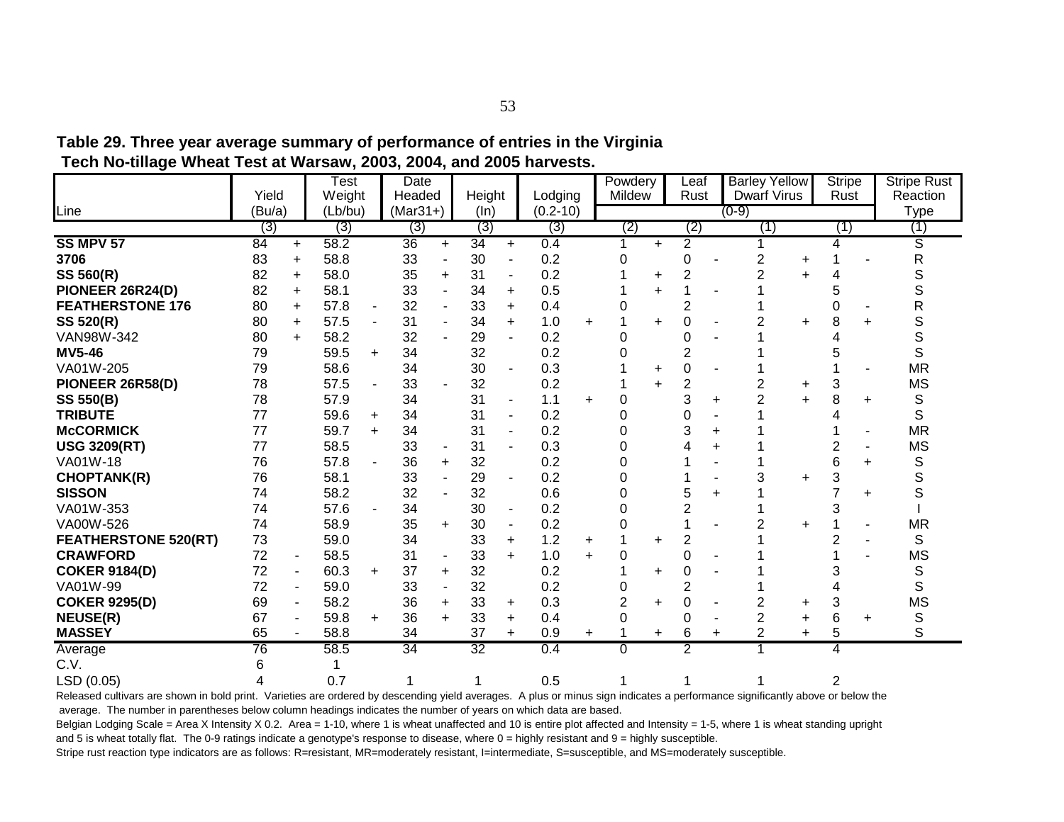**Table 29. Three year average summary of performance of entries in the Virginia Tech No-tillage Wheat Test at Warsaw, 2003, 2004, and 2005 harvests.**

| Line | Yield (Bu/a) | | Test Weight (Lb/bu) | | Date Headed (Mar31+) | | Height (In) | | Lodging (0.2-10) | | Powdery Mildew (0-9) | | Leaf Rust (0-9) | | Barley Yellow Dwarf Virus (0-9) | | Stripe Rust (0-9) | | Stripe Rust Reaction Type |
|---|---|---|---|---|---|---|---|---|---|---|---|---|---|---|---|---|---|---|---|
| | (3) | | (3) | | (3) | | (3) | | (3) | | (2) | | (2) | | (1) | | (1) | | (1) |
| **SS MPV 57** | 84 | + | 58.2 | | 36 | + | 34 | + | 0.4 | | 1 | + | 2 | | 1 | | 4 | | S |
| **3706** | 83 | + | 58.8 | | 33 | - | 30 | - | 0.2 | | 0 | | 0 | - | 2 | + | 1 | - | R |
| **SS 560(R)** | 82 | + | 58.0 | | 35 | + | 31 | - | 0.2 | | 1 | + | 2 | | 2 | + | 4 | | S |
| **PIONEER 26R24(D)** | 82 | + | 58.1 | | 33 | - | 34 | + | 0.5 | | 1 | + | 1 | - | 1 | | 5 | | S |
| **FEATHERSTONE 176** | 80 | + | 57.8 | - | 32 | - | 33 | + | 0.4 | | 0 | | 2 | | 1 | | 0 | - | R |
| **SS 520(R)** | 80 | + | 57.5 | - | 31 | - | 34 | + | 1.0 | + | 1 | + | 0 | - | 2 | + | 8 | + | S |
| VAN98W-342 | 80 | + | 58.2 | | 32 | - | 29 | - | 0.2 | | 0 | | 0 | - | 1 | | 4 | | S |
| **MV5-46** | 79 | | 59.5 | + | 34 | | 32 | | 0.2 | | 0 | | 2 | | 1 | | 5 | | S |
| VA01W-205 | 79 | | 58.6 | | 34 | | 30 | - | 0.3 | | 1 | + | 0 | - | 1 | | 1 | - | MR |
| **PIONEER 26R58(D)** | 78 | | 57.5 | - | 33 | - | 32 | | 0.2 | | 1 | + | 2 | | 2 | + | 3 | | MS |
| **SS 550(B)** | 78 | | 57.9 | | 34 | | 31 | - | 1.1 | + | 0 | | 3 | + | 2 | + | 8 | + | S |
| **TRIBUTE** | 77 | | 59.6 | + | 34 | | 31 | - | 0.2 | | 0 | | 0 | - | 1 | | 4 | | S |
| **McCORMICK** | 77 | | 59.7 | + | 34 | | 31 | - | 0.2 | | 0 | | 3 | + | 1 | | 1 | - | MR |
| **USG 3209(RT)** | 77 | | 58.5 | | 33 | - | 31 | - | 0.3 | | 0 | | 4 | + | 1 | | 2 | - | MS |
| VA01W-18 | 76 | | 57.8 | - | 36 | + | 32 | | 0.2 | | 0 | | 1 | - | 1 | | 6 | + | S |
| **CHOPTANK(R)** | 76 | | 58.1 | | 33 | - | 29 | - | 0.2 | | 0 | | 1 | - | 3 | + | 3 | | S |
| **SISSON** | 74 | | 58.2 | | 32 | - | 32 | | 0.6 | | 0 | | 5 | + | 1 | | 7 | + | S |
| VA01W-353 | 74 | | 57.6 | - | 34 | | 30 | - | 0.2 | | 0 | | 2 | | 1 | | 3 | | I |
| VA00W-526 | 74 | | 58.9 | | 35 | + | 30 | - | 0.2 | | 0 | | 1 | - | 2 | + | 1 | - | MR |
| **FEATHERSTONE 520(RT)** | 73 | | 59.0 | | 34 | | 33 | + | 1.2 | + | 1 | + | 2 | | 1 | | 2 | - | S |
| **CRAWFORD** | 72 | - | 58.5 | | 31 | - | 33 | + | 1.0 | + | 0 | | 0 | - | 1 | | 1 | - | MS |
| **COKER 9184(D)** | 72 | - | 60.3 | + | 37 | + | 32 | | 0.2 | | 1 | + | 0 | - | 1 | | 3 | | S |
| VA01W-99 | 72 | - | 59.0 | | 33 | - | 32 | | 0.2 | | 0 | | 2 | | 1 | | 4 | | S |
| **COKER 9295(D)** | 69 | - | 58.2 | | 36 | + | 33 | + | 0.3 | | 2 | + | 0 | - | 2 | + | 3 | | MS |
| **NEUSE(R)** | 67 | - | 59.8 | + | 36 | + | 33 | + | 0.4 | | 0 | | 0 | - | 2 | + | 6 | + | S |
| **MASSEY** | 65 | - | 58.8 | | 34 | | 37 | + | 0.9 | + | 1 | + | 6 | + | 2 | + | 5 | | S |
| Average | 76 | | 58.5 | | 34 | | 32 | | 0.4 | | 0 | | 2 | | 1 | | 4 | | |
| C.V. | 6 | | 1 | | | | | | | | | | | | | | | | |
| LSD (0.05) | 4 | | 0.7 | | 1 | | 1 | | 0.5 | | 1 | | 1 | | 1 | | 2 | | |

Released cultivars are shown in bold print. Varieties are ordered by descending yield averages. A plus or minus sign indicates a performance significantly above or below the average. The number in parentheses below column headings indicates the number of years on which data are based.

Belgian Lodging Scale = Area X Intensity X 0.2. Area = 1-10, where 1 is wheat unaffected and 10 is entire plot affected and Intensity = 1-5, where 1 is wheat standing upright and 5 is wheat totally flat. The 0-9 ratings indicate a genotype's response to disease, where 0 = highly resistant and 9 = highly susceptible.

Stripe rust reaction type indicators are as follows: R=resistant, MR=moderately resistant, I=intermediate, S=susceptible, and MS=moderately susceptible.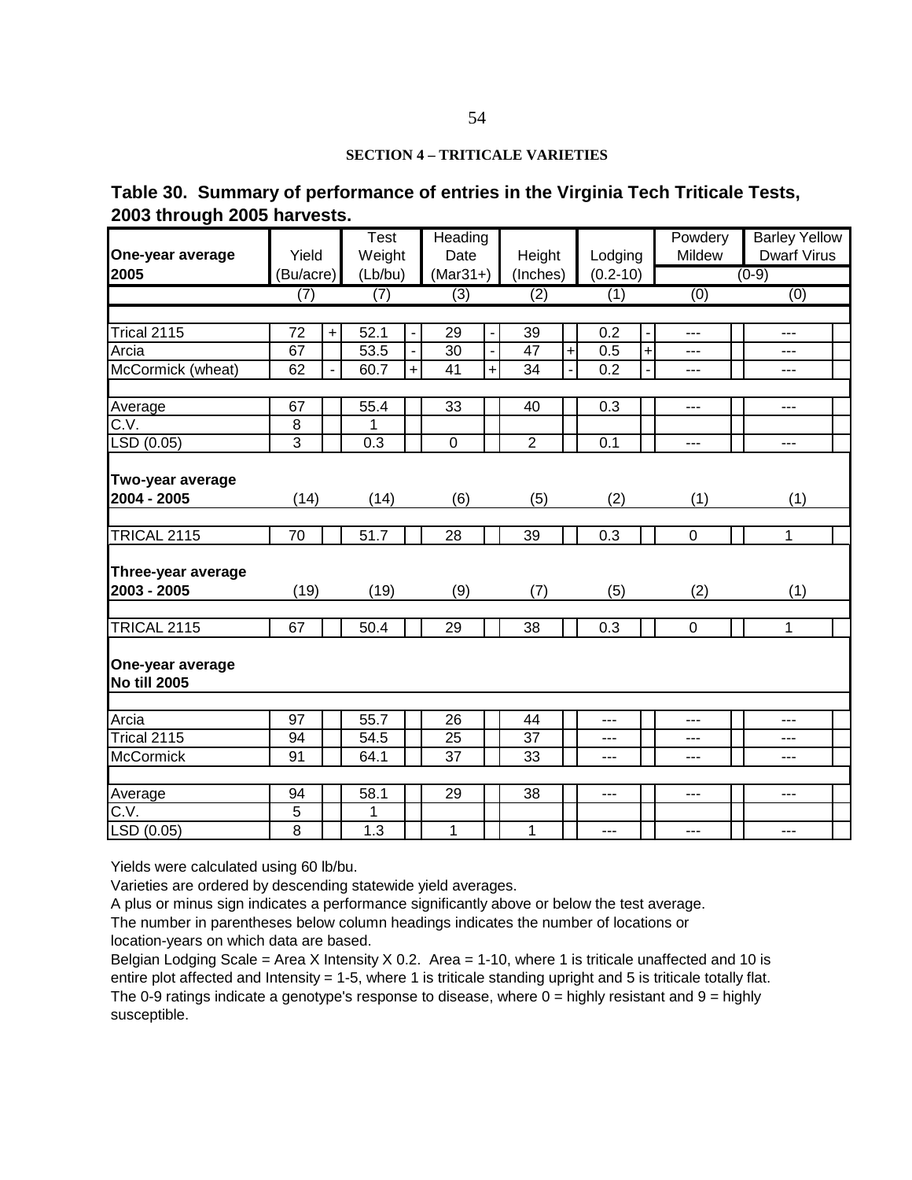**SECTION 4 – TRITICALE VARIETIES**

## Table 30. Summary of performance of entries in the Virginia Tech Triticale Tests, 2003 through 2005 harvests.

| One-year average 2005 | Yield (Bu/acre) | | Test Weight (Lb/bu) | | Heading Date (Mar31+) | | Height (Inches) | | Lodging (0.2-10) | | Powdery Mildew (0-9) | | Barley Yellow Dwarf Virus (0-9) | |
|---|---|---|---|---|---|---|---|---|---|---|---|---|---|---|
| | (7) | | (7) | | (3) | | (2) | | (1) | | (0) | | (0) | |
| Trical 2115 | 72 | + | 52.1 | - | 29 | - | 39 | | 0.2 | - | --- | | --- | |
| Arcia | 67 | | 53.5 | - | 30 | - | 47 | + | 0.5 | + | --- | | --- | |
| McCormick (wheat) | 62 | - | 60.7 | + | 41 | + | 34 | - | 0.2 | - | --- | | --- | |
| Average | 67 | | 55.4 | | 33 | | 40 | | 0.3 | | --- | | --- | |
| C.V. | 8 | | 1 | | | | | | | | | | | |
| LSD (0.05) | 3 | | 0.3 | | 0 | | 2 | | 0.1 | | --- | | --- | |
| **Two-year average 2004 - 2005** | (14) | | (14) | | (6) | | (5) | | (2) | | (1) | | (1) | |
| TRICAL 2115 | 70 | | 51.7 | | 28 | | 39 | | 0.3 | | 0 | | 1 | |
| **Three-year average 2003 - 2005** | (19) | | (19) | | (9) | | (7) | | (5) | | (2) | | (1) | |
| TRICAL 2115 | 67 | | 50.4 | | 29 | | 38 | | 0.3 | | 0 | | 1 | |
| **One-year average No till 2005** | | | | | | | | | | | | | | |
| Arcia | 97 | | 55.7 | | 26 | | 44 | | --- | | --- | | --- | |
| Trical 2115 | 94 | | 54.5 | | 25 | | 37 | | --- | | --- | | --- | |
| McCormick | 91 | | 64.1 | | 37 | | 33 | | --- | | --- | | --- | |
| Average | 94 | | 58.1 | | 29 | | 38 | | --- | | --- | | --- | |
| C.V. | 5 | | 1 | | | | | | | | | | | |
| LSD (0.05) | 8 | | 1.3 | | 1 | | 1 | | --- | | --- | | --- | |

Yields were calculated using 60 lb/bu.
Varieties are ordered by descending statewide yield averages.
A plus or minus sign indicates a performance significantly above or below the test average.
The number in parentheses below column headings indicates the number of locations or location-years on which data are based.
Belgian Lodging Scale = Area X Intensity X 0.2. Area = 1-10, where 1 is triticale unaffected and 10 is entire plot affected and Intensity = 1-5, where 1 is triticale standing upright and 5 is triticale totally flat.
The 0-9 ratings indicate a genotype's response to disease, where 0 = highly resistant and 9 = highly susceptible.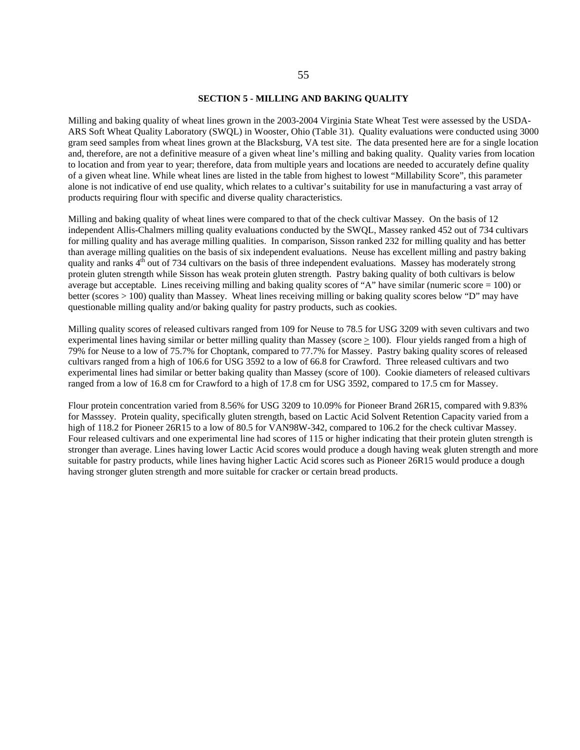## SECTION 5 - MILLING AND BAKING QUALITY

Milling and baking quality of wheat lines grown in the 2003-2004 Virginia State Wheat Test were assessed by the USDA-ARS Soft Wheat Quality Laboratory (SWQL) in Wooster, Ohio (Table 31). Quality evaluations were conducted using 3000 gram seed samples from wheat lines grown at the Blacksburg, VA test site. The data presented here are for a single location and, therefore, are not a definitive measure of a given wheat line's milling and baking quality. Quality varies from location to location and from year to year; therefore, data from multiple years and locations are needed to accurately define quality of a given wheat line. While wheat lines are listed in the table from highest to lowest "Millability Score", this parameter alone is not indicative of end use quality, which relates to a cultivar's suitability for use in manufacturing a vast array of products requiring flour with specific and diverse quality characteristics.

Milling and baking quality of wheat lines were compared to that of the check cultivar Massey. On the basis of 12 independent Allis-Chalmers milling quality evaluations conducted by the SWQL, Massey ranked 452 out of 734 cultivars for milling quality and has average milling qualities. In comparison, Sisson ranked 232 for milling quality and has better than average milling qualities on the basis of six independent evaluations. Neuse has excellent milling and pastry baking quality and ranks 4th out of 734 cultivars on the basis of three independent evaluations. Massey has moderately strong protein gluten strength while Sisson has weak protein gluten strength. Pastry baking quality of both cultivars is below average but acceptable. Lines receiving milling and baking quality scores of "A" have similar (numeric score = 100) or better (scores > 100) quality than Massey. Wheat lines receiving milling or baking quality scores below "D" may have questionable milling quality and/or baking quality for pastry products, such as cookies.

Milling quality scores of released cultivars ranged from 109 for Neuse to 78.5 for USG 3209 with seven cultivars and two experimental lines having similar or better milling quality than Massey (score $\geq$ 100). Flour yields ranged from a high of 79% for Neuse to a low of 75.7% for Choptank, compared to 77.7% for Massey. Pastry baking quality scores of released cultivars ranged from a high of 106.6 for USG 3592 to a low of 66.8 for Crawford. Three released cultivars and two experimental lines had similar or better baking quality than Massey (score of 100). Cookie diameters of released cultivars ranged from a low of 16.8 cm for Crawford to a high of 17.8 cm for USG 3592, compared to 17.5 cm for Massey.

Flour protein concentration varied from 8.56% for USG 3209 to 10.09% for Pioneer Brand 26R15, compared with 9.83% for Masssey. Protein quality, specifically gluten strength, based on Lactic Acid Solvent Retention Capacity varied from a high of 118.2 for Pioneer 26R15 to a low of 80.5 for VAN98W-342, compared to 106.2 for the check cultivar Massey. Four released cultivars and one experimental line had scores of 115 or higher indicating that their protein gluten strength is stronger than average. Lines having lower Lactic Acid scores would produce a dough having weak gluten strength and more suitable for pastry products, while lines having higher Lactic Acid scores such as Pioneer 26R15 would produce a dough having stronger gluten strength and more suitable for cracker or certain bread products.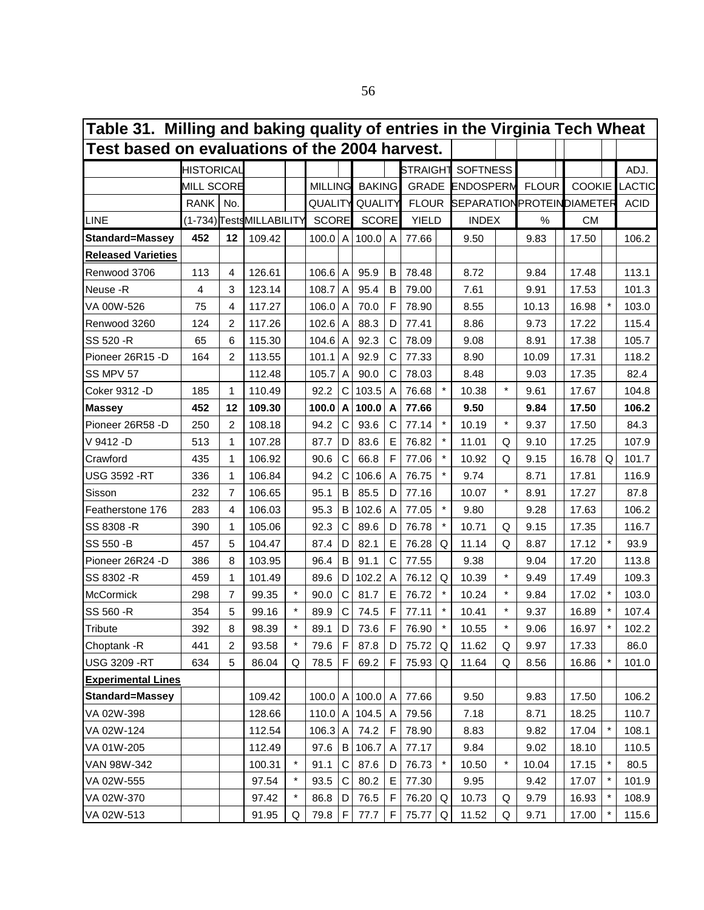**Table 31. Milling and baking quality of entries in the Virginia Tech Wheat Test based on evaluations of the 2004 harvest.**

| LINE | HISTORICAL MILL SCORE RANK (1-734) | No. Tests | MILLABILITY | | MILLING QUALITY SCORE | | BAKING QUALITY SCORE | | STRAIGHT GRADE FLOUR YIELD | | SOFTNESS ENDOSPERM SEPARATION INDEX | | FLOUR PROTEIN % | | COOKIE DIAMETER CM | | ADJ. LACTIC ACID |
|---|---|---|---|---|---|---|---|---|---|---|---|---|---|---|---|---|---|
| **Standard=Massey** | **452** | **12** | 109.42 | | 100.0 | A | 100.0 | A | 77.66 | | 9.50 | | 9.83 | | 17.50 | | 106.2 |
| **Released Varieties** | | | | | | | | | | | | | | | | | |
| Renwood 3706 | 113 | 4 | 126.61 | | 106.6 | A | 95.9 | B | 78.48 | | 8.72 | | 9.84 | | 17.48 | | 113.1 |
| Neuse -R | 4 | 3 | 123.14 | | 108.7 | A | 95.4 | B | 79.00 | | 7.61 | | 9.91 | | 17.53 | | 101.3 |
| VA 00W-526 | 75 | 4 | 117.27 | | 106.0 | A | 70.0 | F | 78.90 | | 8.55 | | 10.13 | | 16.98 | * | 103.0 |
| Renwood 3260 | 124 | 2 | 117.26 | | 102.6 | A | 88.3 | D | 77.41 | | 8.86 | | 9.73 | | 17.22 | | 115.4 |
| SS 520 -R | 65 | 6 | 115.30 | | 104.6 | A | 92.3 | C | 78.09 | | 9.08 | | 8.91 | | 17.38 | | 105.7 |
| Pioneer 26R15 -D | 164 | 2 | 113.55 | | 101.1 | A | 92.9 | C | 77.33 | | 8.90 | | 10.09 | | 17.31 | | 118.2 |
| SS MPV 57 | | | 112.48 | | 105.7 | A | 90.0 | C | 78.03 | | 8.48 | | 9.03 | | 17.35 | | 82.4 |
| Coker 9312 -D | 185 | 1 | 110.49 | | 92.2 | C | 103.5 | A | 76.68 | * | 10.38 | * | 9.61 | | 17.67 | | 104.8 |
| **Massey** | **452** | **12** | **109.30** | | **100.0** | **A** | **100.0** | **A** | **77.66** | | **9.50** | | **9.84** | | **17.50** | | **106.2** |
| Pioneer 26R58 -D | 250 | 2 | 108.18 | | 94.2 | C | 93.6 | C | 77.14 | * | 10.19 | * | 9.37 | | 17.50 | | 84.3 |
| V 9412 -D | 513 | 1 | 107.28 | | 87.7 | D | 83.6 | E | 76.82 | * | 11.01 | Q | 9.10 | | 17.25 | | 107.9 |
| Crawford | 435 | 1 | 106.92 | | 90.6 | C | 66.8 | F | 77.06 | * | 10.92 | Q | 9.15 | | 16.78 | Q | 101.7 |
| USG 3592 -RT | 336 | 1 | 106.84 | | 94.2 | C | 106.6 | A | 76.75 | * | 9.74 | | 8.71 | | 17.81 | | 116.9 |
| Sisson | 232 | 7 | 106.65 | | 95.1 | B | 85.5 | D | 77.16 | | 10.07 | * | 8.91 | | 17.27 | | 87.8 |
| Featherstone 176 | 283 | 4 | 106.03 | | 95.3 | B | 102.6 | A | 77.05 | * | 9.80 | | 9.28 | | 17.63 | | 106.2 |
| SS 8308 -R | 390 | 1 | 105.06 | | 92.3 | C | 89.6 | D | 76.78 | * | 10.71 | Q | 9.15 | | 17.35 | | 116.7 |
| SS 550 -B | 457 | 5 | 104.47 | | 87.4 | D | 82.1 | E | 76.28 | Q | 11.14 | Q | 8.87 | | 17.12 | * | 93.9 |
| Pioneer 26R24 -D | 386 | 8 | 103.95 | | 96.4 | B | 91.1 | C | 77.55 | | 9.38 | | 9.04 | | 17.20 | | 113.8 |
| SS 8302 -R | 459 | 1 | 101.49 | | 89.6 | D | 102.2 | A | 76.12 | Q | 10.39 | * | 9.49 | | 17.49 | | 109.3 |
| McCormick | 298 | 7 | 99.35 | * | 90.0 | C | 81.7 | E | 76.72 | * | 10.24 | * | 9.84 | | 17.02 | * | 103.0 |
| SS 560 -R | 354 | 5 | 99.16 | * | 89.9 | C | 74.5 | F | 77.11 | * | 10.41 | * | 9.37 | | 16.89 | * | 107.4 |
| Tribute | 392 | 8 | 98.39 | * | 89.1 | D | 73.6 | F | 76.90 | * | 10.55 | * | 9.06 | | 16.97 | * | 102.2 |
| Choptank -R | 441 | 2 | 93.58 | * | 79.6 | F | 87.8 | D | 75.72 | Q | 11.62 | Q | 9.97 | | 17.33 | | 86.0 |
| USG 3209 -RT | 634 | 5 | 86.04 | Q | 78.5 | F | 69.2 | F | 75.93 | Q | 11.64 | Q | 8.56 | | 16.86 | * | 101.0 |
| **Experimental Lines** | | | | | | | | | | | | | | | | | |
| **Standard=Massey** | | | 109.42 | | 100.0 | A | 100.0 | A | 77.66 | | 9.50 | | 9.83 | | 17.50 | | 106.2 |
| VA 02W-398 | | | 128.66 | | 110.0 | A | 104.5 | A | 79.56 | | 7.18 | | 8.71 | | 18.25 | | 110.7 |
| VA 02W-124 | | | 112.54 | | 106.3 | A | 74.2 | F | 78.90 | | 8.83 | | 9.82 | | 17.04 | * | 108.1 |
| VA 01W-205 | | | 112.49 | | 97.6 | B | 106.7 | A | 77.17 | | 9.84 | | 9.02 | | 18.10 | | 110.5 |
| VAN 98W-342 | | | 100.31 | * | 91.1 | C | 87.6 | D | 76.73 | * | 10.50 | * | 10.04 | | 17.15 | * | 80.5 |
| VA 02W-555 | | | 97.54 | * | 93.5 | C | 80.2 | E | 77.30 | | 9.95 | | 9.42 | | 17.07 | * | 101.9 |
| VA 02W-370 | | | 97.42 | * | 86.8 | D | 76.5 | F | 76.20 | Q | 10.73 | Q | 9.79 | | 16.93 | * | 108.9 |
| VA 02W-513 | | | 91.95 | Q | 79.8 | F | 77.7 | F | 75.77 | Q | 11.52 | Q | 9.71 | | 17.00 | * | 115.6 |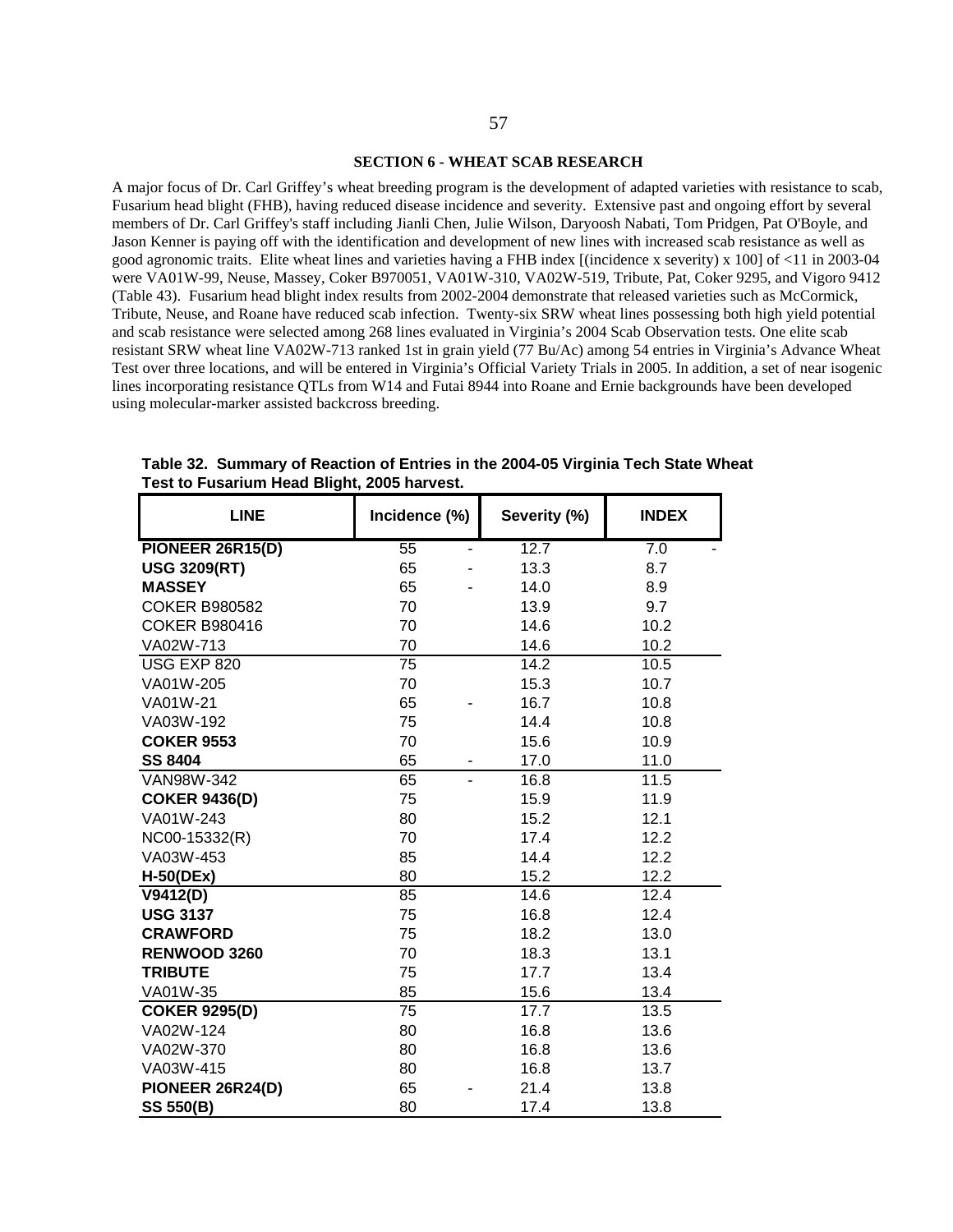## SECTION 6 - WHEAT SCAB RESEARCH

A major focus of Dr. Carl Griffey's wheat breeding program is the development of adapted varieties with resistance to scab, Fusarium head blight (FHB), having reduced disease incidence and severity. Extensive past and ongoing effort by several members of Dr. Carl Griffey's staff including Jianli Chen, Julie Wilson, Daryoosh Nabati, Tom Pridgen, Pat O'Boyle, and Jason Kenner is paying off with the identification and development of new lines with increased scab resistance as well as good agronomic traits. Elite wheat lines and varieties having a FHB index [(incidence x severity) x 100] of <11 in 2003-04 were VA01W-99, Neuse, Massey, Coker B970051, VA01W-310, VA02W-519, Tribute, Pat, Coker 9295, and Vigoro 9412 (Table 43). Fusarium head blight index results from 2002-2004 demonstrate that released varieties such as McCormick, Tribute, Neuse, and Roane have reduced scab infection. Twenty-six SRW wheat lines possessing both high yield potential and scab resistance were selected among 268 lines evaluated in Virginia's 2004 Scab Observation tests. One elite scab resistant SRW wheat line VA02W-713 ranked 1st in grain yield (77 Bu/Ac) among 54 entries in Virginia's Advance Wheat Test over three locations, and will be entered in Virginia's Official Variety Trials in 2005. In addition, a set of near isogenic lines incorporating resistance QTLs from W14 and Futai 8944 into Roane and Ernie backgrounds have been developed using molecular-marker assisted backcross breeding.

**Table 32. Summary of Reaction of Entries in the 2004-05 Virginia Tech State Wheat Test to Fusarium Head Blight, 2005 harvest.**

| LINE | Incidence (%) | | Severity (%) | INDEX | |
|---|---|---|---|---|---|
| **PIONEER 26R15(D)** | 55 | - | 12.7 | 7.0 | - |
| **USG 3209(RT)** | 65 | - | 13.3 | 8.7 | |
| **MASSEY** | 65 | - | 14.0 | 8.9 | |
| COKER B980582 | 70 | | 13.9 | 9.7 | |
| COKER B980416 | 70 | | 14.6 | 10.2 | |
| VA02W-713 | 70 | | 14.6 | 10.2 | |
| USG EXP 820 | 75 | | 14.2 | 10.5 | |
| VA01W-205 | 70 | | 15.3 | 10.7 | |
| VA01W-21 | 65 | - | 16.7 | 10.8 | |
| VA03W-192 | 75 | | 14.4 | 10.8 | |
| **COKER 9553** | 70 | | 15.6 | 10.9 | |
| **SS 8404** | 65 | - | 17.0 | 11.0 | |
| VAN98W-342 | 65 | - | 16.8 | 11.5 | |
| **COKER 9436(D)** | 75 | | 15.9 | 11.9 | |
| VA01W-243 | 80 | | 15.2 | 12.1 | |
| NC00-15332(R) | 70 | | 17.4 | 12.2 | |
| VA03W-453 | 85 | | 14.4 | 12.2 | |
| **H-50(DEx)** | 80 | | 15.2 | 12.2 | |
| **V9412(D)** | 85 | | 14.6 | 12.4 | |
| **USG 3137** | 75 | | 16.8 | 12.4 | |
| **CRAWFORD** | 75 | | 18.2 | 13.0 | |
| **RENWOOD 3260** | 70 | | 18.3 | 13.1 | |
| **TRIBUTE** | 75 | | 17.7 | 13.4 | |
| VA01W-35 | 85 | | 15.6 | 13.4 | |
| **COKER 9295(D)** | 75 | | 17.7 | 13.5 | |
| VA02W-124 | 80 | | 16.8 | 13.6 | |
| VA02W-370 | 80 | | 16.8 | 13.6 | |
| VA03W-415 | 80 | | 16.8 | 13.7 | |
| **PIONEER 26R24(D)** | 65 | - | 21.4 | 13.8 | |
| **SS 550(B)** | 80 | | 17.4 | 13.8 | |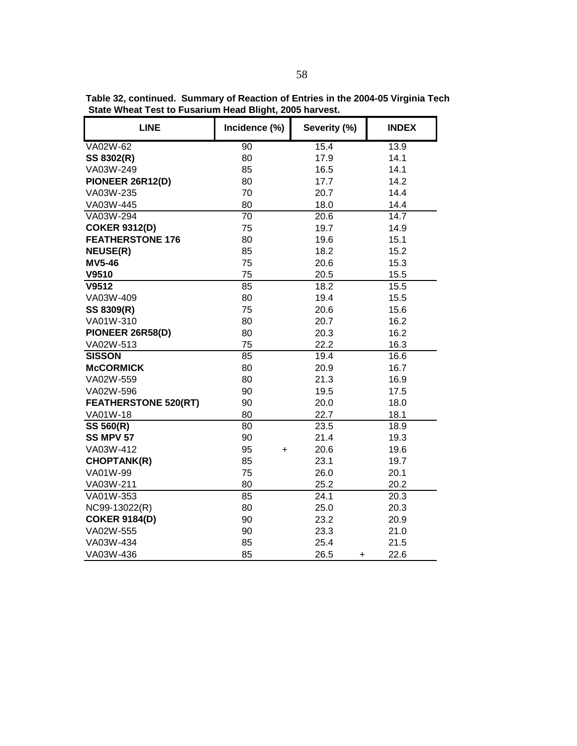**Table 32, continued. Summary of Reaction of Entries in the 2004-05 Virginia Tech State Wheat Test to Fusarium Head Blight, 2005 harvest.**

| LINE | Incidence (%) | Severity (%) | INDEX |
|---|---|---|---|
| VA02W-62 | 90 | 15.4 | 13.9 |
| **SS 8302(R)** | 80 | 17.9 | 14.1 |
| VA03W-249 | 85 | 16.5 | 14.1 |
| **PIONEER 26R12(D)** | 80 | 17.7 | 14.2 |
| VA03W-235 | 70 | 20.7 | 14.4 |
| VA03W-445 | 80 | 18.0 | 14.4 |
| VA03W-294 | 70 | 20.6 | 14.7 |
| **COKER 9312(D)** | 75 | 19.7 | 14.9 |
| **FEATHERSTONE 176** | 80 | 19.6 | 15.1 |
| **NEUSE(R)** | 85 | 18.2 | 15.2 |
| **MV5-46** | 75 | 20.6 | 15.3 |
| **V9510** | 75 | 20.5 | 15.5 |
| **V9512** | 85 | 18.2 | 15.5 |
| VA03W-409 | 80 | 19.4 | 15.5 |
| **SS 8309(R)** | 75 | 20.6 | 15.6 |
| VA01W-310 | 80 | 20.7 | 16.2 |
| **PIONEER 26R58(D)** | 80 | 20.3 | 16.2 |
| VA02W-513 | 75 | 22.2 | 16.3 |
| **SISSON** | 85 | 19.4 | 16.6 |
| **McCORMICK** | 80 | 20.9 | 16.7 |
| VA02W-559 | 80 | 21.3 | 16.9 |
| VA02W-596 | 90 | 19.5 | 17.5 |
| **FEATHERSTONE 520(RT)** | 90 | 20.0 | 18.0 |
| VA01W-18 | 80 | 22.7 | 18.1 |
| **SS 560(R)** | 80 | 23.5 | 18.9 |
| **SS MPV 57** | 90 | 21.4 | 19.3 |
| VA03W-412 | 95 + | 20.6 | 19.6 |
| **CHOPTANK(R)** | 85 | 23.1 | 19.7 |
| VA01W-99 | 75 | 26.0 | 20.1 |
| VA03W-211 | 80 | 25.2 | 20.2 |
| VA01W-353 | 85 | 24.1 | 20.3 |
| NC99-13022(R) | 80 | 25.0 | 20.3 |
| **COKER 9184(D)** | 90 | 23.2 | 20.9 |
| VA02W-555 | 90 | 23.3 | 21.0 |
| VA03W-434 | 85 | 25.4 | 21.5 |
| VA03W-436 | 85 | 26.5 + | 22.6 |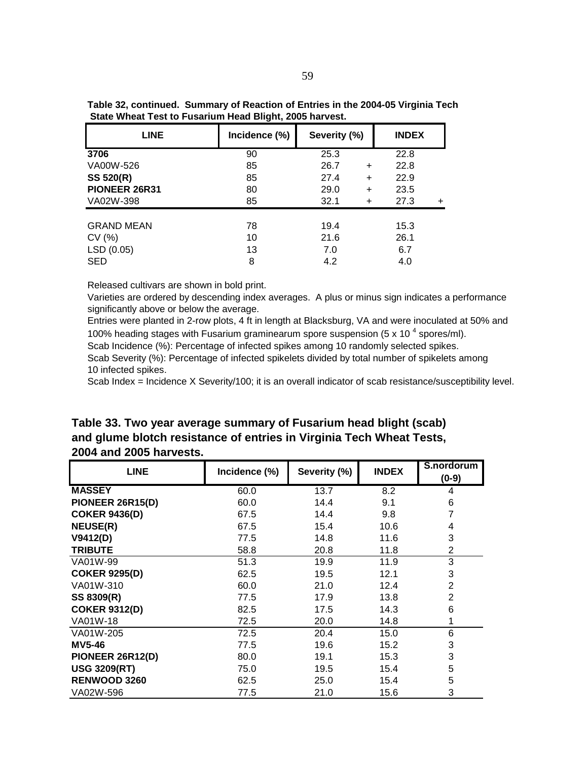**Table 32, continued. Summary of Reaction of Entries in the 2004-05 Virginia Tech State Wheat Test to Fusarium Head Blight, 2005 harvest.**

| LINE | Incidence (%) | Severity (%) | | INDEX | |
|---|---|---|---|---|---|
| **3706** | 90 | 25.3 | | 22.8 | |
| VA00W-526 | 85 | 26.7 | + | 22.8 | |
| **SS 520(R)** | 85 | 27.4 | + | 22.9 | |
| **PIONEER 26R31** | 80 | 29.0 | + | 23.5 | |
| VA02W-398 | 85 | 32.1 | + | 27.3 | + |
| GRAND MEAN | 78 | 19.4 | | 15.3 | |
| CV (%) | 10 | 21.6 | | 26.1 | |
| LSD (0.05) | 13 | 7.0 | | 6.7 | |
| SED | 8 | 4.2 | | 4.0 | |

Released cultivars are shown in bold print.
Varieties are ordered by descending index averages. A plus or minus sign indicates a performance significantly above or below the average.
Entries were planted in 2-row plots, 4 ft in length at Blacksburg, VA and were inoculated at 50% and 100% heading stages with Fusarium graminearum spore suspension (5 x 10 $^4$ spores/ml).
Scab Incidence (%): Percentage of infected spikes among 10 randomly selected spikes.
Scab Severity (%): Percentage of infected spikelets divided by total number of spikelets among 10 infected spikes.
Scab Index = Incidence X Severity/100; it is an overall indicator of scab resistance/susceptibility level.

**Table 33. Two year average summary of Fusarium head blight (scab) and glume blotch resistance of entries in Virginia Tech Wheat Tests, 2004 and 2005 harvests.**

| LINE | Incidence (%) | Severity (%) | INDEX | S.nordorum (0-9) |
|---|---|---|---|---|
| **MASSEY** | 60.0 | 13.7 | 8.2 | 4 |
| **PIONEER 26R15(D)** | 60.0 | 14.4 | 9.1 | 6 |
| **COKER 9436(D)** | 67.5 | 14.4 | 9.8 | 7 |
| **NEUSE(R)** | 67.5 | 15.4 | 10.6 | 4 |
| **V9412(D)** | 77.5 | 14.8 | 11.6 | 3 |
| **TRIBUTE** | 58.8 | 20.8 | 11.8 | 2 |
| VA01W-99 | 51.3 | 19.9 | 11.9 | 3 |
| **COKER 9295(D)** | 62.5 | 19.5 | 12.1 | 3 |
| VA01W-310 | 60.0 | 21.0 | 12.4 | 2 |
| **SS 8309(R)** | 77.5 | 17.9 | 13.8 | 2 |
| **COKER 9312(D)** | 82.5 | 17.5 | 14.3 | 6 |
| VA01W-18 | 72.5 | 20.0 | 14.8 | 1 |
| VA01W-205 | 72.5 | 20.4 | 15.0 | 6 |
| **MV5-46** | 77.5 | 19.6 | 15.2 | 3 |
| **PIONEER 26R12(D)** | 80.0 | 19.1 | 15.3 | 3 |
| **USG 3209(RT)** | 75.0 | 19.5 | 15.4 | 5 |
| **RENWOOD 3260** | 62.5 | 25.0 | 15.4 | 5 |
| VA02W-596 | 77.5 | 21.0 | 15.6 | 3 |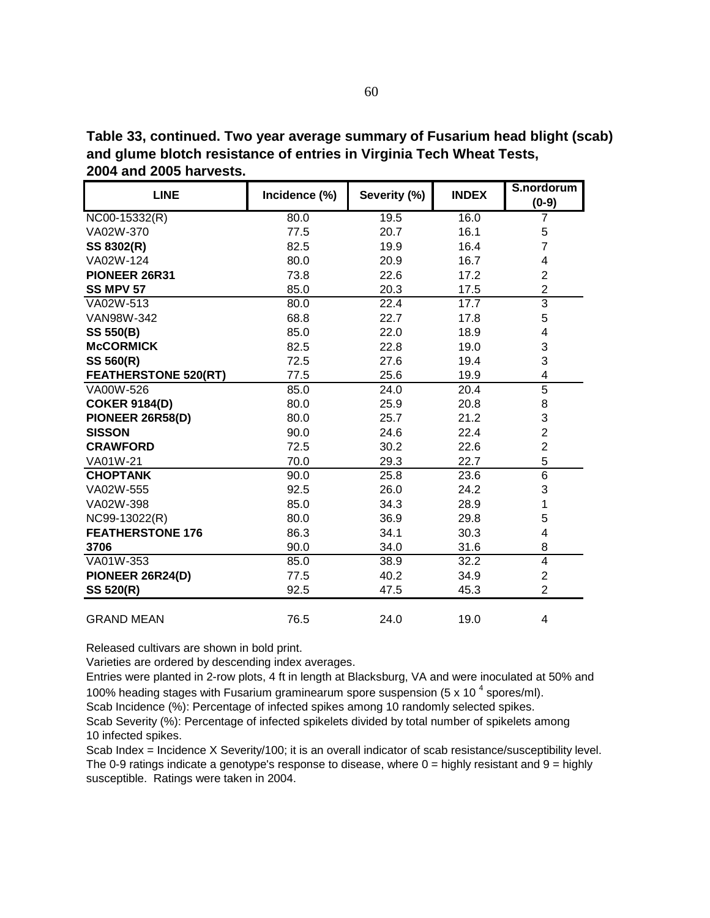**Table 33, continued. Two year average summary of Fusarium head blight (scab) and glume blotch resistance of entries in Virginia Tech Wheat Tests, 2004 and 2005 harvests.**

| LINE | Incidence (%) | Severity (%) | INDEX | S.nordorum (0-9) |
|---|---|---|---|---|
| NC00-15332(R) | 80.0 | 19.5 | 16.0 | 7 |
| VA02W-370 | 77.5 | 20.7 | 16.1 | 5 |
| **SS 8302(R)** | 82.5 | 19.9 | 16.4 | 7 |
| VA02W-124 | 80.0 | 20.9 | 16.7 | 4 |
| **PIONEER 26R31** | 73.8 | 22.6 | 17.2 | 2 |
| **SS MPV 57** | 85.0 | 20.3 | 17.5 | 2 |
| VA02W-513 | 80.0 | 22.4 | 17.7 | 3 |
| VAN98W-342 | 68.8 | 22.7 | 17.8 | 5 |
| **SS 550(B)** | 85.0 | 22.0 | 18.9 | 4 |
| **McCORMICK** | 82.5 | 22.8 | 19.0 | 3 |
| **SS 560(R)** | 72.5 | 27.6 | 19.4 | 3 |
| **FEATHERSTONE 520(RT)** | 77.5 | 25.6 | 19.9 | 4 |
| VA00W-526 | 85.0 | 24.0 | 20.4 | 5 |
| **COKER 9184(D)** | 80.0 | 25.9 | 20.8 | 8 |
| **PIONEER 26R58(D)** | 80.0 | 25.7 | 21.2 | 3 |
| **SISSON** | 90.0 | 24.6 | 22.4 | 2 |
| **CRAWFORD** | 72.5 | 30.2 | 22.6 | 2 |
| VA01W-21 | 70.0 | 29.3 | 22.7 | 5 |
| **CHOPTANK** | 90.0 | 25.8 | 23.6 | 6 |
| VA02W-555 | 92.5 | 26.0 | 24.2 | 3 |
| VA02W-398 | 85.0 | 34.3 | 28.9 | 1 |
| NC99-13022(R) | 80.0 | 36.9 | 29.8 | 5 |
| **FEATHERSTONE 176** | 86.3 | 34.1 | 30.3 | 4 |
| **3706** | 90.0 | 34.0 | 31.6 | 8 |
| VA01W-353 | 85.0 | 38.9 | 32.2 | 4 |
| **PIONEER 26R24(D)** | 77.5 | 40.2 | 34.9 | 2 |
| **SS 520(R)** | 92.5 | 47.5 | 45.3 | 2 |
| GRAND MEAN | 76.5 | 24.0 | 19.0 | 4 |

Released cultivars are shown in bold print.
Varieties are ordered by descending index averages.
Entries were planted in 2-row plots, 4 ft in length at Blacksburg, VA and were inoculated at 50% and 100% heading stages with Fusarium graminearum spore suspension (5 x $10^4$ spores/ml).
Scab Incidence (%): Percentage of infected spikes among 10 randomly selected spikes.
Scab Severity (%): Percentage of infected spikelets divided by total number of spikelets among 10 infected spikes.
Scab Index = Incidence X Severity/100; it is an overall indicator of scab resistance/susceptibility level.
The 0-9 ratings indicate a genotype's response to disease, where 0 = highly resistant and 9 = highly susceptible. Ratings were taken in 2004.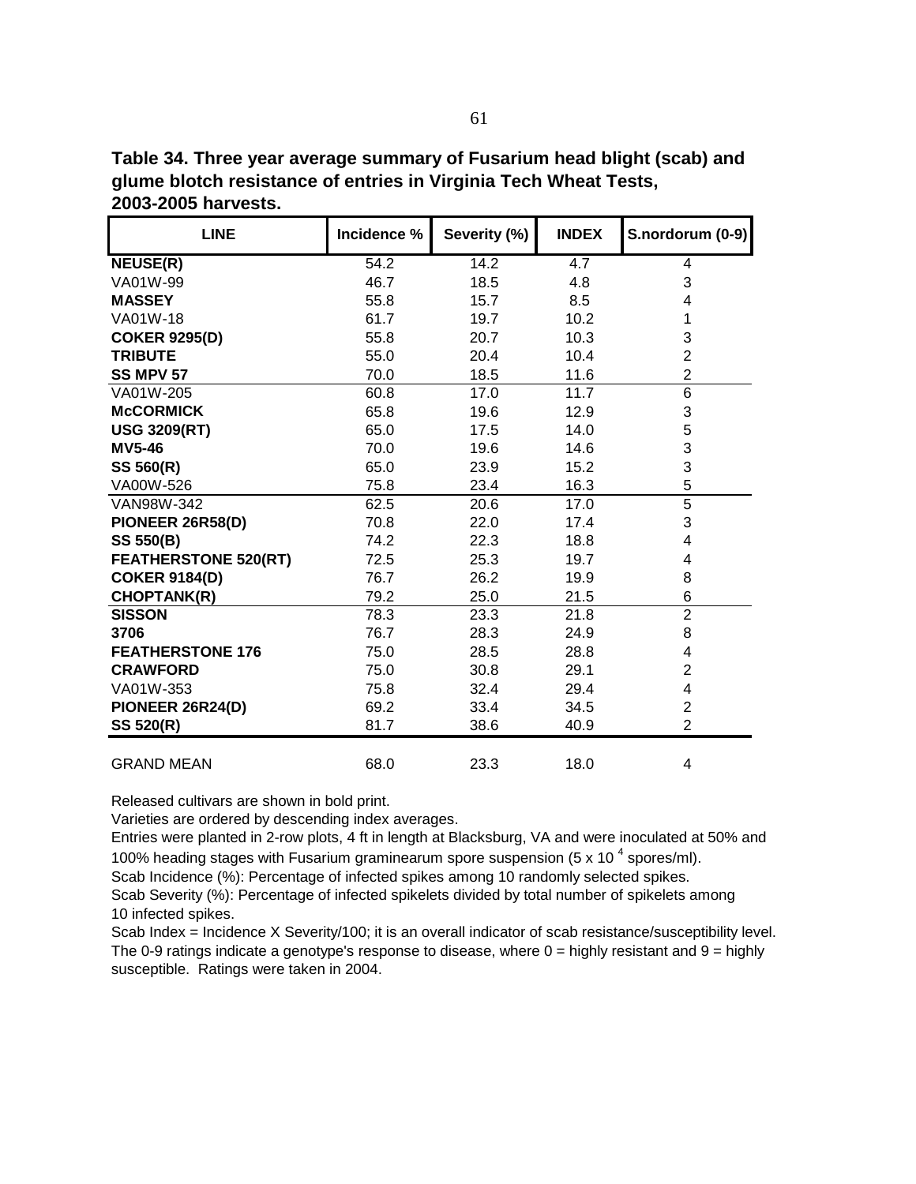**Table 34. Three year average summary of Fusarium head blight (scab) and glume blotch resistance of entries in Virginia Tech Wheat Tests, 2003-2005 harvests.**

| LINE | Incidence % | Severity (%) | INDEX | S.nordorum (0-9) |
|---|---|---|---|---|
| **NEUSE(R)** | 54.2 | 14.2 | 4.7 | 4 |
| VA01W-99 | 46.7 | 18.5 | 4.8 | 3 |
| **MASSEY** | 55.8 | 15.7 | 8.5 | 4 |
| VA01W-18 | 61.7 | 19.7 | 10.2 | 1 |
| **COKER 9295(D)** | 55.8 | 20.7 | 10.3 | 3 |
| **TRIBUTE** | 55.0 | 20.4 | 10.4 | 2 |
| **SS MPV 57** | 70.0 | 18.5 | 11.6 | 2 |
| VA01W-205 | 60.8 | 17.0 | 11.7 | 6 |
| **McCORMICK** | 65.8 | 19.6 | 12.9 | 3 |
| **USG 3209(RT)** | 65.0 | 17.5 | 14.0 | 5 |
| **MV5-46** | 70.0 | 19.6 | 14.6 | 3 |
| **SS 560(R)** | 65.0 | 23.9 | 15.2 | 3 |
| VA00W-526 | 75.8 | 23.4 | 16.3 | 5 |
| VAN98W-342 | 62.5 | 20.6 | 17.0 | 5 |
| **PIONEER 26R58(D)** | 70.8 | 22.0 | 17.4 | 3 |
| **SS 550(B)** | 74.2 | 22.3 | 18.8 | 4 |
| **FEATHERSTONE 520(RT)** | 72.5 | 25.3 | 19.7 | 4 |
| **COKER 9184(D)** | 76.7 | 26.2 | 19.9 | 8 |
| **CHOPTANK(R)** | 79.2 | 25.0 | 21.5 | 6 |
| **SISSON** | 78.3 | 23.3 | 21.8 | 2 |
| **3706** | 76.7 | 28.3 | 24.9 | 8 |
| **FEATHERSTONE 176** | 75.0 | 28.5 | 28.8 | 4 |
| **CRAWFORD** | 75.0 | 30.8 | 29.1 | 2 |
| VA01W-353 | 75.8 | 32.4 | 29.4 | 4 |
| **PIONEER 26R24(D)** | 69.2 | 33.4 | 34.5 | 2 |
| **SS 520(R)** | 81.7 | 38.6 | 40.9 | 2 |
| GRAND MEAN | 68.0 | 23.3 | 18.0 | 4 |

Released cultivars are shown in bold print.

Varieties are ordered by descending index averages.

Entries were planted in 2-row plots, 4 ft in length at Blacksburg, VA and were inoculated at 50% and 100% heading stages with Fusarium graminearum spore suspension ($5 \times 10^4$ spores/ml).

Scab Incidence (%): Percentage of infected spikes among 10 randomly selected spikes.

Scab Severity (%): Percentage of infected spikelets divided by total number of spikelets among 10 infected spikes.

Scab Index = Incidence X Severity/100; it is an overall indicator of scab resistance/susceptibility level.

The 0-9 ratings indicate a genotype's response to disease, where 0 = highly resistant and 9 = highly susceptible. Ratings were taken in 2004.